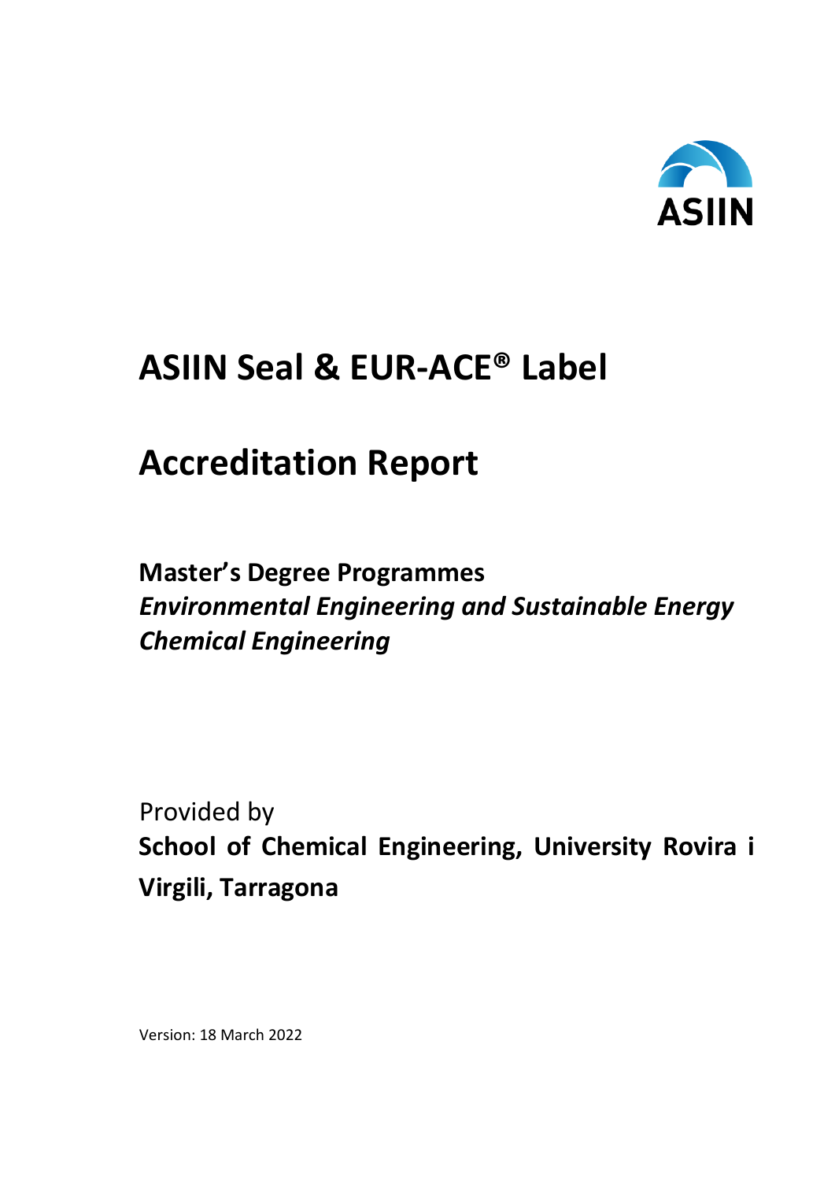ASIIN

# ASIIN Seal & EUR-ACE® Label

# Accreditation Report

## Master's Degree Programmes
***Environmental Engineering and Sustainable Energy***
***Chemical Engineering***

Provided by
**School of Chemical Engineering, University Rovira i Virgili, Tarragona**

Version: 18 March 2022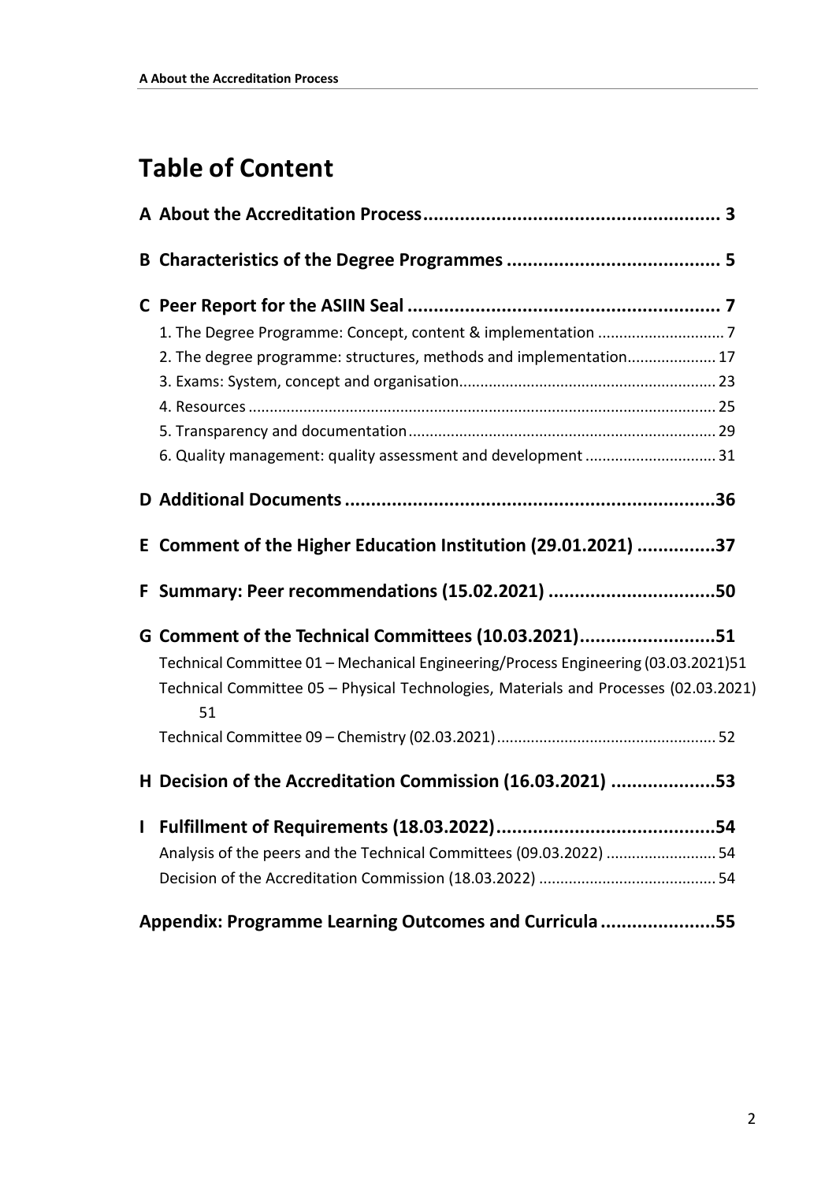# Table of Content

**A About the Accreditation Process ........................................................ 3**

**B Characteristics of the Degree Programmes ........................................ 5**

**C Peer Report for the ASIIN Seal ........................................................... 7**

1. The Degree Programme: Concept, content & implementation ............................. 7
2. The degree programme: structures, methods and implementation.................... 17
3. Exams: System, concept and organisation........................................................... 23
4. Resources ............................................................................................................ 25
5. Transparency and documentation ....................................................................... 29
6. Quality management: quality assessment and development .............................. 31

**D Additional Documents ......................................................................36**

**E Comment of the Higher Education Institution (29.01.2021) ...............37**

**F Summary: Peer recommendations (15.02.2021) ................................50**

**G Comment of the Technical Committees (10.03.2021)..........................51**

Technical Committee 01 – Mechanical Engineering/Process Engineering (03.03.2021)51

Technical Committee 05 – Physical Technologies, Materials and Processes (02.03.2021) 51

Technical Committee 09 – Chemistry (02.03.2021) .................................................. 52

**H Decision of the Accreditation Commission (16.03.2021) ....................53**

**I Fulfillment of Requirements (18.03.2022)..........................................54**

Analysis of the peers and the Technical Committees (09.03.2022) .......................... 54

Decision of the Accreditation Commission (18.03.2022) .......................................... 54

**Appendix: Programme Learning Outcomes and Curricula ......................55**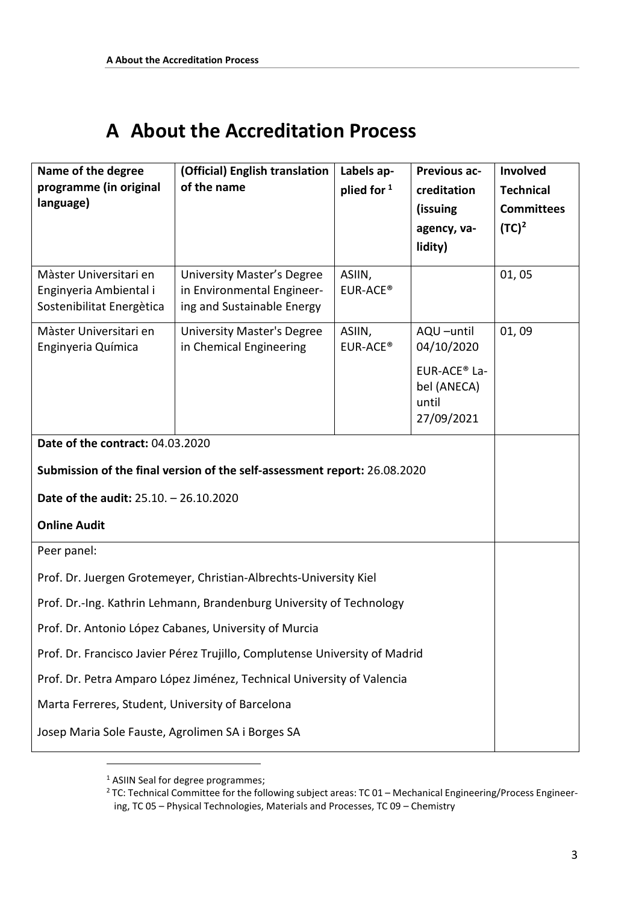# A About the Accreditation Process

| Name of the degree programme (in original language) | (Official) English translation of the name | Labels applied for [1] | Previous accreditation (issuing agency, validity) | Involved Technical Committees (TC)[2] |
|---|---|---|---|---|
| Màster Universitari en Enginyeria Ambiental i Sostenibilitat Energètica | University Master's Degree in Environmental Engineering and Sustainable Energy | ASIIN, EUR-ACE® | | 01, 05 |
| Màster Universitari en Enginyeria Química | University Master's Degree in Chemical Engineering | ASIIN, EUR-ACE® | AQU –until 04/10/2020<br>EUR-ACE® Label (ANECA) until 27/09/2021 | 01, 09 |

**Date of the contract:** 04.03.2020

**Submission of the final version of the self-assessment report:** 26.08.2020

**Date of the audit:** 25.10. – 26.10.2020

**Online Audit**

Peer panel:

Prof. Dr. Juergen Grotemeyer, Christian-Albrechts-University Kiel

Prof. Dr.-Ing. Kathrin Lehmann, Brandenburg University of Technology

Prof. Dr. Antonio López Cabanes, University of Murcia

Prof. Dr. Francisco Javier Pérez Trujillo, Complutense University of Madrid

Prof. Dr. Petra Amparo López Jiménez, Technical University of Valencia

Marta Ferreres, Student, University of Barcelona

Josep Maria Sole Fauste, Agrolimen SA i Borges SA

[1] ASIIN Seal for degree programmes;

[2] TC: Technical Committee for the following subject areas: TC 01 – Mechanical Engineering/Process Engineering, TC 05 – Physical Technologies, Materials and Processes, TC 09 – Chemistry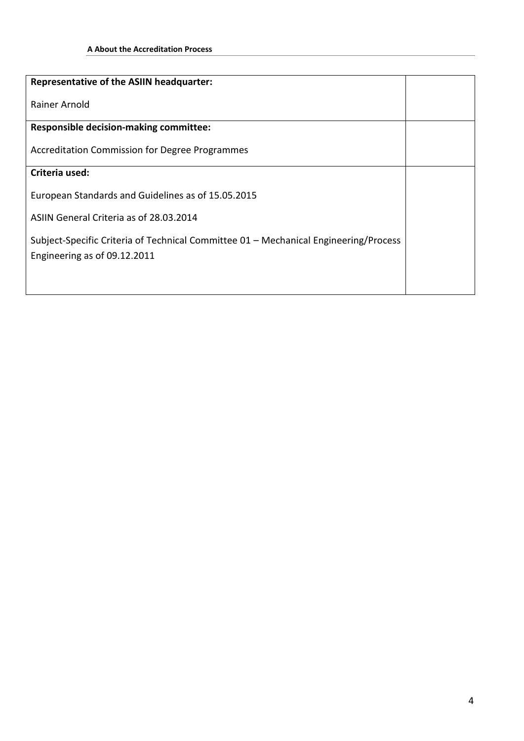| **Representative of the ASIIN headquarter:**<br><br>Rainer Arnold | |
|---|---|
| **Responsible decision-making committee:**<br><br>Accreditation Commission for Degree Programmes | |
| **Criteria used:**<br><br>European Standards and Guidelines as of 15.05.2015<br><br>ASIIN General Criteria as of 28.03.2014<br><br>Subject-Specific Criteria of Technical Committee 01 – Mechanical Engineering/Process Engineering as of 09.12.2011 | |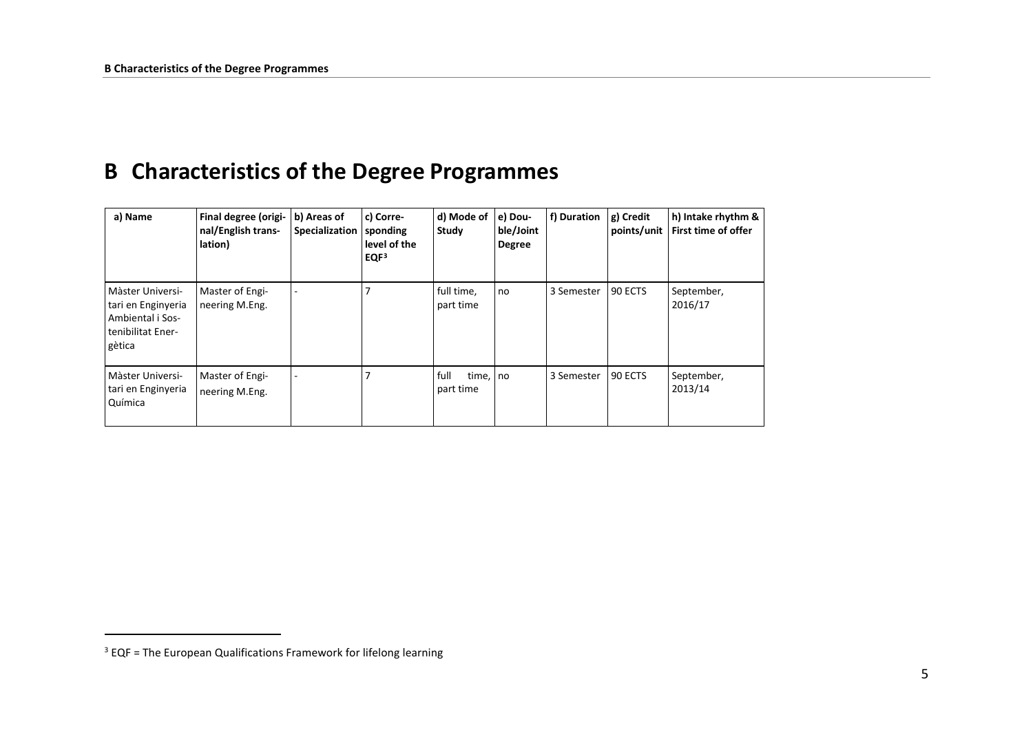# B Characteristics of the Degree Programmes

| a) Name | Final degree (original/English translation) | b) Areas of Specialization | c) Corresponding level of the EQF[3] | d) Mode of Study | e) Double/Joint Degree | f) Duration | g) Credit points/unit | h) Intake rhythm & First time of offer |
|---|---|---|---|---|---|---|---|---|
| Màster Universitari en Enginyeria Ambiental i Sostenibilitat Energètica | Master of Engineering M.Eng. | - | 7 | full time, part time | no | 3 Semester | 90 ECTS | September, 2016/17 |
| Màster Universitari en Enginyeria Química | Master of Engineering M.Eng. | - | 7 | full time, part time | no | 3 Semester | 90 ECTS | September, 2013/14 |

[3] EQF = The European Qualifications Framework for lifelong learning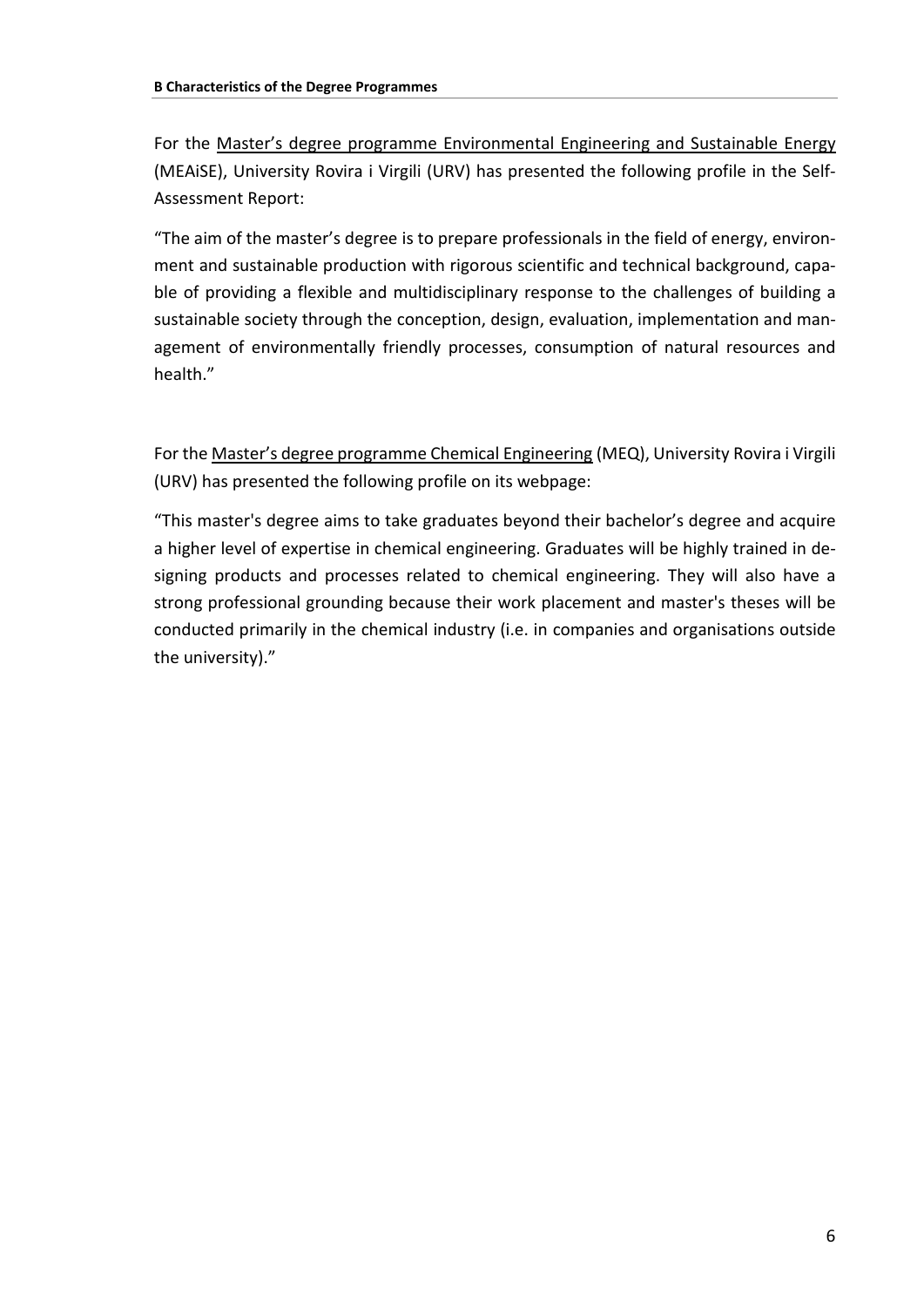For the Master's degree programme Environmental Engineering and Sustainable Energy (MEAiSE), University Rovira i Virgili (URV) has presented the following profile in the Self-Assessment Report:

"The aim of the master's degree is to prepare professionals in the field of energy, environment and sustainable production with rigorous scientific and technical background, capable of providing a flexible and multidisciplinary response to the challenges of building a sustainable society through the conception, design, evaluation, implementation and management of environmentally friendly processes, consumption of natural resources and health."

For the Master's degree programme Chemical Engineering (MEQ), University Rovira i Virgili (URV) has presented the following profile on its webpage:

"This master's degree aims to take graduates beyond their bachelor's degree and acquire a higher level of expertise in chemical engineering. Graduates will be highly trained in designing products and processes related to chemical engineering. They will also have a strong professional grounding because their work placement and master's theses will be conducted primarily in the chemical industry (i.e. in companies and organisations outside the university)."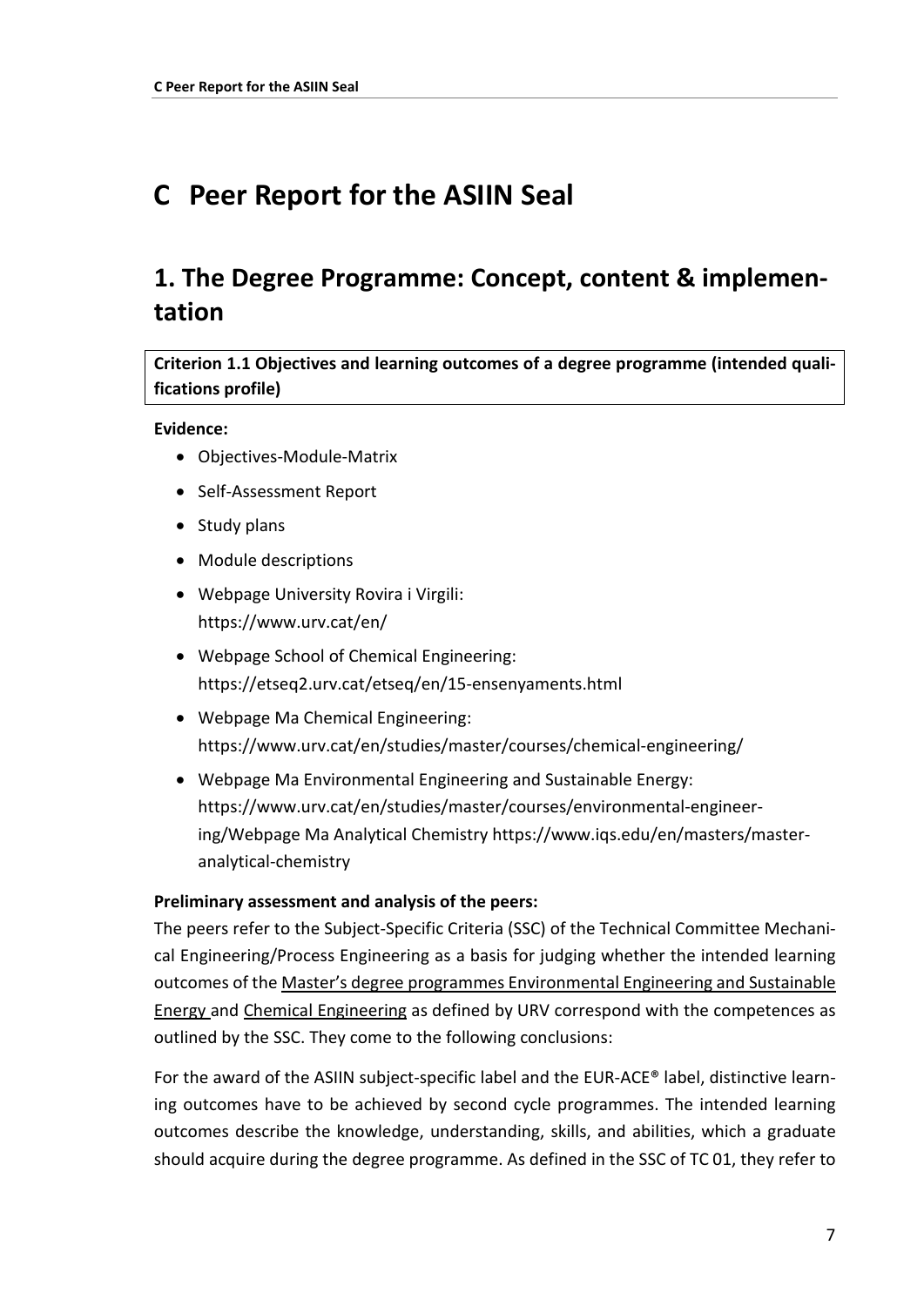# C Peer Report for the ASIIN Seal

## 1. The Degree Programme: Concept, content & implementation

**Criterion 1.1 Objectives and learning outcomes of a degree programme (intended qualifications profile)**

**Evidence:**

- Objectives-Module-Matrix
- Self-Assessment Report
- Study plans
- Module descriptions
- Webpage University Rovira i Virgili: https://www.urv.cat/en/
- Webpage School of Chemical Engineering: https://etseq2.urv.cat/etseq/en/15-ensenyaments.html
- Webpage Ma Chemical Engineering: https://www.urv.cat/en/studies/master/courses/chemical-engineering/
- Webpage Ma Environmental Engineering and Sustainable Energy: https://www.urv.cat/en/studies/master/courses/environmental-engineering/Webpage Ma Analytical Chemistry https://www.iqs.edu/en/masters/master-analytical-chemistry

**Preliminary assessment and analysis of the peers:**

The peers refer to the Subject-Specific Criteria (SSC) of the Technical Committee Mechanical Engineering/Process Engineering as a basis for judging whether the intended learning outcomes of the Master's degree programmes Environmental Engineering and Sustainable Energy and Chemical Engineering as defined by URV correspond with the competences as outlined by the SSC. They come to the following conclusions:

For the award of the ASIIN subject-specific label and the EUR-ACE® label, distinctive learning outcomes have to be achieved by second cycle programmes. The intended learning outcomes describe the knowledge, understanding, skills, and abilities, which a graduate should acquire during the degree programme. As defined in the SSC of TC 01, they refer to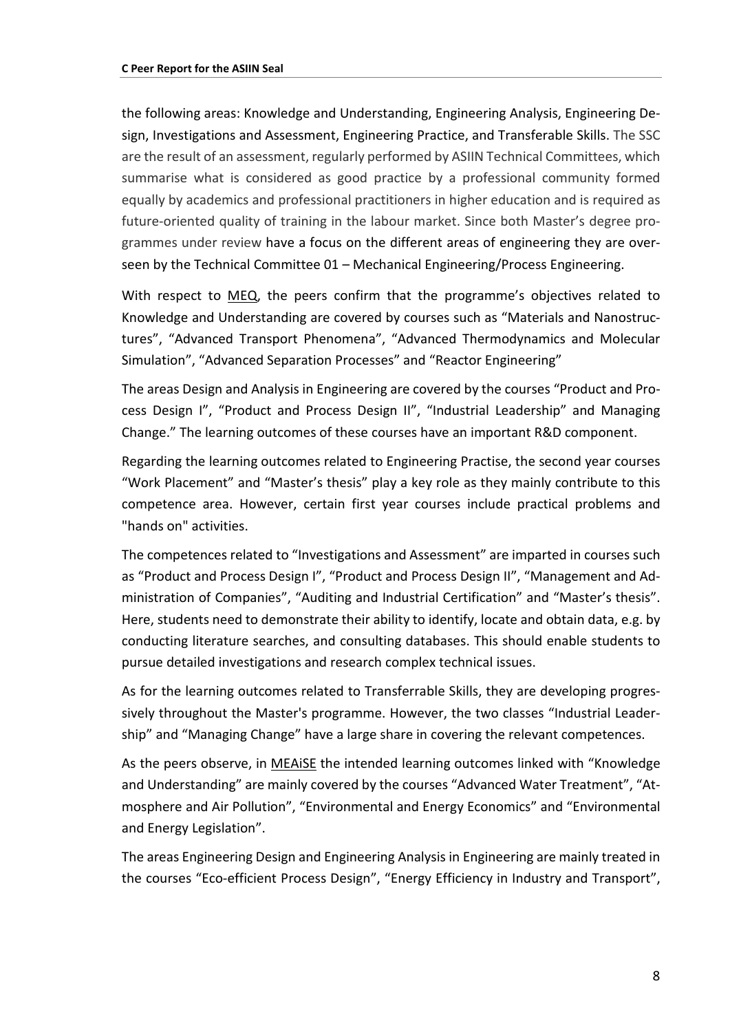the following areas: Knowledge and Understanding, Engineering Analysis, Engineering Design, Investigations and Assessment, Engineering Practice, and Transferable Skills. The SSC are the result of an assessment, regularly performed by ASIIN Technical Committees, which summarise what is considered as good practice by a professional community formed equally by academics and professional practitioners in higher education and is required as future-oriented quality of training in the labour market. Since both Master's degree programmes under review have a focus on the different areas of engineering they are overseen by the Technical Committee 01 – Mechanical Engineering/Process Engineering.

With respect to MEQ, the peers confirm that the programme's objectives related to Knowledge and Understanding are covered by courses such as "Materials and Nanostructures", "Advanced Transport Phenomena", "Advanced Thermodynamics and Molecular Simulation", "Advanced Separation Processes" and "Reactor Engineering"

The areas Design and Analysis in Engineering are covered by the courses "Product and Process Design I", "Product and Process Design II", "Industrial Leadership" and Managing Change." The learning outcomes of these courses have an important R&D component.

Regarding the learning outcomes related to Engineering Practise, the second year courses "Work Placement" and "Master's thesis" play a key role as they mainly contribute to this competence area. However, certain first year courses include practical problems and "hands on" activities.

The competences related to "Investigations and Assessment" are imparted in courses such as "Product and Process Design I", "Product and Process Design II", "Management and Administration of Companies", "Auditing and Industrial Certification" and "Master's thesis". Here, students need to demonstrate their ability to identify, locate and obtain data, e.g. by conducting literature searches, and consulting databases. This should enable students to pursue detailed investigations and research complex technical issues.

As for the learning outcomes related to Transferrable Skills, they are developing progressively throughout the Master's programme. However, the two classes "Industrial Leadership" and "Managing Change" have a large share in covering the relevant competences.

As the peers observe, in MEAiSE the intended learning outcomes linked with "Knowledge and Understanding" are mainly covered by the courses "Advanced Water Treatment", "Atmosphere and Air Pollution", "Environmental and Energy Economics" and "Environmental and Energy Legislation".

The areas Engineering Design and Engineering Analysis in Engineering are mainly treated in the courses "Eco-efficient Process Design", "Energy Efficiency in Industry and Transport",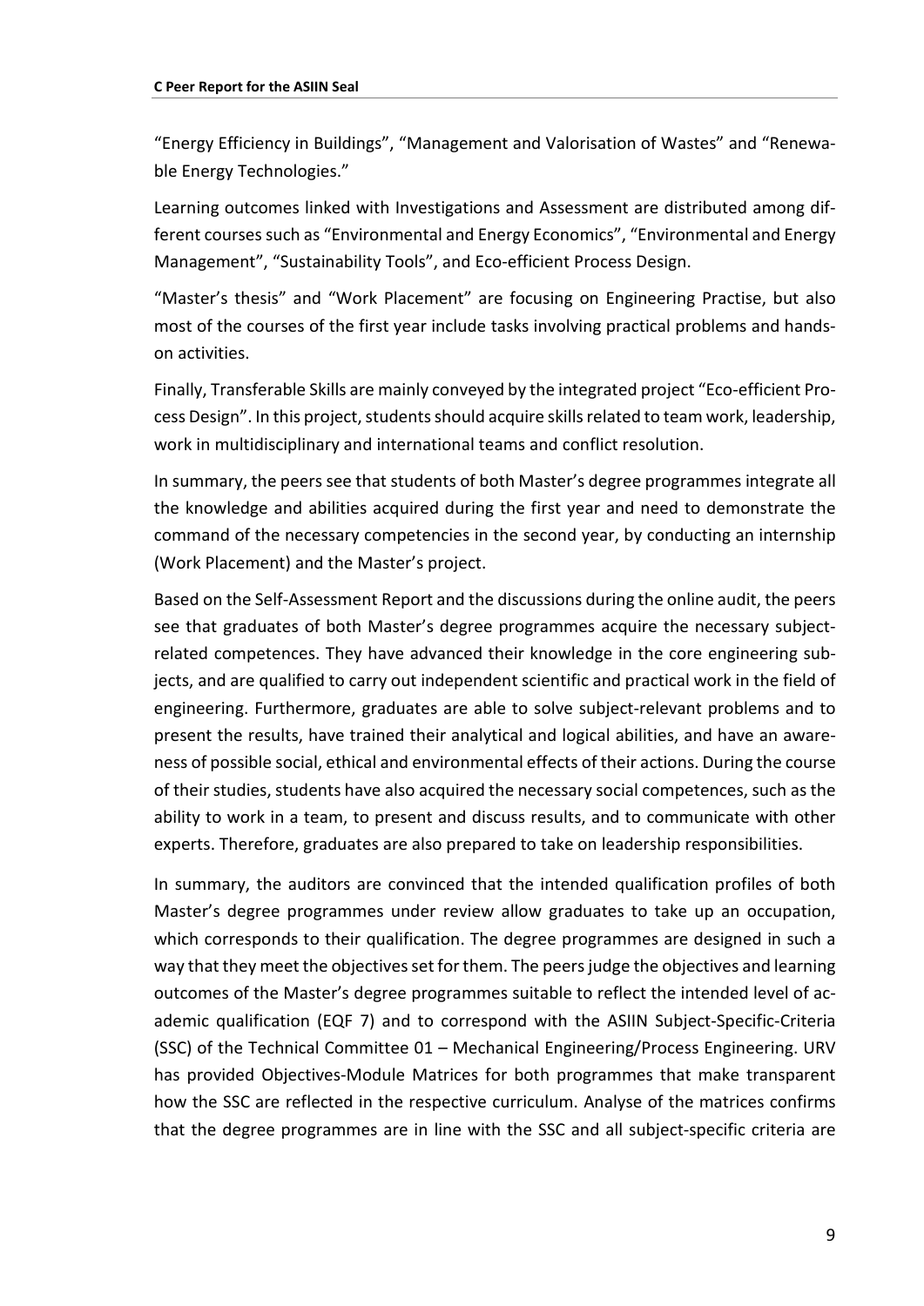"Energy Efficiency in Buildings", "Management and Valorisation of Wastes" and "Renewable Energy Technologies."

Learning outcomes linked with Investigations and Assessment are distributed among different courses such as "Environmental and Energy Economics", "Environmental and Energy Management", "Sustainability Tools", and Eco-efficient Process Design.

"Master's thesis" and "Work Placement" are focusing on Engineering Practise, but also most of the courses of the first year include tasks involving practical problems and hands-on activities.

Finally, Transferable Skills are mainly conveyed by the integrated project "Eco-efficient Process Design". In this project, students should acquire skills related to team work, leadership, work in multidisciplinary and international teams and conflict resolution.

In summary, the peers see that students of both Master's degree programmes integrate all the knowledge and abilities acquired during the first year and need to demonstrate the command of the necessary competencies in the second year, by conducting an internship (Work Placement) and the Master's project.

Based on the Self-Assessment Report and the discussions during the online audit, the peers see that graduates of both Master's degree programmes acquire the necessary subject-related competences. They have advanced their knowledge in the core engineering subjects, and are qualified to carry out independent scientific and practical work in the field of engineering. Furthermore, graduates are able to solve subject-relevant problems and to present the results, have trained their analytical and logical abilities, and have an awareness of possible social, ethical and environmental effects of their actions. During the course of their studies, students have also acquired the necessary social competences, such as the ability to work in a team, to present and discuss results, and to communicate with other experts. Therefore, graduates are also prepared to take on leadership responsibilities.

In summary, the auditors are convinced that the intended qualification profiles of both Master's degree programmes under review allow graduates to take up an occupation, which corresponds to their qualification. The degree programmes are designed in such a way that they meet the objectives set for them. The peers judge the objectives and learning outcomes of the Master's degree programmes suitable to reflect the intended level of academic qualification (EQF 7) and to correspond with the ASIIN Subject-Specific-Criteria (SSC) of the Technical Committee 01 – Mechanical Engineering/Process Engineering. URV has provided Objectives-Module Matrices for both programmes that make transparent how the SSC are reflected in the respective curriculum. Analyse of the matrices confirms that the degree programmes are in line with the SSC and all subject-specific criteria are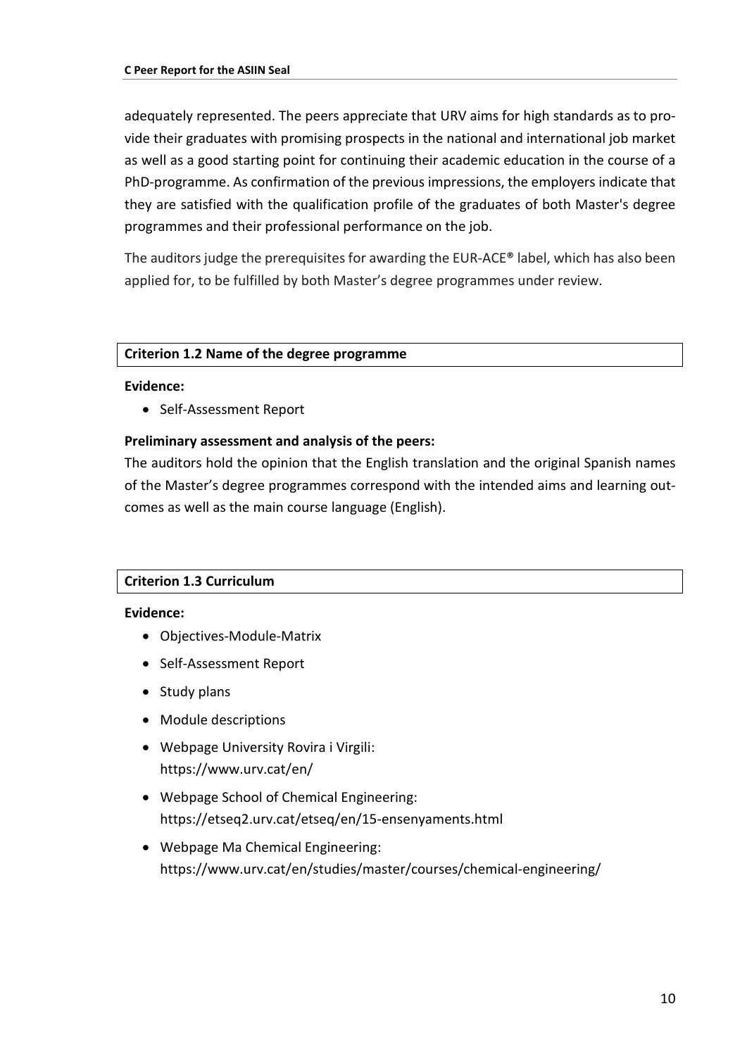adequately represented. The peers appreciate that URV aims for high standards as to provide their graduates with promising prospects in the national and international job market as well as a good starting point for continuing their academic education in the course of a PhD-programme. As confirmation of the previous impressions, the employers indicate that they are satisfied with the qualification profile of the graduates of both Master's degree programmes and their professional performance on the job.

The auditors judge the prerequisites for awarding the EUR-ACE® label, which has also been applied for, to be fulfilled by both Master's degree programmes under review.

### Criterion 1.2 Name of the degree programme

**Evidence:**

- Self-Assessment Report

**Preliminary assessment and analysis of the peers:**

The auditors hold the opinion that the English translation and the original Spanish names of the Master's degree programmes correspond with the intended aims and learning outcomes as well as the main course language (English).

### Criterion 1.3 Curriculum

**Evidence:**

- Objectives-Module-Matrix
- Self-Assessment Report
- Study plans
- Module descriptions
- Webpage University Rovira i Virgili: https://www.urv.cat/en/
- Webpage School of Chemical Engineering: https://etseq2.urv.cat/etseq/en/15-ensenyaments.html
- Webpage Ma Chemical Engineering: https://www.urv.cat/en/studies/master/courses/chemical-engineering/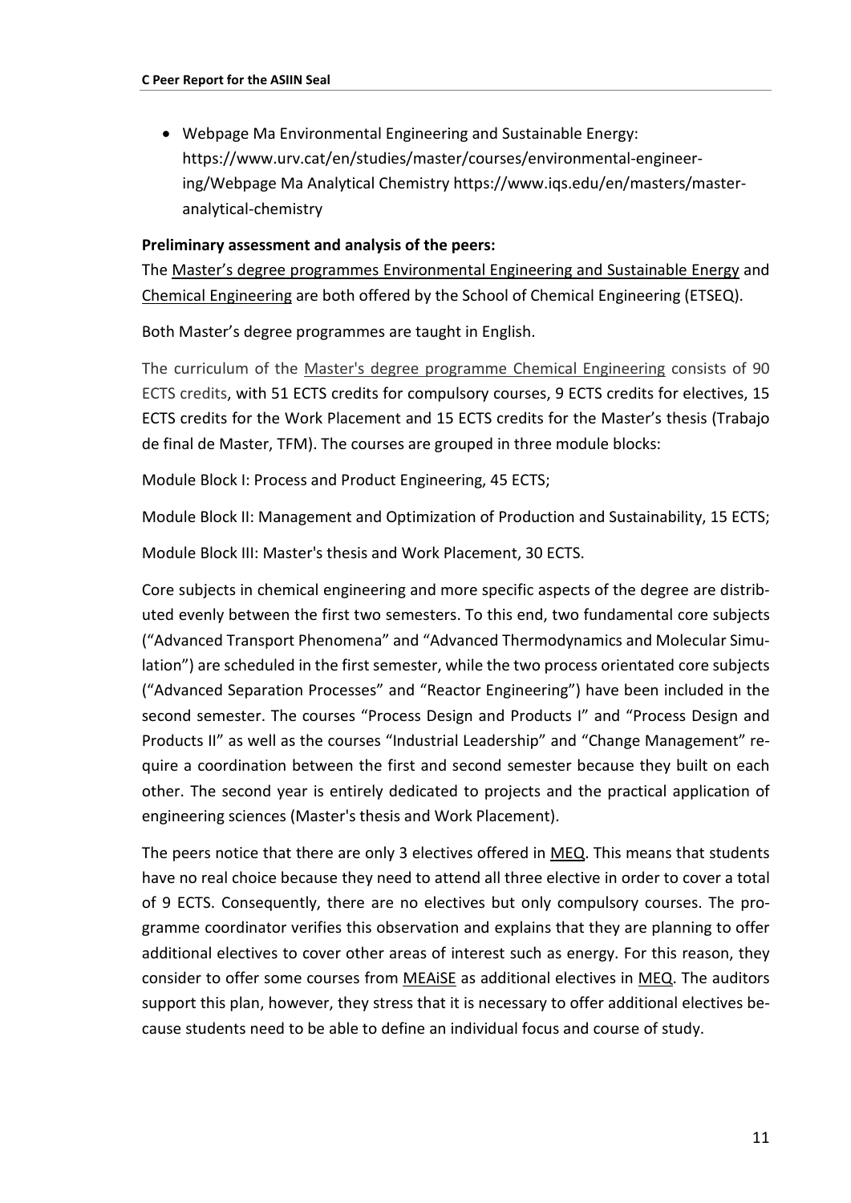- Webpage Ma Environmental Engineering and Sustainable Energy: https://www.urv.cat/en/studies/master/courses/environmental-engineering/Webpage Ma Analytical Chemistry https://www.iqs.edu/en/masters/master-analytical-chemistry

**Preliminary assessment and analysis of the peers:**

The Master's degree programmes Environmental Engineering and Sustainable Energy and Chemical Engineering are both offered by the School of Chemical Engineering (ETSEQ).

Both Master's degree programmes are taught in English.

The curriculum of the Master's degree programme Chemical Engineering consists of 90 ECTS credits, with 51 ECTS credits for compulsory courses, 9 ECTS credits for electives, 15 ECTS credits for the Work Placement and 15 ECTS credits for the Master's thesis (Trabajo de final de Master, TFM). The courses are grouped in three module blocks:

Module Block I: Process and Product Engineering, 45 ECTS;

Module Block II: Management and Optimization of Production and Sustainability, 15 ECTS;

Module Block III: Master's thesis and Work Placement, 30 ECTS.

Core subjects in chemical engineering and more specific aspects of the degree are distributed evenly between the first two semesters. To this end, two fundamental core subjects ("Advanced Transport Phenomena" and "Advanced Thermodynamics and Molecular Simulation") are scheduled in the first semester, while the two process orientated core subjects ("Advanced Separation Processes" and "Reactor Engineering") have been included in the second semester. The courses "Process Design and Products I" and "Process Design and Products II" as well as the courses "Industrial Leadership" and "Change Management" require a coordination between the first and second semester because they built on each other. The second year is entirely dedicated to projects and the practical application of engineering sciences (Master's thesis and Work Placement).

The peers notice that there are only 3 electives offered in MEQ. This means that students have no real choice because they need to attend all three elective in order to cover a total of 9 ECTS. Consequently, there are no electives but only compulsory courses. The programme coordinator verifies this observation and explains that they are planning to offer additional electives to cover other areas of interest such as energy. For this reason, they consider to offer some courses from MEAiSE as additional electives in MEQ. The auditors support this plan, however, they stress that it is necessary to offer additional electives because students need to be able to define an individual focus and course of study.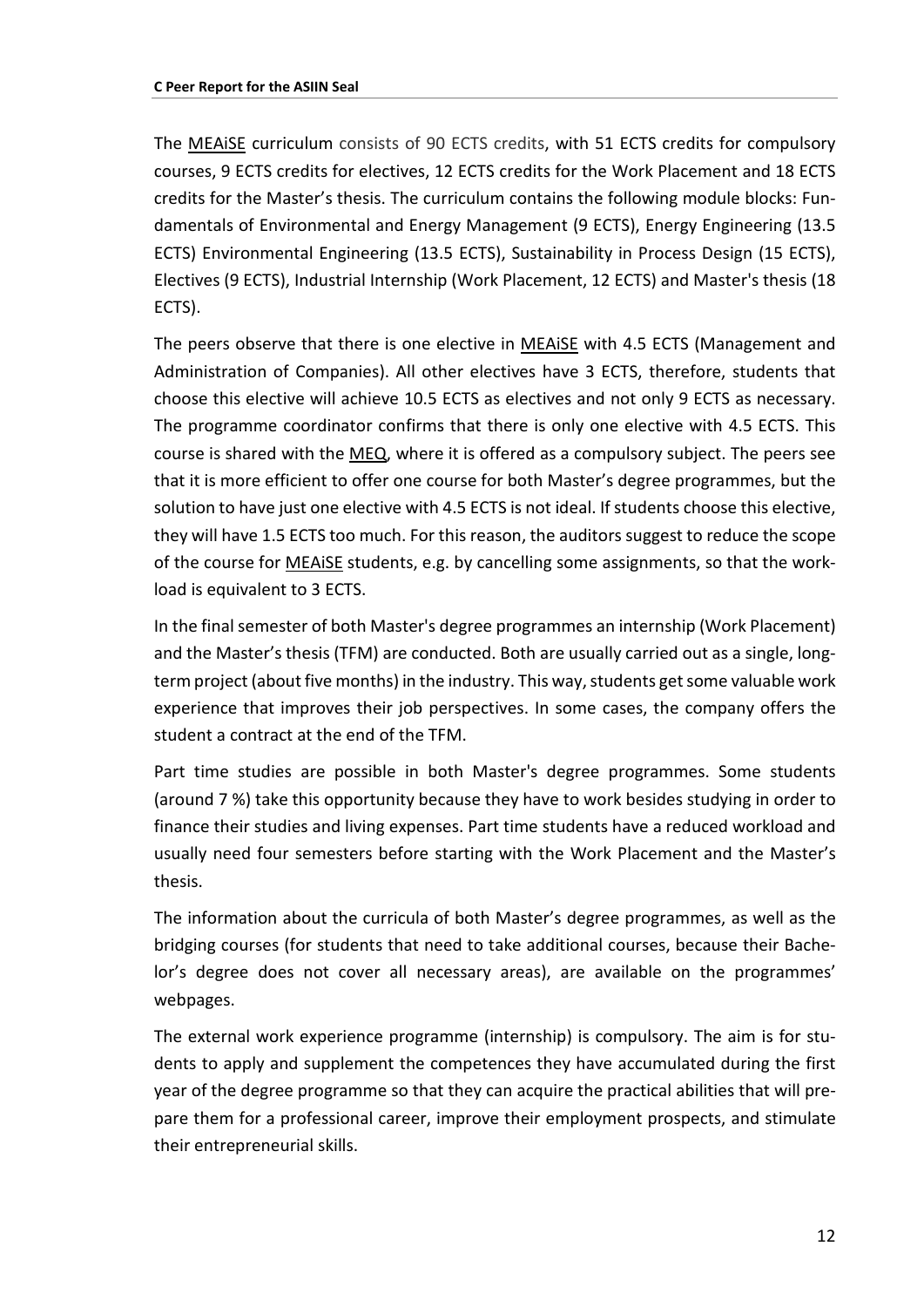The MEAiSE curriculum consists of 90 ECTS credits, with 51 ECTS credits for compulsory courses, 9 ECTS credits for electives, 12 ECTS credits for the Work Placement and 18 ECTS credits for the Master's thesis. The curriculum contains the following module blocks: Fundamentals of Environmental and Energy Management (9 ECTS), Energy Engineering (13.5 ECTS) Environmental Engineering (13.5 ECTS), Sustainability in Process Design (15 ECTS), Electives (9 ECTS), Industrial Internship (Work Placement, 12 ECTS) and Master's thesis (18 ECTS).

The peers observe that there is one elective in MEAiSE with 4.5 ECTS (Management and Administration of Companies). All other electives have 3 ECTS, therefore, students that choose this elective will achieve 10.5 ECTS as electives and not only 9 ECTS as necessary. The programme coordinator confirms that there is only one elective with 4.5 ECTS. This course is shared with the MEQ, where it is offered as a compulsory subject. The peers see that it is more efficient to offer one course for both Master's degree programmes, but the solution to have just one elective with 4.5 ECTS is not ideal. If students choose this elective, they will have 1.5 ECTS too much. For this reason, the auditors suggest to reduce the scope of the course for MEAiSE students, e.g. by cancelling some assignments, so that the workload is equivalent to 3 ECTS.

In the final semester of both Master's degree programmes an internship (Work Placement) and the Master's thesis (TFM) are conducted. Both are usually carried out as a single, long-term project (about five months) in the industry. This way, students get some valuable work experience that improves their job perspectives. In some cases, the company offers the student a contract at the end of the TFM.

Part time studies are possible in both Master's degree programmes. Some students (around 7 %) take this opportunity because they have to work besides studying in order to finance their studies and living expenses. Part time students have a reduced workload and usually need four semesters before starting with the Work Placement and the Master's thesis.

The information about the curricula of both Master's degree programmes, as well as the bridging courses (for students that need to take additional courses, because their Bachelor's degree does not cover all necessary areas), are available on the programmes' webpages.

The external work experience programme (internship) is compulsory. The aim is for students to apply and supplement the competences they have accumulated during the first year of the degree programme so that they can acquire the practical abilities that will prepare them for a professional career, improve their employment prospects, and stimulate their entrepreneurial skills.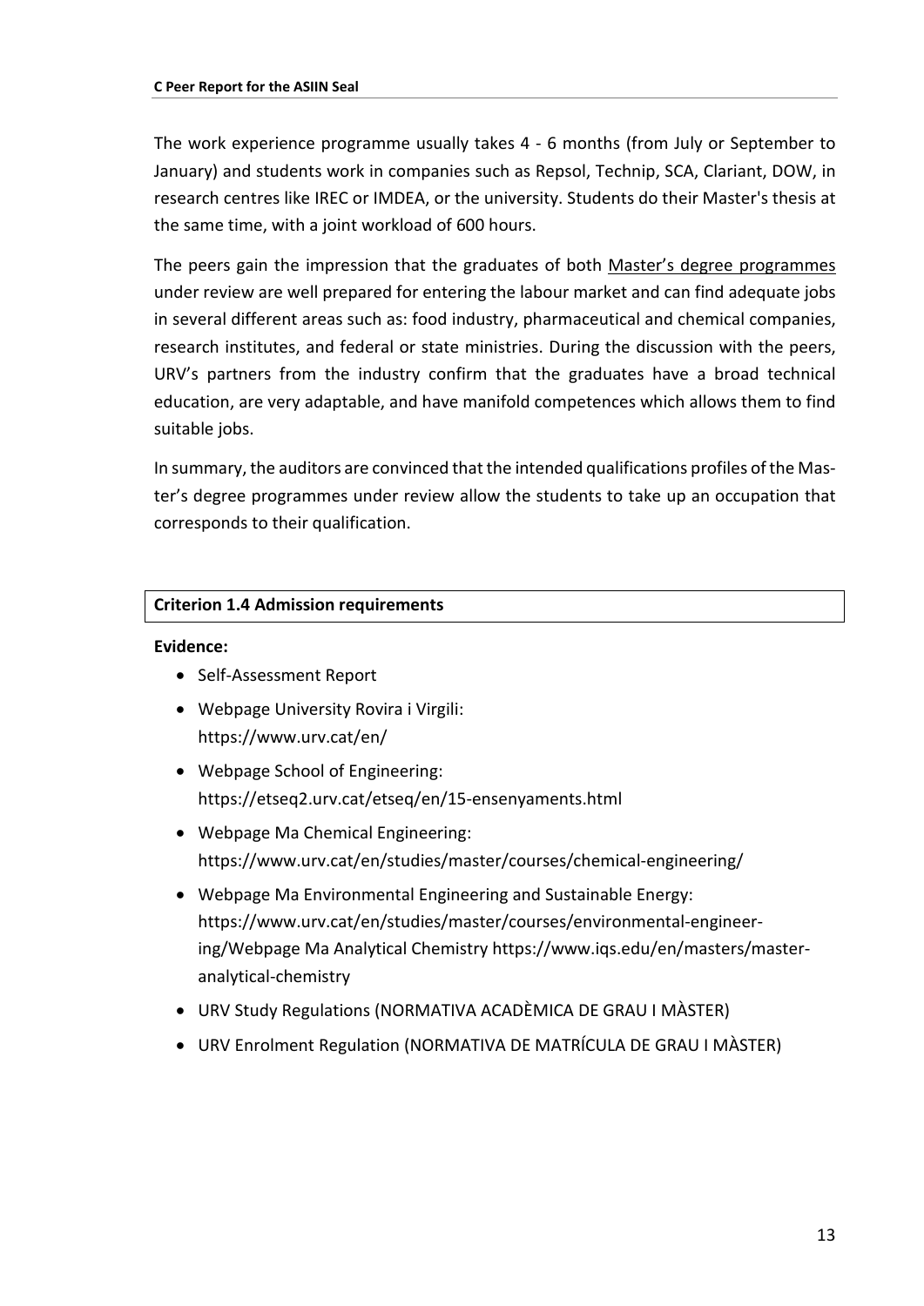The work experience programme usually takes 4 - 6 months (from July or September to January) and students work in companies such as Repsol, Technip, SCA, Clariant, DOW, in research centres like IREC or IMDEA, or the university. Students do their Master's thesis at the same time, with a joint workload of 600 hours.

The peers gain the impression that the graduates of both Master's degree programmes under review are well prepared for entering the labour market and can find adequate jobs in several different areas such as: food industry, pharmaceutical and chemical companies, research institutes, and federal or state ministries. During the discussion with the peers, URV's partners from the industry confirm that the graduates have a broad technical education, are very adaptable, and have manifold competences which allows them to find suitable jobs.

In summary, the auditors are convinced that the intended qualifications profiles of the Master's degree programmes under review allow the students to take up an occupation that corresponds to their qualification.

### Criterion 1.4 Admission requirements

**Evidence:**

- Self-Assessment Report
- Webpage University Rovira i Virgili: https://www.urv.cat/en/
- Webpage School of Engineering: https://etseq2.urv.cat/etseq/en/15-ensenyaments.html
- Webpage Ma Chemical Engineering: https://www.urv.cat/en/studies/master/courses/chemical-engineering/
- Webpage Ma Environmental Engineering and Sustainable Energy: https://www.urv.cat/en/studies/master/courses/environmental-engineering/Webpage Ma Analytical Chemistry https://www.iqs.edu/en/masters/master-analytical-chemistry
- URV Study Regulations (NORMATIVA ACADÈMICA DE GRAU I MÀSTER)
- URV Enrolment Regulation (NORMATIVA DE MATRÍCULA DE GRAU I MÀSTER)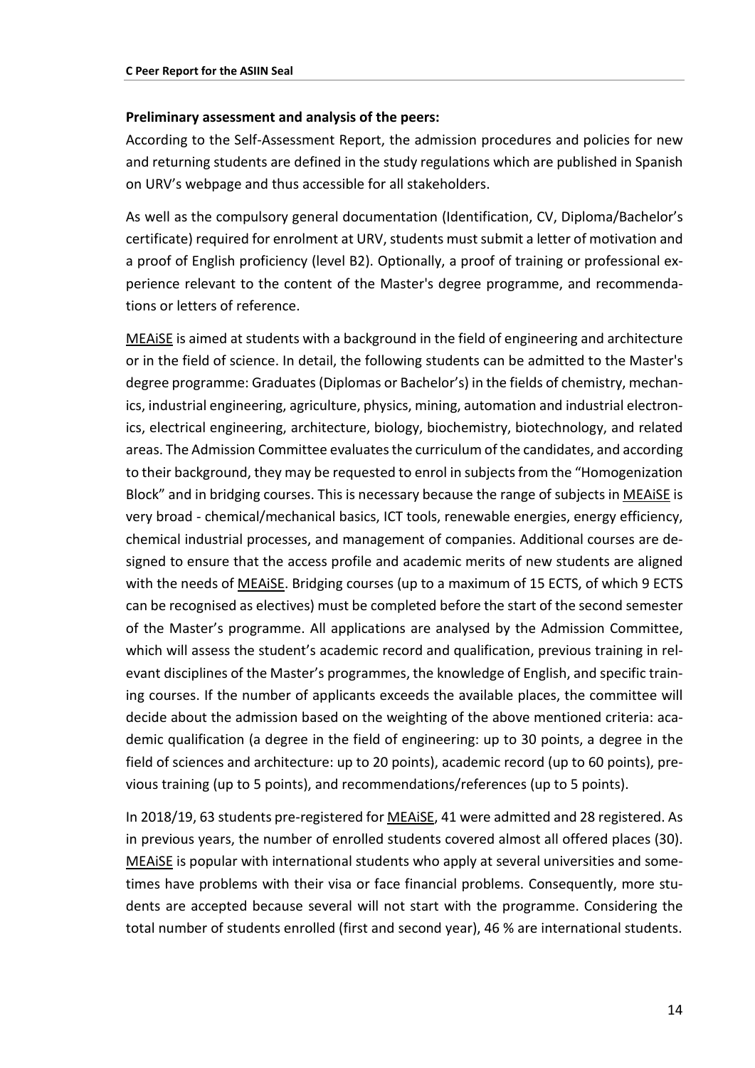**Preliminary assessment and analysis of the peers:**

According to the Self-Assessment Report, the admission procedures and policies for new and returning students are defined in the study regulations which are published in Spanish on URV's webpage and thus accessible for all stakeholders.

As well as the compulsory general documentation (Identification, CV, Diploma/Bachelor's certificate) required for enrolment at URV, students must submit a letter of motivation and a proof of English proficiency (level B2). Optionally, a proof of training or professional experience relevant to the content of the Master's degree programme, and recommendations or letters of reference.

MEAiSE is aimed at students with a background in the field of engineering and architecture or in the field of science. In detail, the following students can be admitted to the Master's degree programme: Graduates (Diplomas or Bachelor's) in the fields of chemistry, mechanics, industrial engineering, agriculture, physics, mining, automation and industrial electronics, electrical engineering, architecture, biology, biochemistry, biotechnology, and related areas. The Admission Committee evaluates the curriculum of the candidates, and according to their background, they may be requested to enrol in subjects from the "Homogenization Block" and in bridging courses. This is necessary because the range of subjects in MEAiSE is very broad - chemical/mechanical basics, ICT tools, renewable energies, energy efficiency, chemical industrial processes, and management of companies. Additional courses are designed to ensure that the access profile and academic merits of new students are aligned with the needs of MEAiSE. Bridging courses (up to a maximum of 15 ECTS, of which 9 ECTS can be recognised as electives) must be completed before the start of the second semester of the Master's programme. All applications are analysed by the Admission Committee, which will assess the student's academic record and qualification, previous training in relevant disciplines of the Master's programmes, the knowledge of English, and specific training courses. If the number of applicants exceeds the available places, the committee will decide about the admission based on the weighting of the above mentioned criteria: academic qualification (a degree in the field of engineering: up to 30 points, a degree in the field of sciences and architecture: up to 20 points), academic record (up to 60 points), previous training (up to 5 points), and recommendations/references (up to 5 points).

In 2018/19, 63 students pre-registered for MEAiSE, 41 were admitted and 28 registered. As in previous years, the number of enrolled students covered almost all offered places (30). MEAiSE is popular with international students who apply at several universities and sometimes have problems with their visa or face financial problems. Consequently, more students are accepted because several will not start with the programme. Considering the total number of students enrolled (first and second year), 46 % are international students.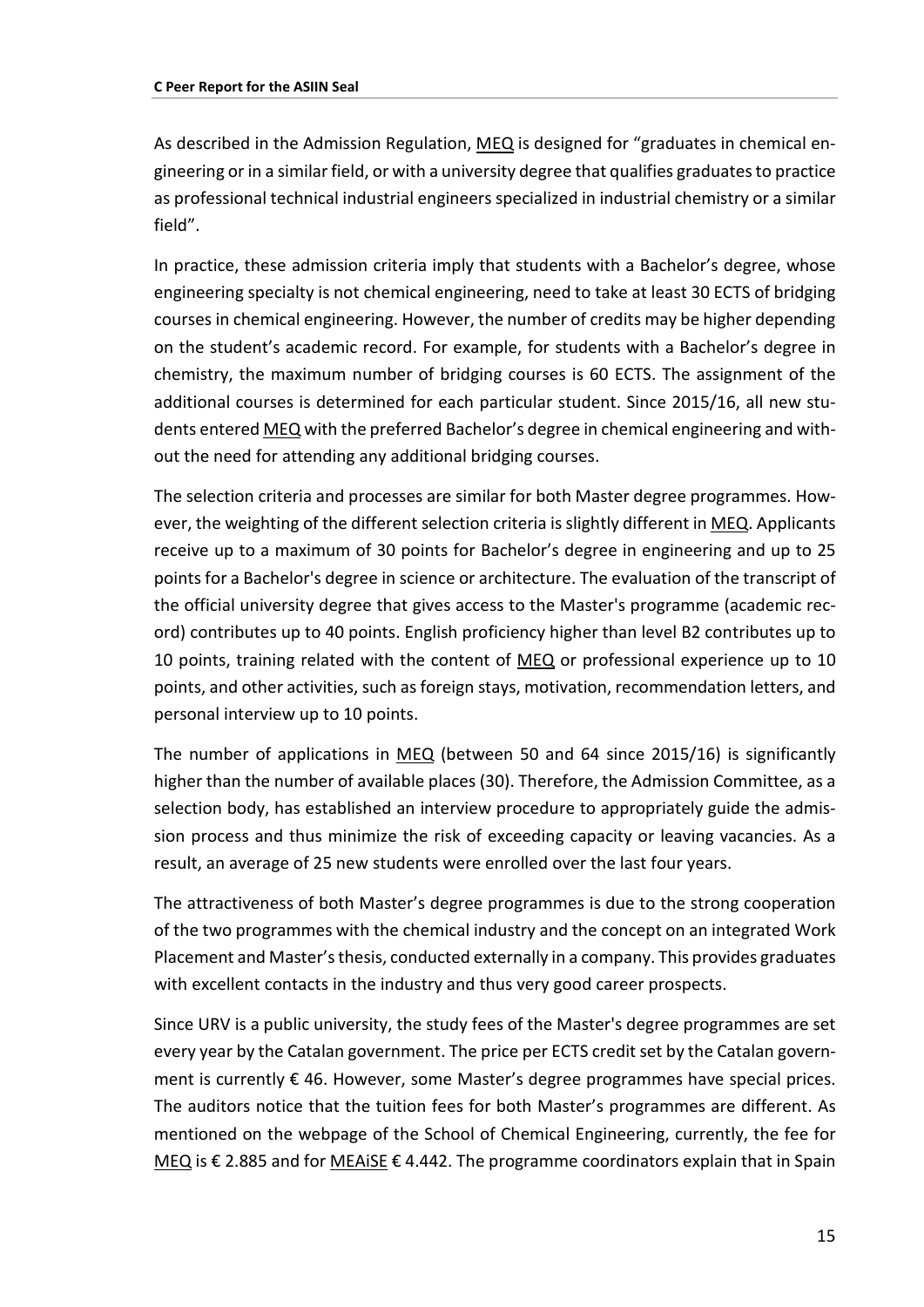As described in the Admission Regulation, MEQ is designed for "graduates in chemical engineering or in a similar field, or with a university degree that qualifies graduates to practice as professional technical industrial engineers specialized in industrial chemistry or a similar field".

In practice, these admission criteria imply that students with a Bachelor's degree, whose engineering specialty is not chemical engineering, need to take at least 30 ECTS of bridging courses in chemical engineering. However, the number of credits may be higher depending on the student's academic record. For example, for students with a Bachelor's degree in chemistry, the maximum number of bridging courses is 60 ECTS. The assignment of the additional courses is determined for each particular student. Since 2015/16, all new students entered MEQ with the preferred Bachelor's degree in chemical engineering and without the need for attending any additional bridging courses.

The selection criteria and processes are similar for both Master degree programmes. However, the weighting of the different selection criteria is slightly different in MEQ. Applicants receive up to a maximum of 30 points for Bachelor's degree in engineering and up to 25 points for a Bachelor's degree in science or architecture. The evaluation of the transcript of the official university degree that gives access to the Master's programme (academic record) contributes up to 40 points. English proficiency higher than level B2 contributes up to 10 points, training related with the content of MEQ or professional experience up to 10 points, and other activities, such as foreign stays, motivation, recommendation letters, and personal interview up to 10 points.

The number of applications in MEQ (between 50 and 64 since 2015/16) is significantly higher than the number of available places (30). Therefore, the Admission Committee, as a selection body, has established an interview procedure to appropriately guide the admission process and thus minimize the risk of exceeding capacity or leaving vacancies. As a result, an average of 25 new students were enrolled over the last four years.

The attractiveness of both Master's degree programmes is due to the strong cooperation of the two programmes with the chemical industry and the concept on an integrated Work Placement and Master's thesis, conducted externally in a company. This provides graduates with excellent contacts in the industry and thus very good career prospects.

Since URV is a public university, the study fees of the Master's degree programmes are set every year by the Catalan government. The price per ECTS credit set by the Catalan government is currently € 46. However, some Master's degree programmes have special prices. The auditors notice that the tuition fees for both Master's programmes are different. As mentioned on the webpage of the School of Chemical Engineering, currently, the fee for MEQ is € 2.885 and for MEAiSE € 4.442. The programme coordinators explain that in Spain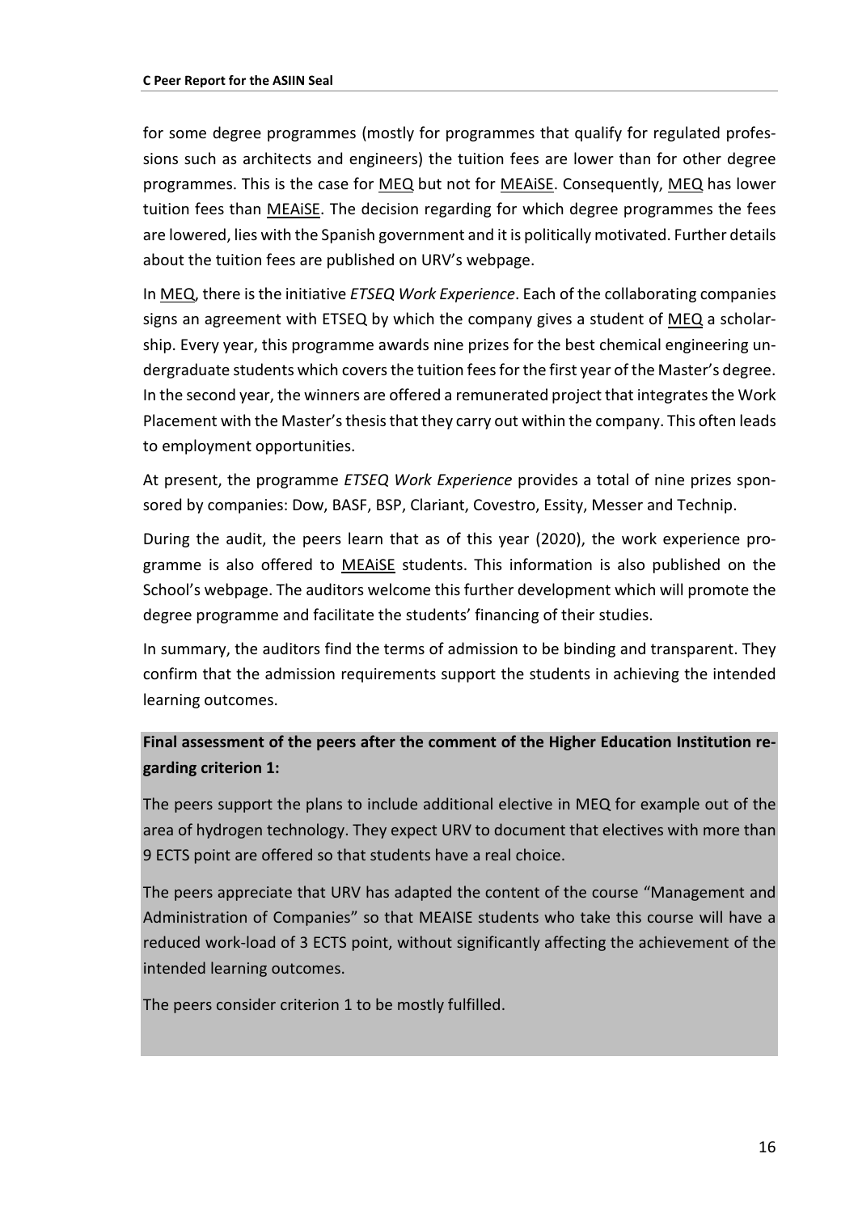for some degree programmes (mostly for programmes that qualify for regulated professions such as architects and engineers) the tuition fees are lower than for other degree programmes. This is the case for MEQ but not for MEAiSE. Consequently, MEQ has lower tuition fees than MEAiSE. The decision regarding for which degree programmes the fees are lowered, lies with the Spanish government and it is politically motivated. Further details about the tuition fees are published on URV's webpage.

In MEQ, there is the initiative *ETSEQ Work Experience*. Each of the collaborating companies signs an agreement with ETSEQ by which the company gives a student of MEQ a scholarship. Every year, this programme awards nine prizes for the best chemical engineering undergraduate students which covers the tuition fees for the first year of the Master's degree. In the second year, the winners are offered a remunerated project that integrates the Work Placement with the Master's thesis that they carry out within the company. This often leads to employment opportunities.

At present, the programme *ETSEQ Work Experience* provides a total of nine prizes sponsored by companies: Dow, BASF, BSP, Clariant, Covestro, Essity, Messer and Technip.

During the audit, the peers learn that as of this year (2020), the work experience programme is also offered to MEAiSE students. This information is also published on the School's webpage. The auditors welcome this further development which will promote the degree programme and facilitate the students' financing of their studies.

In summary, the auditors find the terms of admission to be binding and transparent. They confirm that the admission requirements support the students in achieving the intended learning outcomes.

**Final assessment of the peers after the comment of the Higher Education Institution regarding criterion 1:**

The peers support the plans to include additional elective in MEQ for example out of the area of hydrogen technology. They expect URV to document that electives with more than 9 ECTS point are offered so that students have a real choice.

The peers appreciate that URV has adapted the content of the course "Management and Administration of Companies" so that MEAISE students who take this course will have a reduced work-load of 3 ECTS point, without significantly affecting the achievement of the intended learning outcomes.

The peers consider criterion 1 to be mostly fulfilled.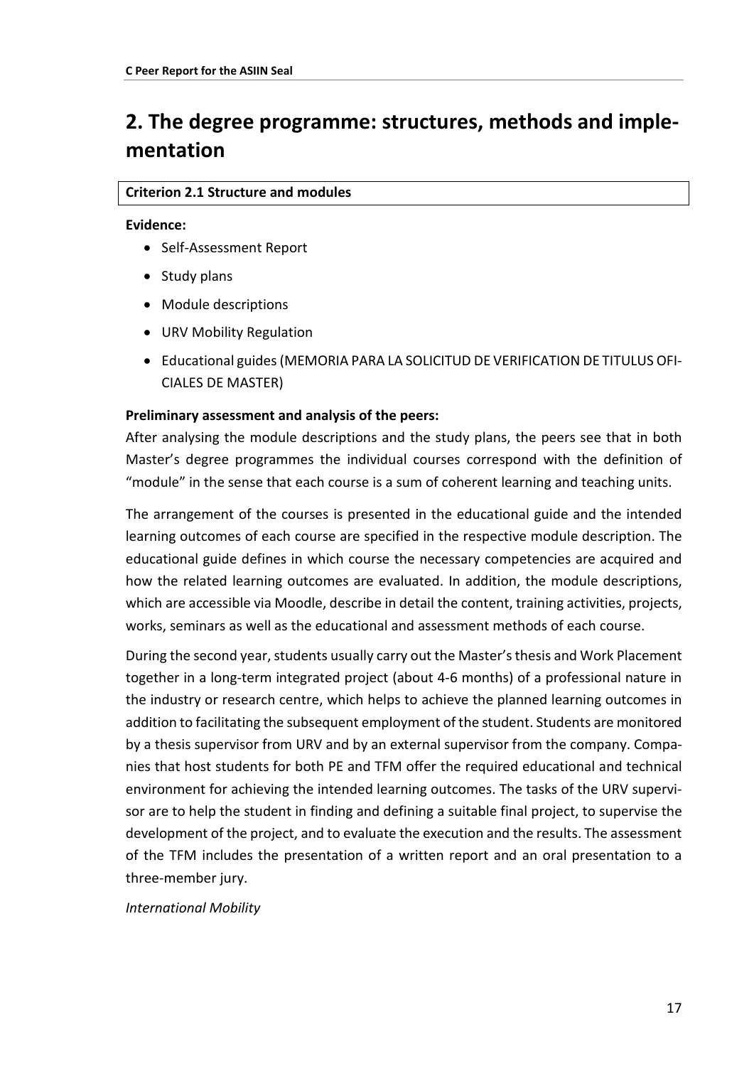# 2. The degree programme: structures, methods and implementation

**Criterion 2.1 Structure and modules**

**Evidence:**

- Self-Assessment Report
- Study plans
- Module descriptions
- URV Mobility Regulation
- Educational guides (MEMORIA PARA LA SOLICITUD DE VERIFICATION DE TITULUS OFICIALES DE MASTER)

**Preliminary assessment and analysis of the peers:**

After analysing the module descriptions and the study plans, the peers see that in both Master's degree programmes the individual courses correspond with the definition of "module" in the sense that each course is a sum of coherent learning and teaching units.

The arrangement of the courses is presented in the educational guide and the intended learning outcomes of each course are specified in the respective module description. The educational guide defines in which course the necessary competencies are acquired and how the related learning outcomes are evaluated. In addition, the module descriptions, which are accessible via Moodle, describe in detail the content, training activities, projects, works, seminars as well as the educational and assessment methods of each course.

During the second year, students usually carry out the Master's thesis and Work Placement together in a long-term integrated project (about 4-6 months) of a professional nature in the industry or research centre, which helps to achieve the planned learning outcomes in addition to facilitating the subsequent employment of the student. Students are monitored by a thesis supervisor from URV and by an external supervisor from the company. Companies that host students for both PE and TFM offer the required educational and technical environment for achieving the intended learning outcomes. The tasks of the URV supervisor are to help the student in finding and defining a suitable final project, to supervise the development of the project, and to evaluate the execution and the results. The assessment of the TFM includes the presentation of a written report and an oral presentation to a three-member jury.

*International Mobility*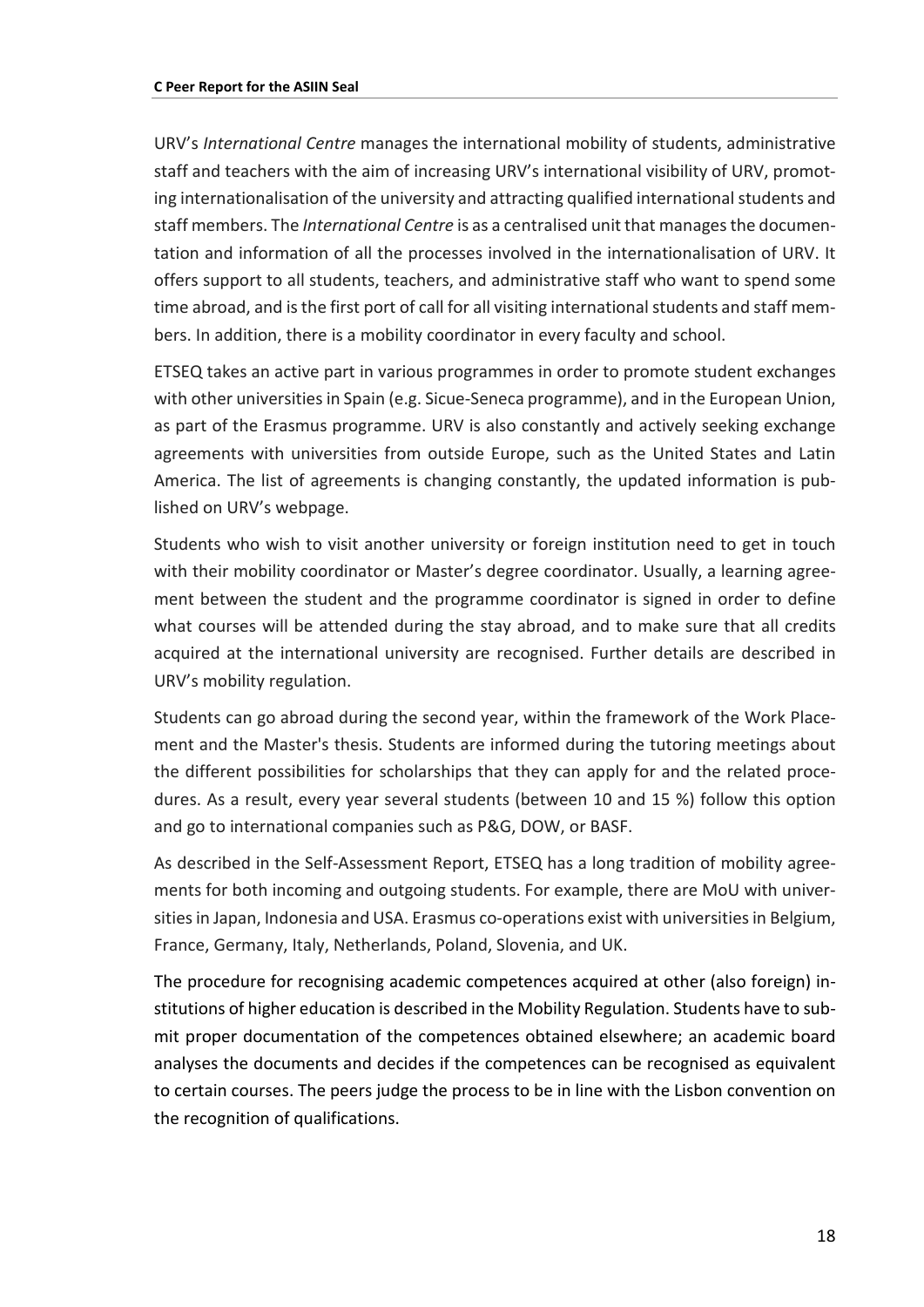URV's *International Centre* manages the international mobility of students, administrative staff and teachers with the aim of increasing URV's international visibility of URV, promoting internationalisation of the university and attracting qualified international students and staff members. The *International Centre* is as a centralised unit that manages the documentation and information of all the processes involved in the internationalisation of URV. It offers support to all students, teachers, and administrative staff who want to spend some time abroad, and is the first port of call for all visiting international students and staff members. In addition, there is a mobility coordinator in every faculty and school.

ETSEQ takes an active part in various programmes in order to promote student exchanges with other universities in Spain (e.g. Sicue-Seneca programme), and in the European Union, as part of the Erasmus programme. URV is also constantly and actively seeking exchange agreements with universities from outside Europe, such as the United States and Latin America. The list of agreements is changing constantly, the updated information is published on URV's webpage.

Students who wish to visit another university or foreign institution need to get in touch with their mobility coordinator or Master's degree coordinator. Usually, a learning agreement between the student and the programme coordinator is signed in order to define what courses will be attended during the stay abroad, and to make sure that all credits acquired at the international university are recognised. Further details are described in URV's mobility regulation.

Students can go abroad during the second year, within the framework of the Work Placement and the Master's thesis. Students are informed during the tutoring meetings about the different possibilities for scholarships that they can apply for and the related procedures. As a result, every year several students (between 10 and 15 %) follow this option and go to international companies such as P&G, DOW, or BASF.

As described in the Self-Assessment Report, ETSEQ has a long tradition of mobility agreements for both incoming and outgoing students. For example, there are MoU with universities in Japan, Indonesia and USA. Erasmus co-operations exist with universities in Belgium, France, Germany, Italy, Netherlands, Poland, Slovenia, and UK.

The procedure for recognising academic competences acquired at other (also foreign) institutions of higher education is described in the Mobility Regulation. Students have to submit proper documentation of the competences obtained elsewhere; an academic board analyses the documents and decides if the competences can be recognised as equivalent to certain courses. The peers judge the process to be in line with the Lisbon convention on the recognition of qualifications.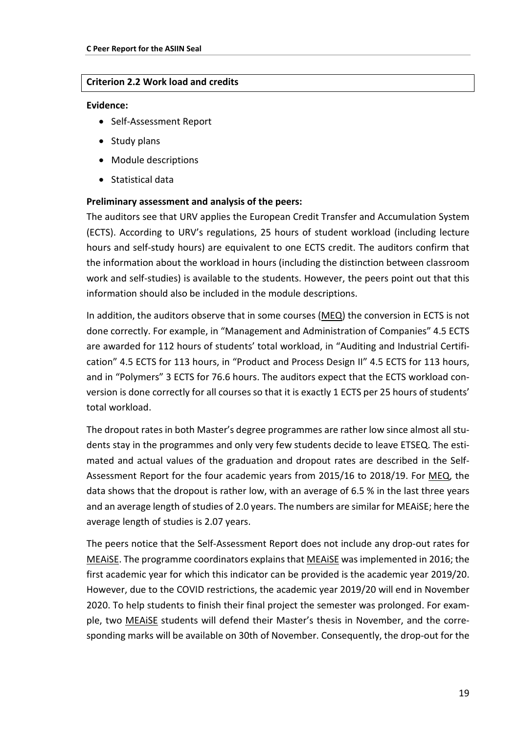#### Criterion 2.2 Work load and credits

**Evidence:**

- Self-Assessment Report
- Study plans
- Module descriptions
- Statistical data

**Preliminary assessment and analysis of the peers:**

The auditors see that URV applies the European Credit Transfer and Accumulation System (ECTS). According to URV's regulations, 25 hours of student workload (including lecture hours and self-study hours) are equivalent to one ECTS credit. The auditors confirm that the information about the workload in hours (including the distinction between classroom work and self-studies) is available to the students. However, the peers point out that this information should also be included in the module descriptions.

In addition, the auditors observe that in some courses (MEQ) the conversion in ECTS is not done correctly. For example, in "Management and Administration of Companies" 4.5 ECTS are awarded for 112 hours of students' total workload, in "Auditing and Industrial Certification" 4.5 ECTS for 113 hours, in "Product and Process Design II" 4.5 ECTS for 113 hours, and in "Polymers" 3 ECTS for 76.6 hours. The auditors expect that the ECTS workload conversion is done correctly for all courses so that it is exactly 1 ECTS per 25 hours of students' total workload.

The dropout rates in both Master's degree programmes are rather low since almost all students stay in the programmes and only very few students decide to leave ETSEQ. The estimated and actual values of the graduation and dropout rates are described in the Self-Assessment Report for the four academic years from 2015/16 to 2018/19. For MEQ, the data shows that the dropout is rather low, with an average of 6.5 % in the last three years and an average length of studies of 2.0 years. The numbers are similar for MEAiSE; here the average length of studies is 2.07 years.

The peers notice that the Self-Assessment Report does not include any drop-out rates for MEAiSE. The programme coordinators explains that MEAiSE was implemented in 2016; the first academic year for which this indicator can be provided is the academic year 2019/20. However, due to the COVID restrictions, the academic year 2019/20 will end in November 2020. To help students to finish their final project the semester was prolonged. For example, two MEAiSE students will defend their Master's thesis in November, and the corresponding marks will be available on 30th of November. Consequently, the drop-out for the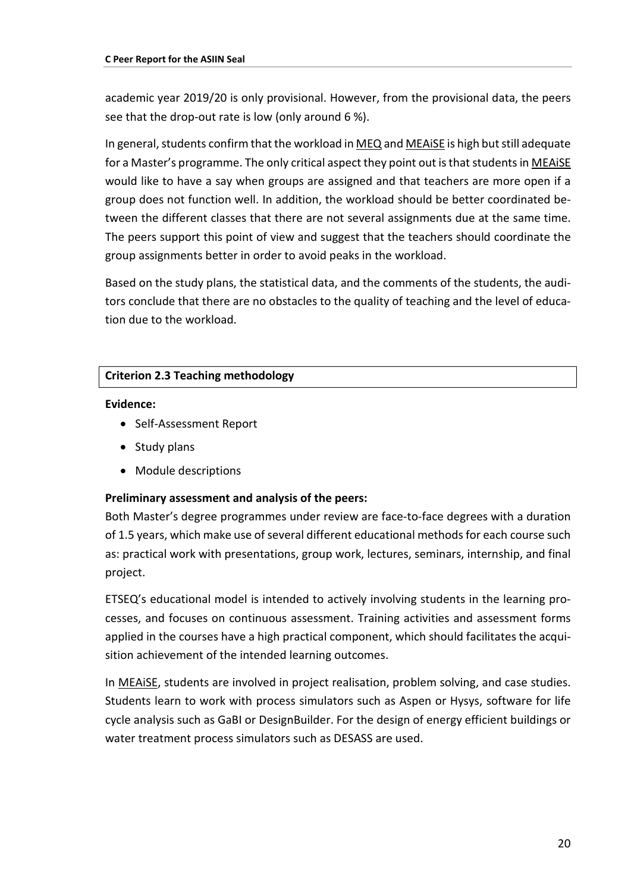academic year 2019/20 is only provisional. However, from the provisional data, the peers see that the drop-out rate is low (only around 6 %).

In general, students confirm that the workload in MEQ and MEAiSE is high but still adequate for a Master's programme. The only critical aspect they point out is that students in MEAiSE would like to have a say when groups are assigned and that teachers are more open if a group does not function well. In addition, the workload should be better coordinated between the different classes that there are not several assignments due at the same time. The peers support this point of view and suggest that the teachers should coordinate the group assignments better in order to avoid peaks in the workload.

Based on the study plans, the statistical data, and the comments of the students, the auditors conclude that there are no obstacles to the quality of teaching and the level of education due to the workload.

| **Criterion 2.3 Teaching methodology** |
|---|

**Evidence:**

- Self-Assessment Report
- Study plans
- Module descriptions

**Preliminary assessment and analysis of the peers:**

Both Master's degree programmes under review are face-to-face degrees with a duration of 1.5 years, which make use of several different educational methods for each course such as: practical work with presentations, group work, lectures, seminars, internship, and final project.

ETSEQ's educational model is intended to actively involving students in the learning processes, and focuses on continuous assessment. Training activities and assessment forms applied in the courses have a high practical component, which should facilitates the acquisition achievement of the intended learning outcomes.

In MEAiSE, students are involved in project realisation, problem solving, and case studies. Students learn to work with process simulators such as Aspen or Hysys, software for life cycle analysis such as GaBI or DesignBuilder. For the design of energy efficient buildings or water treatment process simulators such as DESASS are used.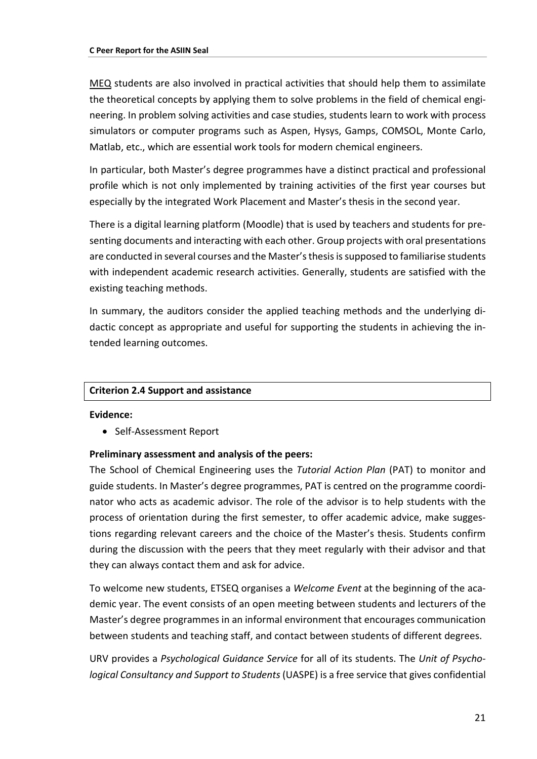MEQ students are also involved in practical activities that should help them to assimilate the theoretical concepts by applying them to solve problems in the field of chemical engineering. In problem solving activities and case studies, students learn to work with process simulators or computer programs such as Aspen, Hysys, Gamps, COMSOL, Monte Carlo, Matlab, etc., which are essential work tools for modern chemical engineers.

In particular, both Master's degree programmes have a distinct practical and professional profile which is not only implemented by training activities of the first year courses but especially by the integrated Work Placement and Master's thesis in the second year.

There is a digital learning platform (Moodle) that is used by teachers and students for presenting documents and interacting with each other. Group projects with oral presentations are conducted in several courses and the Master's thesis is supposed to familiarise students with independent academic research activities. Generally, students are satisfied with the existing teaching methods.

In summary, the auditors consider the applied teaching methods and the underlying didactic concept as appropriate and useful for supporting the students in achieving the intended learning outcomes.

| **Criterion 2.4 Support and assistance** |
|---|

**Evidence:**

- Self-Assessment Report

**Preliminary assessment and analysis of the peers:**

The School of Chemical Engineering uses the *Tutorial Action Plan* (PAT) to monitor and guide students. In Master's degree programmes, PAT is centred on the programme coordinator who acts as academic advisor. The role of the advisor is to help students with the process of orientation during the first semester, to offer academic advice, make suggestions regarding relevant careers and the choice of the Master's thesis. Students confirm during the discussion with the peers that they meet regularly with their advisor and that they can always contact them and ask for advice.

To welcome new students, ETSEQ organises a *Welcome Event* at the beginning of the academic year. The event consists of an open meeting between students and lecturers of the Master's degree programmes in an informal environment that encourages communication between students and teaching staff, and contact between students of different degrees.

URV provides a *Psychological Guidance Service* for all of its students. The *Unit of Psychological Consultancy and Support to Students* (UASPE) is a free service that gives confidential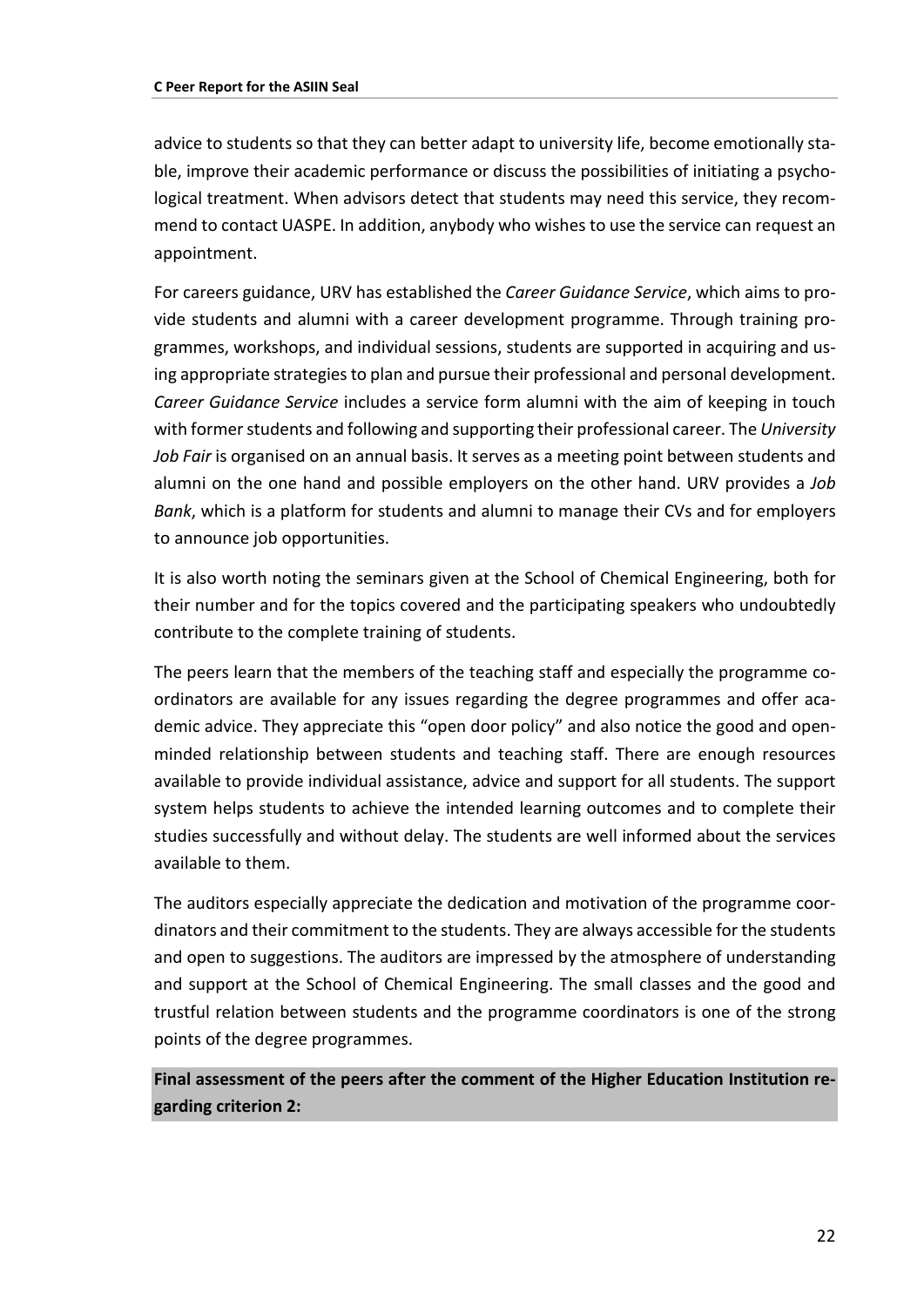advice to students so that they can better adapt to university life, become emotionally stable, improve their academic performance or discuss the possibilities of initiating a psychological treatment. When advisors detect that students may need this service, they recommend to contact UASPE. In addition, anybody who wishes to use the service can request an appointment.

For careers guidance, URV has established the *Career Guidance Service*, which aims to provide students and alumni with a career development programme. Through training programmes, workshops, and individual sessions, students are supported in acquiring and using appropriate strategies to plan and pursue their professional and personal development. *Career Guidance Service* includes a service form alumni with the aim of keeping in touch with former students and following and supporting their professional career. The *University Job Fair* is organised on an annual basis. It serves as a meeting point between students and alumni on the one hand and possible employers on the other hand. URV provides a *Job Bank*, which is a platform for students and alumni to manage their CVs and for employers to announce job opportunities.

It is also worth noting the seminars given at the School of Chemical Engineering, both for their number and for the topics covered and the participating speakers who undoubtedly contribute to the complete training of students.

The peers learn that the members of the teaching staff and especially the programme coordinators are available for any issues regarding the degree programmes and offer academic advice. They appreciate this "open door policy" and also notice the good and open-minded relationship between students and teaching staff. There are enough resources available to provide individual assistance, advice and support for all students. The support system helps students to achieve the intended learning outcomes and to complete their studies successfully and without delay. The students are well informed about the services available to them.

The auditors especially appreciate the dedication and motivation of the programme coordinators and their commitment to the students. They are always accessible for the students and open to suggestions. The auditors are impressed by the atmosphere of understanding and support at the School of Chemical Engineering. The small classes and the good and trustful relation between students and the programme coordinators is one of the strong points of the degree programmes.

**Final assessment of the peers after the comment of the Higher Education Institution regarding criterion 2:**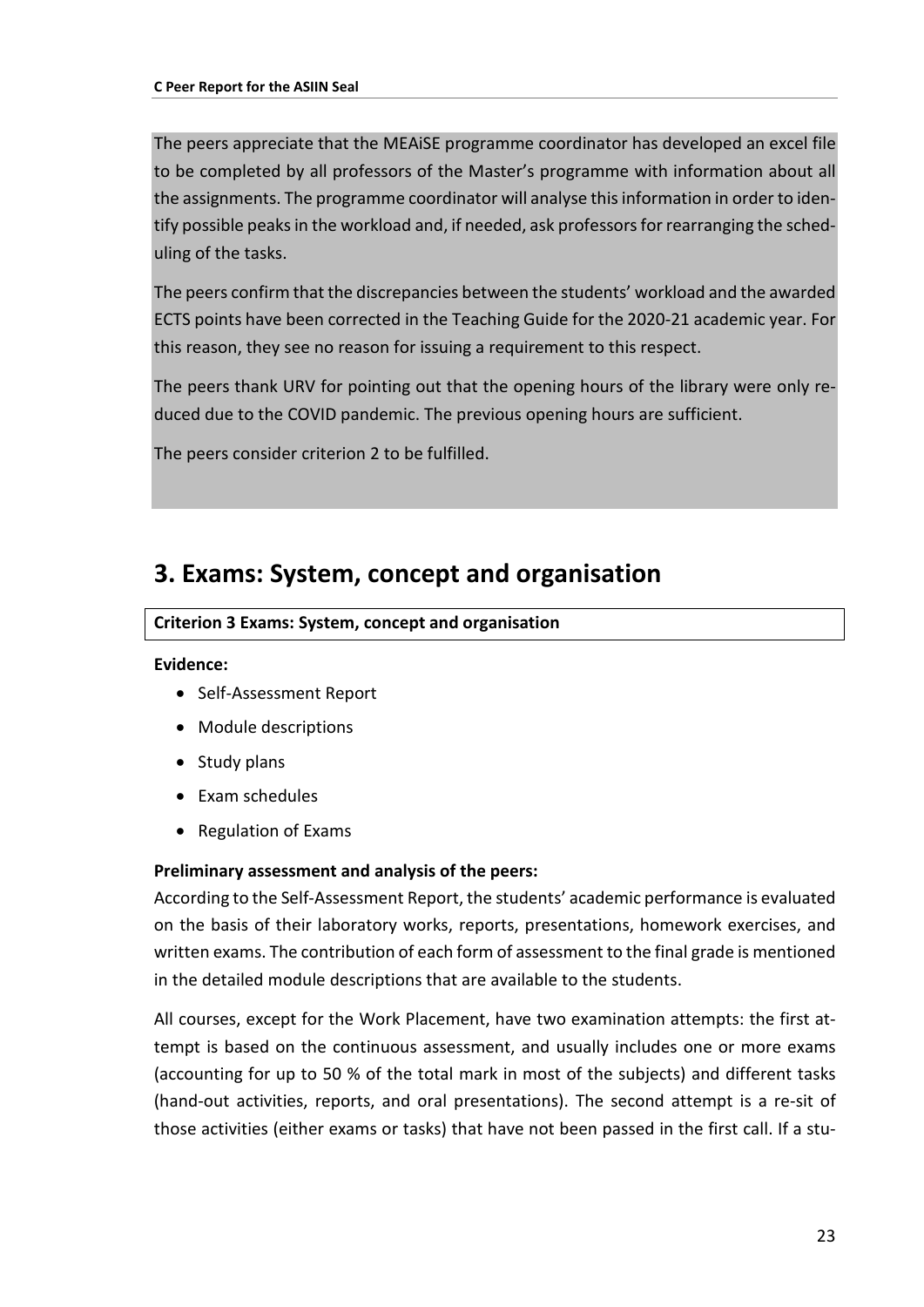The peers appreciate that the MEAiSE programme coordinator has developed an excel file to be completed by all professors of the Master's programme with information about all the assignments. The programme coordinator will analyse this information in order to identify possible peaks in the workload and, if needed, ask professors for rearranging the scheduling of the tasks.

The peers confirm that the discrepancies between the students' workload and the awarded ECTS points have been corrected in the Teaching Guide for the 2020-21 academic year. For this reason, they see no reason for issuing a requirement to this respect.

The peers thank URV for pointing out that the opening hours of the library were only reduced due to the COVID pandemic. The previous opening hours are sufficient.

The peers consider criterion 2 to be fulfilled.

# 3. Exams: System, concept and organisation

**Criterion 3 Exams: System, concept and organisation**

**Evidence:**

- Self-Assessment Report
- Module descriptions
- Study plans
- Exam schedules
- Regulation of Exams

**Preliminary assessment and analysis of the peers:**

According to the Self-Assessment Report, the students' academic performance is evaluated on the basis of their laboratory works, reports, presentations, homework exercises, and written exams. The contribution of each form of assessment to the final grade is mentioned in the detailed module descriptions that are available to the students.

All courses, except for the Work Placement, have two examination attempts: the first attempt is based on the continuous assessment, and usually includes one or more exams (accounting for up to 50 % of the total mark in most of the subjects) and different tasks (hand-out activities, reports, and oral presentations). The second attempt is a re-sit of those activities (either exams or tasks) that have not been passed in the first call. If a stu-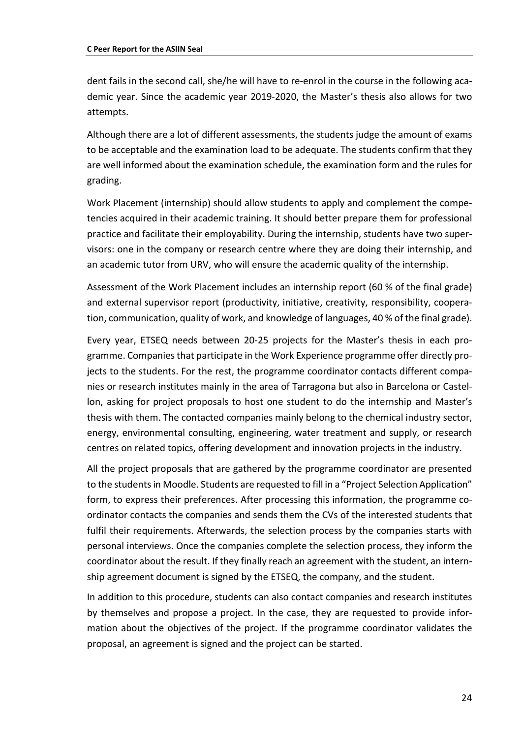dent fails in the second call, she/he will have to re-enrol in the course in the following academic year. Since the academic year 2019-2020, the Master's thesis also allows for two attempts.

Although there are a lot of different assessments, the students judge the amount of exams to be acceptable and the examination load to be adequate. The students confirm that they are well informed about the examination schedule, the examination form and the rules for grading.

Work Placement (internship) should allow students to apply and complement the competencies acquired in their academic training. It should better prepare them for professional practice and facilitate their employability. During the internship, students have two supervisors: one in the company or research centre where they are doing their internship, and an academic tutor from URV, who will ensure the academic quality of the internship.

Assessment of the Work Placement includes an internship report (60 % of the final grade) and external supervisor report (productivity, initiative, creativity, responsibility, cooperation, communication, quality of work, and knowledge of languages, 40 % of the final grade).

Every year, ETSEQ needs between 20-25 projects for the Master's thesis in each programme. Companies that participate in the Work Experience programme offer directly projects to the students. For the rest, the programme coordinator contacts different companies or research institutes mainly in the area of Tarragona but also in Barcelona or Castellon, asking for project proposals to host one student to do the internship and Master's thesis with them. The contacted companies mainly belong to the chemical industry sector, energy, environmental consulting, engineering, water treatment and supply, or research centres on related topics, offering development and innovation projects in the industry.

All the project proposals that are gathered by the programme coordinator are presented to the students in Moodle. Students are requested to fill in a "Project Selection Application" form, to express their preferences. After processing this information, the programme coordinator contacts the companies and sends them the CVs of the interested students that fulfil their requirements. Afterwards, the selection process by the companies starts with personal interviews. Once the companies complete the selection process, they inform the coordinator about the result. If they finally reach an agreement with the student, an internship agreement document is signed by the ETSEQ, the company, and the student.

In addition to this procedure, students can also contact companies and research institutes by themselves and propose a project. In the case, they are requested to provide information about the objectives of the project. If the programme coordinator validates the proposal, an agreement is signed and the project can be started.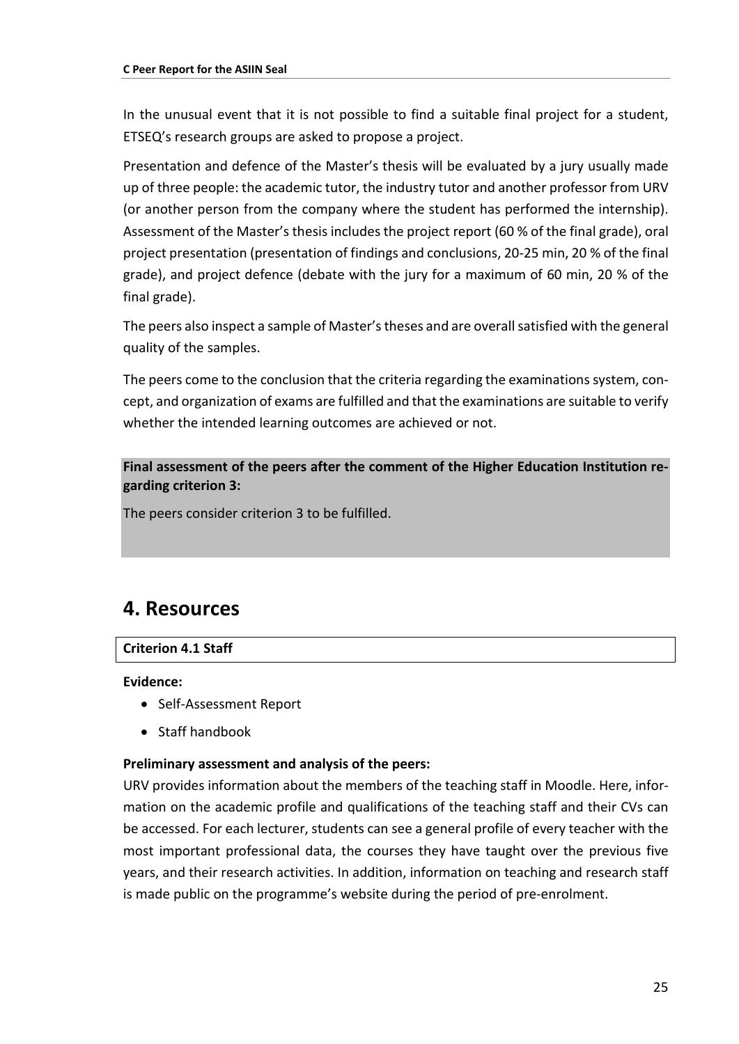In the unusual event that it is not possible to find a suitable final project for a student, ETSEQ's research groups are asked to propose a project.

Presentation and defence of the Master's thesis will be evaluated by a jury usually made up of three people: the academic tutor, the industry tutor and another professor from URV (or another person from the company where the student has performed the internship). Assessment of the Master's thesis includes the project report (60 % of the final grade), oral project presentation (presentation of findings and conclusions, 20-25 min, 20 % of the final grade), and project defence (debate with the jury for a maximum of 60 min, 20 % of the final grade).

The peers also inspect a sample of Master's theses and are overall satisfied with the general quality of the samples.

The peers come to the conclusion that the criteria regarding the examinations system, concept, and organization of exams are fulfilled and that the examinations are suitable to verify whether the intended learning outcomes are achieved or not.

**Final assessment of the peers after the comment of the Higher Education Institution regarding criterion 3:**

The peers consider criterion 3 to be fulfilled.

## 4. Resources

**Criterion 4.1 Staff**

**Evidence:**

- Self-Assessment Report
- Staff handbook

**Preliminary assessment and analysis of the peers:**

URV provides information about the members of the teaching staff in Moodle. Here, information on the academic profile and qualifications of the teaching staff and their CVs can be accessed. For each lecturer, students can see a general profile of every teacher with the most important professional data, the courses they have taught over the previous five years, and their research activities. In addition, information on teaching and research staff is made public on the programme's website during the period of pre-enrolment.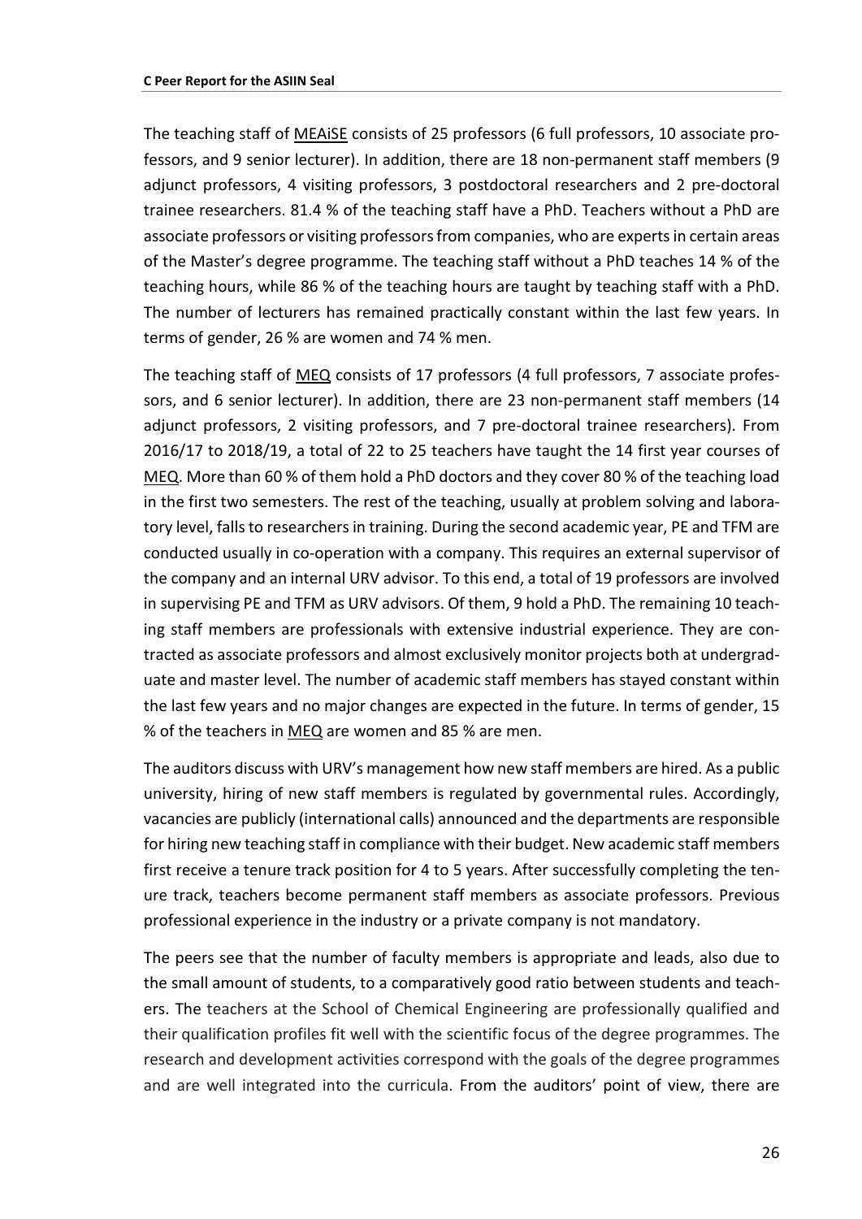The teaching staff of MEAiSE consists of 25 professors (6 full professors, 10 associate professors, and 9 senior lecturer). In addition, there are 18 non-permanent staff members (9 adjunct professors, 4 visiting professors, 3 postdoctoral researchers and 2 pre-doctoral trainee researchers. 81.4 % of the teaching staff have a PhD. Teachers without a PhD are associate professors or visiting professors from companies, who are experts in certain areas of the Master's degree programme. The teaching staff without a PhD teaches 14 % of the teaching hours, while 86 % of the teaching hours are taught by teaching staff with a PhD. The number of lecturers has remained practically constant within the last few years. In terms of gender, 26 % are women and 74 % men.

The teaching staff of MEQ consists of 17 professors (4 full professors, 7 associate professors, and 6 senior lecturer). In addition, there are 23 non-permanent staff members (14 adjunct professors, 2 visiting professors, and 7 pre-doctoral trainee researchers). From 2016/17 to 2018/19, a total of 22 to 25 teachers have taught the 14 first year courses of MEQ. More than 60 % of them hold a PhD doctors and they cover 80 % of the teaching load in the first two semesters. The rest of the teaching, usually at problem solving and laboratory level, falls to researchers in training. During the second academic year, PE and TFM are conducted usually in co-operation with a company. This requires an external supervisor of the company and an internal URV advisor. To this end, a total of 19 professors are involved in supervising PE and TFM as URV advisors. Of them, 9 hold a PhD. The remaining 10 teaching staff members are professionals with extensive industrial experience. They are contracted as associate professors and almost exclusively monitor projects both at undergraduate and master level. The number of academic staff members has stayed constant within the last few years and no major changes are expected in the future. In terms of gender, 15 % of the teachers in MEQ are women and 85 % are men.

The auditors discuss with URV's management how new staff members are hired. As a public university, hiring of new staff members is regulated by governmental rules. Accordingly, vacancies are publicly (international calls) announced and the departments are responsible for hiring new teaching staff in compliance with their budget. New academic staff members first receive a tenure track position for 4 to 5 years. After successfully completing the tenure track, teachers become permanent staff members as associate professors. Previous professional experience in the industry or a private company is not mandatory.

The peers see that the number of faculty members is appropriate and leads, also due to the small amount of students, to a comparatively good ratio between students and teachers. The teachers at the School of Chemical Engineering are professionally qualified and their qualification profiles fit well with the scientific focus of the degree programmes. The research and development activities correspond with the goals of the degree programmes and are well integrated into the curricula. From the auditors' point of view, there are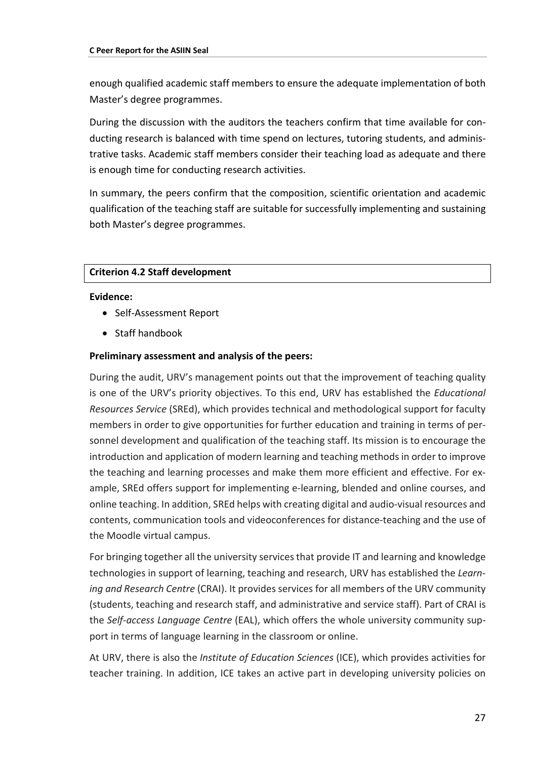enough qualified academic staff members to ensure the adequate implementation of both Master's degree programmes.

During the discussion with the auditors the teachers confirm that time available for conducting research is balanced with time spend on lectures, tutoring students, and administrative tasks. Academic staff members consider their teaching load as adequate and there is enough time for conducting research activities.

In summary, the peers confirm that the composition, scientific orientation and academic qualification of the teaching staff are suitable for successfully implementing and sustaining both Master's degree programmes.

### Criterion 4.2 Staff development

**Evidence:**

- Self-Assessment Report
- Staff handbook

**Preliminary assessment and analysis of the peers:**

During the audit, URV's management points out that the improvement of teaching quality is one of the URV's priority objectives. To this end, URV has established the *Educational Resources Service* (SREd), which provides technical and methodological support for faculty members in order to give opportunities for further education and training in terms of personnel development and qualification of the teaching staff. Its mission is to encourage the introduction and application of modern learning and teaching methods in order to improve the teaching and learning processes and make them more efficient and effective. For example, SREd offers support for implementing e-learning, blended and online courses, and online teaching. In addition, SREd helps with creating digital and audio-visual resources and contents, communication tools and videoconferences for distance-teaching and the use of the Moodle virtual campus.

For bringing together all the university services that provide IT and learning and knowledge technologies in support of learning, teaching and research, URV has established the *Learning and Research Centre* (CRAI). It provides services for all members of the URV community (students, teaching and research staff, and administrative and service staff). Part of CRAI is the *Self-access Language Centre* (EAL), which offers the whole university community support in terms of language learning in the classroom or online.

At URV, there is also the *Institute of Education Sciences* (ICE), which provides activities for teacher training. In addition, ICE takes an active part in developing university policies on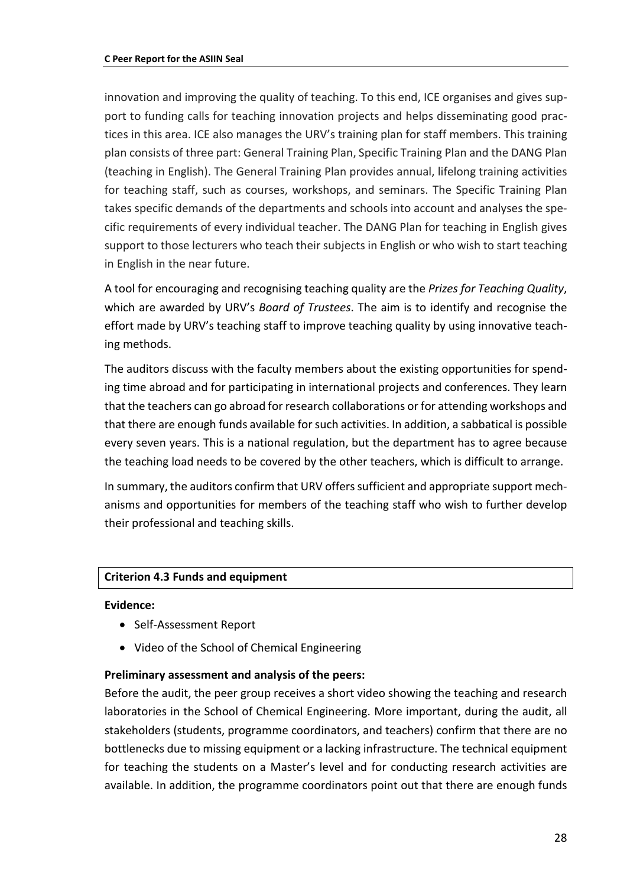innovation and improving the quality of teaching. To this end, ICE organises and gives support to funding calls for teaching innovation projects and helps disseminating good practices in this area. ICE also manages the URV's training plan for staff members. This training plan consists of three part: General Training Plan, Specific Training Plan and the DANG Plan (teaching in English). The General Training Plan provides annual, lifelong training activities for teaching staff, such as courses, workshops, and seminars. The Specific Training Plan takes specific demands of the departments and schools into account and analyses the specific requirements of every individual teacher. The DANG Plan for teaching in English gives support to those lecturers who teach their subjects in English or who wish to start teaching in English in the near future.

A tool for encouraging and recognising teaching quality are the *Prizes for Teaching Quality*, which are awarded by URV's *Board of Trustees*. The aim is to identify and recognise the effort made by URV's teaching staff to improve teaching quality by using innovative teaching methods.

The auditors discuss with the faculty members about the existing opportunities for spending time abroad and for participating in international projects and conferences. They learn that the teachers can go abroad for research collaborations or for attending workshops and that there are enough funds available for such activities. In addition, a sabbatical is possible every seven years. This is a national regulation, but the department has to agree because the teaching load needs to be covered by the other teachers, which is difficult to arrange.

In summary, the auditors confirm that URV offers sufficient and appropriate support mechanisms and opportunities for members of the teaching staff who wish to further develop their professional and teaching skills.

## Criterion 4.3 Funds and equipment

**Evidence:**

- Self-Assessment Report
- Video of the School of Chemical Engineering

**Preliminary assessment and analysis of the peers:**

Before the audit, the peer group receives a short video showing the teaching and research laboratories in the School of Chemical Engineering. More important, during the audit, all stakeholders (students, programme coordinators, and teachers) confirm that there are no bottlenecks due to missing equipment or a lacking infrastructure. The technical equipment for teaching the students on a Master's level and for conducting research activities are available. In addition, the programme coordinators point out that there are enough funds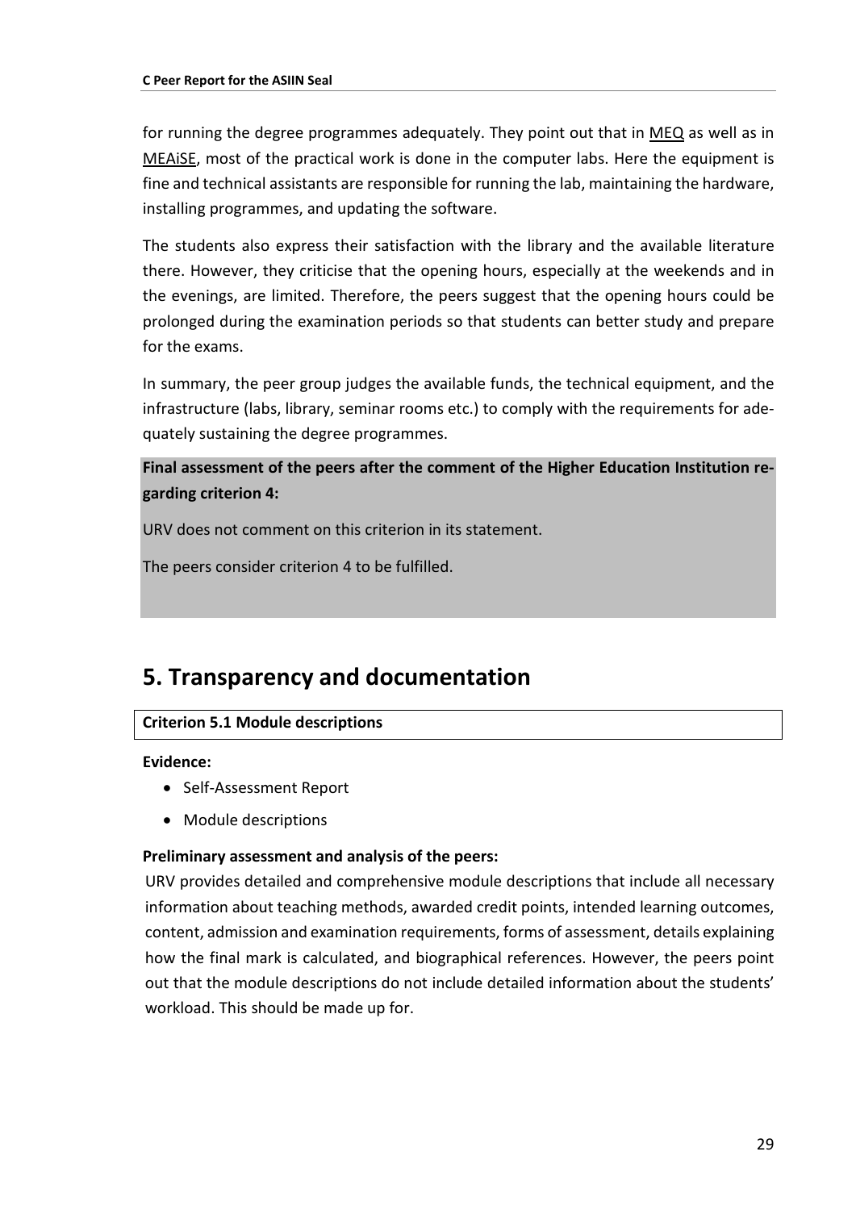for running the degree programmes adequately. They point out that in MEQ as well as in MEAiSE, most of the practical work is done in the computer labs. Here the equipment is fine and technical assistants are responsible for running the lab, maintaining the hardware, installing programmes, and updating the software.

The students also express their satisfaction with the library and the available literature there. However, they criticise that the opening hours, especially at the weekends and in the evenings, are limited. Therefore, the peers suggest that the opening hours could be prolonged during the examination periods so that students can better study and prepare for the exams.

In summary, the peer group judges the available funds, the technical equipment, and the infrastructure (labs, library, seminar rooms etc.) to comply with the requirements for adequately sustaining the degree programmes.

**Final assessment of the peers after the comment of the Higher Education Institution regarding criterion 4:**

URV does not comment on this criterion in its statement.

The peers consider criterion 4 to be fulfilled.

# 5. Transparency and documentation

**Criterion 5.1 Module descriptions**

**Evidence:**

- Self-Assessment Report
- Module descriptions

**Preliminary assessment and analysis of the peers:**

URV provides detailed and comprehensive module descriptions that include all necessary information about teaching methods, awarded credit points, intended learning outcomes, content, admission and examination requirements, forms of assessment, details explaining how the final mark is calculated, and biographical references. However, the peers point out that the module descriptions do not include detailed information about the students' workload. This should be made up for.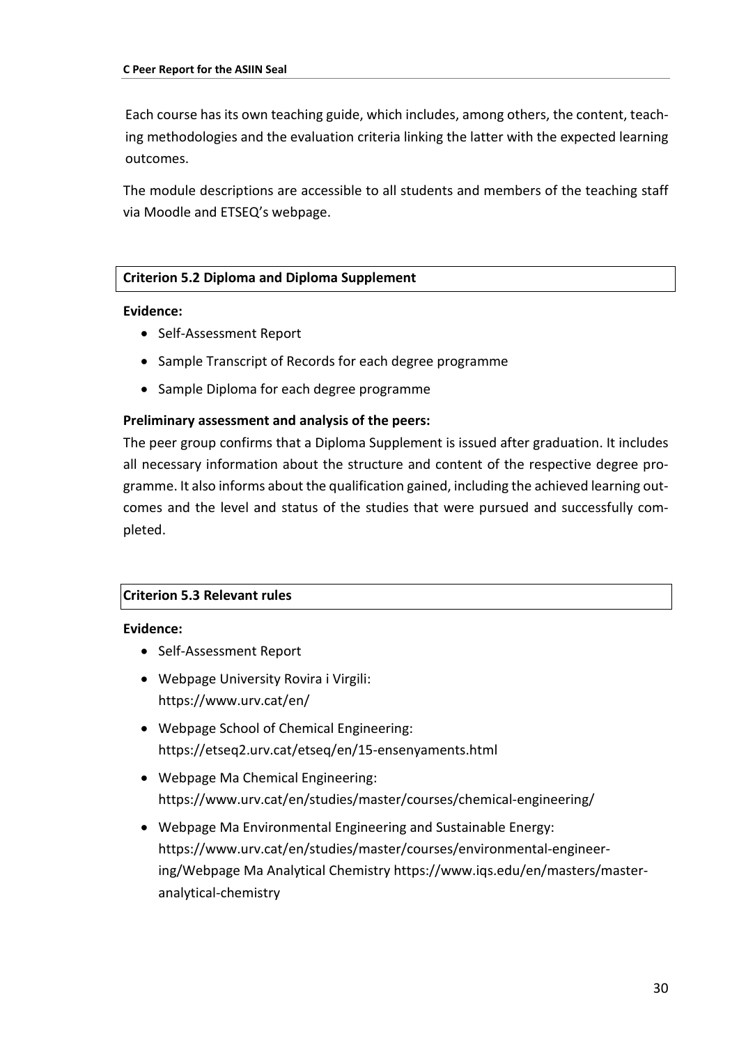Each course has its own teaching guide, which includes, among others, the content, teaching methodologies and the evaluation criteria linking the latter with the expected learning outcomes.

The module descriptions are accessible to all students and members of the teaching staff via Moodle and ETSEQ's webpage.

**Criterion 5.2 Diploma and Diploma Supplement**

**Evidence:**

- Self-Assessment Report
- Sample Transcript of Records for each degree programme
- Sample Diploma for each degree programme

**Preliminary assessment and analysis of the peers:**

The peer group confirms that a Diploma Supplement is issued after graduation. It includes all necessary information about the structure and content of the respective degree programme. It also informs about the qualification gained, including the achieved learning outcomes and the level and status of the studies that were pursued and successfully completed.

**Criterion 5.3 Relevant rules**

**Evidence:**

- Self-Assessment Report
- Webpage University Rovira i Virgili: https://www.urv.cat/en/
- Webpage School of Chemical Engineering: https://etseq2.urv.cat/etseq/en/15-ensenyaments.html
- Webpage Ma Chemical Engineering: https://www.urv.cat/en/studies/master/courses/chemical-engineering/
- Webpage Ma Environmental Engineering and Sustainable Energy: https://www.urv.cat/en/studies/master/courses/environmental-engineering/Webpage Ma Analytical Chemistry https://www.iqs.edu/en/masters/master-analytical-chemistry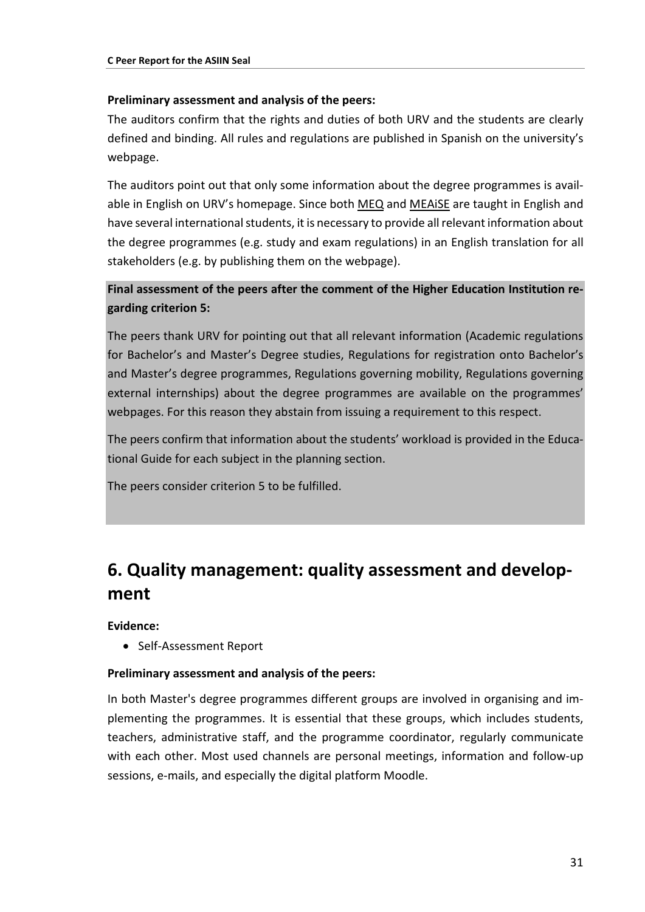**Preliminary assessment and analysis of the peers:**

The auditors confirm that the rights and duties of both URV and the students are clearly defined and binding. All rules and regulations are published in Spanish on the university's webpage.

The auditors point out that only some information about the degree programmes is available in English on URV's homepage. Since both MEQ and MEAiSE are taught in English and have several international students, it is necessary to provide all relevant information about the degree programmes (e.g. study and exam regulations) in an English translation for all stakeholders (e.g. by publishing them on the webpage).

**Final assessment of the peers after the comment of the Higher Education Institution regarding criterion 5:**

The peers thank URV for pointing out that all relevant information (Academic regulations for Bachelor's and Master's Degree studies, Regulations for registration onto Bachelor's and Master's degree programmes, Regulations governing mobility, Regulations governing external internships) about the degree programmes are available on the programmes' webpages. For this reason they abstain from issuing a requirement to this respect.

The peers confirm that information about the students' workload is provided in the Educational Guide for each subject in the planning section.

The peers consider criterion 5 to be fulfilled.

# 6. Quality management: quality assessment and development

**Evidence:**

- Self-Assessment Report

**Preliminary assessment and analysis of the peers:**

In both Master's degree programmes different groups are involved in organising and implementing the programmes. It is essential that these groups, which includes students, teachers, administrative staff, and the programme coordinator, regularly communicate with each other. Most used channels are personal meetings, information and follow-up sessions, e-mails, and especially the digital platform Moodle.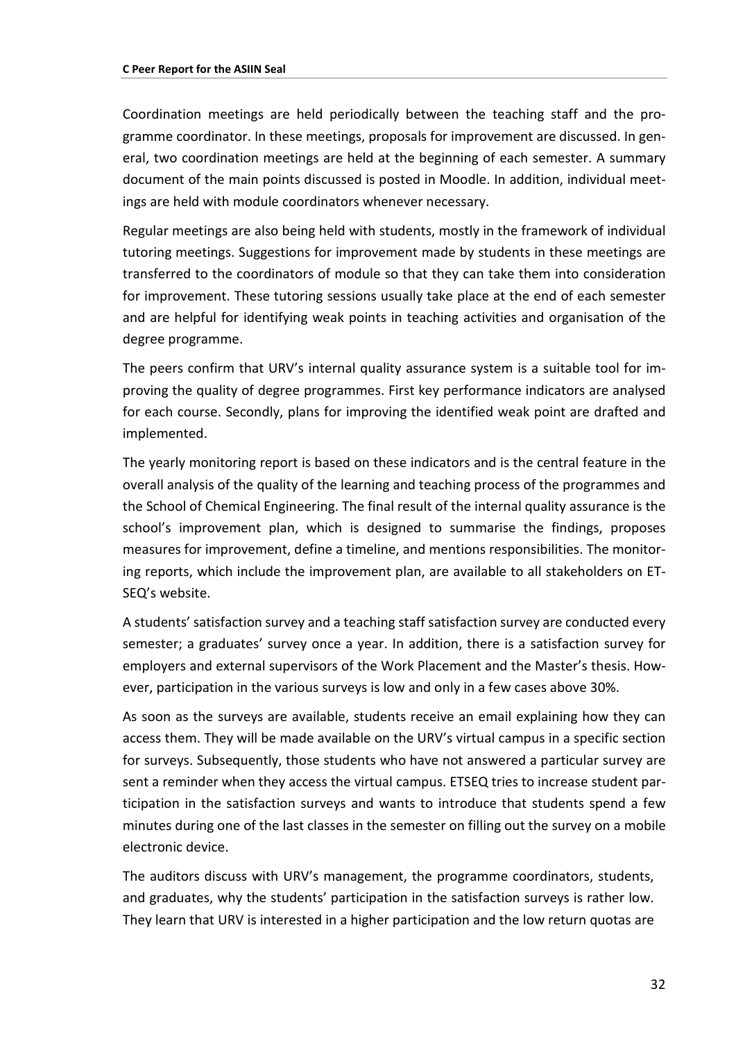Coordination meetings are held periodically between the teaching staff and the programme coordinator. In these meetings, proposals for improvement are discussed. In general, two coordination meetings are held at the beginning of each semester. A summary document of the main points discussed is posted in Moodle. In addition, individual meetings are held with module coordinators whenever necessary.

Regular meetings are also being held with students, mostly in the framework of individual tutoring meetings. Suggestions for improvement made by students in these meetings are transferred to the coordinators of module so that they can take them into consideration for improvement. These tutoring sessions usually take place at the end of each semester and are helpful for identifying weak points in teaching activities and organisation of the degree programme.

The peers confirm that URV's internal quality assurance system is a suitable tool for improving the quality of degree programmes. First key performance indicators are analysed for each course. Secondly, plans for improving the identified weak point are drafted and implemented.

The yearly monitoring report is based on these indicators and is the central feature in the overall analysis of the quality of the learning and teaching process of the programmes and the School of Chemical Engineering. The final result of the internal quality assurance is the school's improvement plan, which is designed to summarise the findings, proposes measures for improvement, define a timeline, and mentions responsibilities. The monitoring reports, which include the improvement plan, are available to all stakeholders on ETSEQ's website.

A students' satisfaction survey and a teaching staff satisfaction survey are conducted every semester; a graduates' survey once a year. In addition, there is a satisfaction survey for employers and external supervisors of the Work Placement and the Master's thesis. However, participation in the various surveys is low and only in a few cases above 30%.

As soon as the surveys are available, students receive an email explaining how they can access them. They will be made available on the URV's virtual campus in a specific section for surveys. Subsequently, those students who have not answered a particular survey are sent a reminder when they access the virtual campus. ETSEQ tries to increase student participation in the satisfaction surveys and wants to introduce that students spend a few minutes during one of the last classes in the semester on filling out the survey on a mobile electronic device.

The auditors discuss with URV's management, the programme coordinators, students, and graduates, why the students' participation in the satisfaction surveys is rather low. They learn that URV is interested in a higher participation and the low return quotas are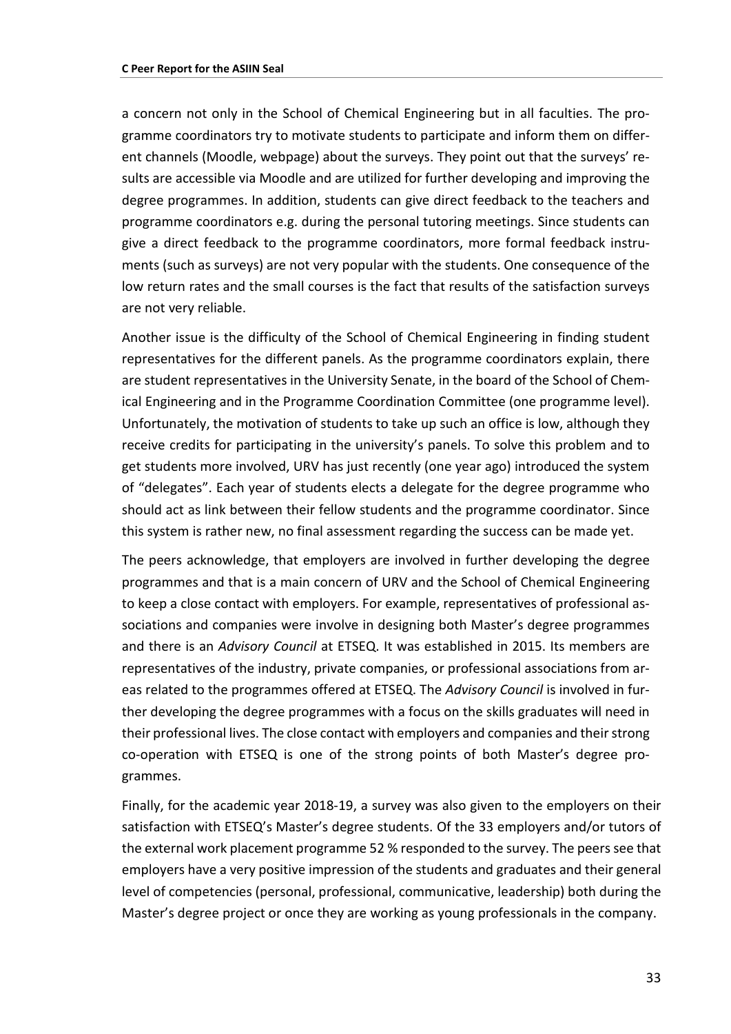a concern not only in the School of Chemical Engineering but in all faculties. The programme coordinators try to motivate students to participate and inform them on different channels (Moodle, webpage) about the surveys. They point out that the surveys' results are accessible via Moodle and are utilized for further developing and improving the degree programmes. In addition, students can give direct feedback to the teachers and programme coordinators e.g. during the personal tutoring meetings. Since students can give a direct feedback to the programme coordinators, more formal feedback instruments (such as surveys) are not very popular with the students. One consequence of the low return rates and the small courses is the fact that results of the satisfaction surveys are not very reliable.

Another issue is the difficulty of the School of Chemical Engineering in finding student representatives for the different panels. As the programme coordinators explain, there are student representatives in the University Senate, in the board of the School of Chemical Engineering and in the Programme Coordination Committee (one programme level). Unfortunately, the motivation of students to take up such an office is low, although they receive credits for participating in the university's panels. To solve this problem and to get students more involved, URV has just recently (one year ago) introduced the system of "delegates". Each year of students elects a delegate for the degree programme who should act as link between their fellow students and the programme coordinator. Since this system is rather new, no final assessment regarding the success can be made yet.

The peers acknowledge, that employers are involved in further developing the degree programmes and that is a main concern of URV and the School of Chemical Engineering to keep a close contact with employers. For example, representatives of professional associations and companies were involve in designing both Master's degree programmes and there is an *Advisory Council* at ETSEQ. It was established in 2015. Its members are representatives of the industry, private companies, or professional associations from areas related to the programmes offered at ETSEQ. The *Advisory Council* is involved in further developing the degree programmes with a focus on the skills graduates will need in their professional lives. The close contact with employers and companies and their strong co-operation with ETSEQ is one of the strong points of both Master's degree programmes.

Finally, for the academic year 2018-19, a survey was also given to the employers on their satisfaction with ETSEQ's Master's degree students. Of the 33 employers and/or tutors of the external work placement programme 52 % responded to the survey. The peers see that employers have a very positive impression of the students and graduates and their general level of competencies (personal, professional, communicative, leadership) both during the Master's degree project or once they are working as young professionals in the company.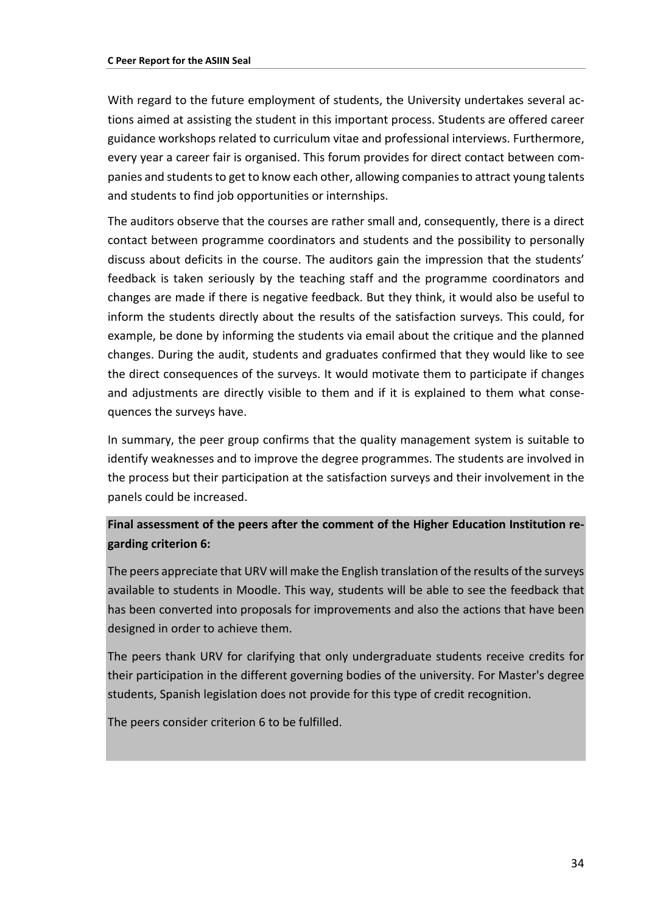With regard to the future employment of students, the University undertakes several actions aimed at assisting the student in this important process. Students are offered career guidance workshops related to curriculum vitae and professional interviews. Furthermore, every year a career fair is organised. This forum provides for direct contact between companies and students to get to know each other, allowing companies to attract young talents and students to find job opportunities or internships.

The auditors observe that the courses are rather small and, consequently, there is a direct contact between programme coordinators and students and the possibility to personally discuss about deficits in the course. The auditors gain the impression that the students' feedback is taken seriously by the teaching staff and the programme coordinators and changes are made if there is negative feedback. But they think, it would also be useful to inform the students directly about the results of the satisfaction surveys. This could, for example, be done by informing the students via email about the critique and the planned changes. During the audit, students and graduates confirmed that they would like to see the direct consequences of the surveys. It would motivate them to participate if changes and adjustments are directly visible to them and if it is explained to them what consequences the surveys have.

In summary, the peer group confirms that the quality management system is suitable to identify weaknesses and to improve the degree programmes. The students are involved in the process but their participation at the satisfaction surveys and their involvement in the panels could be increased.

**Final assessment of the peers after the comment of the Higher Education Institution regarding criterion 6:**

The peers appreciate that URV will make the English translation of the results of the surveys available to students in Moodle. This way, students will be able to see the feedback that has been converted into proposals for improvements and also the actions that have been designed in order to achieve them.

The peers thank URV for clarifying that only undergraduate students receive credits for their participation in the different governing bodies of the university. For Master's degree students, Spanish legislation does not provide for this type of credit recognition.

The peers consider criterion 6 to be fulfilled.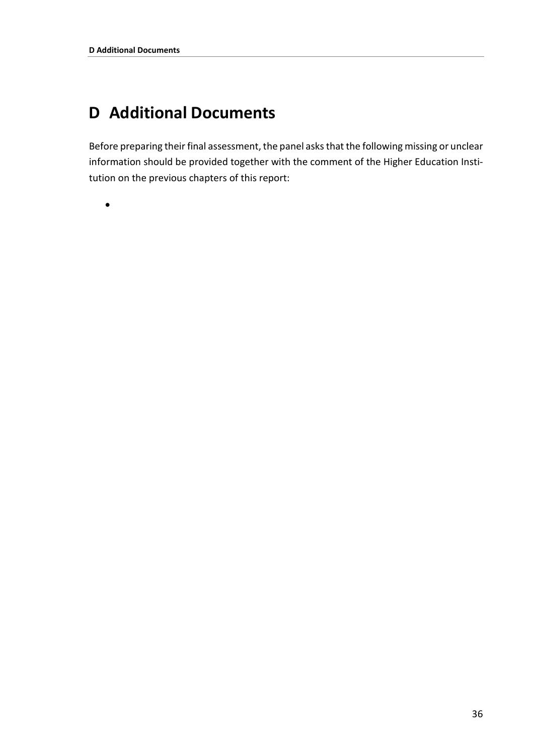# D Additional Documents

Before preparing their final assessment, the panel asks that the following missing or unclear information should be provided together with the comment of the Higher Education Institution on the previous chapters of this report:

-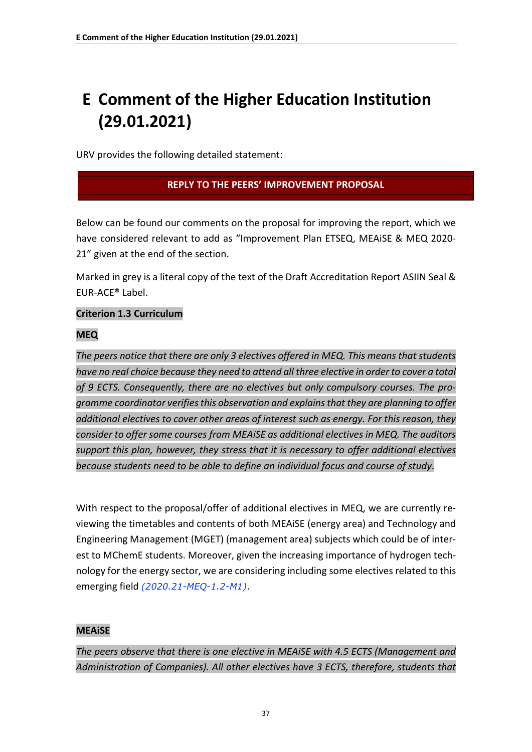# E Comment of the Higher Education Institution (29.01.2021)

URV provides the following detailed statement:

**REPLY TO THE PEERS' IMPROVEMENT PROPOSAL**

Below can be found our comments on the proposal for improving the report, which we have considered relevant to add as "Improvement Plan ETSEQ, MEAiSE & MEQ 2020-21" given at the end of the section.

Marked in grey is a literal copy of the text of the Draft Accreditation Report ASIIN Seal & EUR-ACE® Label.

**Criterion 1.3 Curriculum**

**MEQ**

*The peers notice that there are only 3 electives offered in MEQ. This means that students have no real choice because they need to attend all three elective in order to cover a total of 9 ECTS. Consequently, there are no electives but only compulsory courses. The programme coordinator verifies this observation and explains that they are planning to offer additional electives to cover other areas of interest such as energy. For this reason, they consider to offer some courses from MEAiSE as additional electives in MEQ. The auditors support this plan, however, they stress that it is necessary to offer additional electives because students need to be able to define an individual focus and course of study.*

With respect to the proposal/offer of additional electives in MEQ, we are currently reviewing the timetables and contents of both MEAiSE (energy area) and Technology and Engineering Management (MGET) (management area) subjects which could be of interest to MChemE students. Moreover, given the increasing importance of hydrogen technology for the energy sector, we are considering including some electives related to this emerging field *(2020.21-MEQ-1.2-M1)*.

**MEAiSE**

*The peers observe that there is one elective in MEAiSE with 4.5 ECTS (Management and Administration of Companies). All other electives have 3 ECTS, therefore, students that*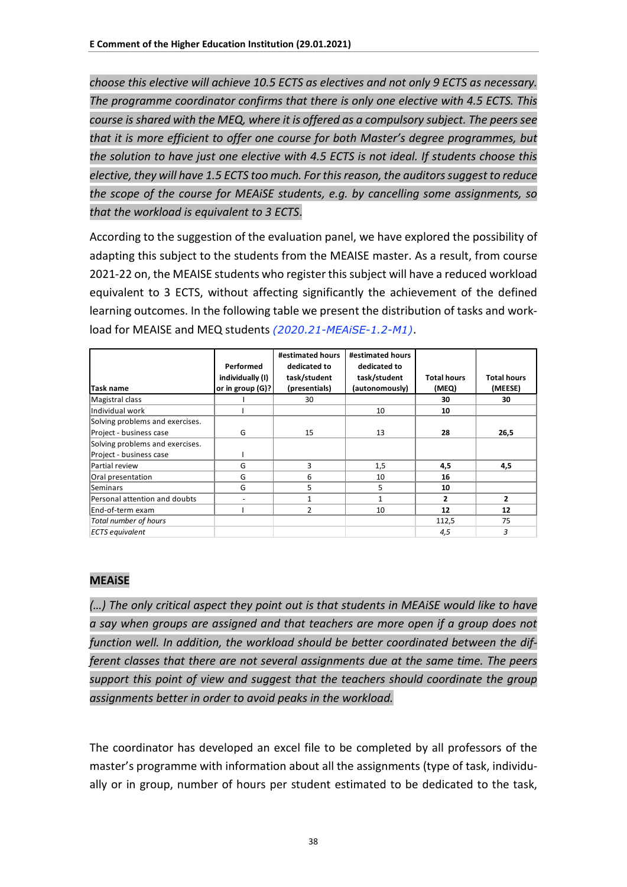*choose this elective will achieve 10.5 ECTS as electives and not only 9 ECTS as necessary. The programme coordinator confirms that there is only one elective with 4.5 ECTS. This course is shared with the MEQ, where it is offered as a compulsory subject. The peers see that it is more efficient to offer one course for both Master's degree programmes, but the solution to have just one elective with 4.5 ECTS is not ideal. If students choose this elective, they will have 1.5 ECTS too much. For this reason, the auditors suggest to reduce the scope of the course for MEAiSE students, e.g. by cancelling some assignments, so that the workload is equivalent to 3 ECTS.*

According to the suggestion of the evaluation panel, we have explored the possibility of adapting this subject to the students from the MEAISE master. As a result, from course 2021-22 on, the MEAISE students who register this subject will have a reduced workload equivalent to 3 ECTS, without affecting significantly the achievement of the defined learning outcomes. In the following table we present the distribution of tasks and workload for MEAISE and MEQ students *(2020.21-MEAiSE-1.2-M1)*.

| Task name | Performed individually (I) or in group (G)? | #estimated hours dedicated to task/student (presentials) | #estimated hours dedicated to task/student (autonomously) | Total hours (MEQ) | Total hours (MEESE) |
|---|---|---|---|---|---|
| Magistral class | I | 30 | | **30** | **30** |
| Individual work | I | | 10 | **10** | **10** |
| Solving problems and exercises. Project - business case | G | 15 | 13 | **28** | **26,5** |
| Solving problems and exercises. Project - business case | I | | | | |
| Partial review | G | 3 | 1,5 | **4,5** | **4,5** |
| Oral presentation | G | 6 | 10 | **16** | |
| Seminars | G | 5 | 5 | **10** | |
| Personal attention and doubts | - | 1 | 1 | **2** | **2** |
| End-of-term exam | I | 2 | 10 | **12** | **12** |
| *Total number of hours* | | | | 112,5 | 75 |
| *ECTS equivalent* | | | | *4,5* | *3* |

**MEAiSE**

*(…) The only critical aspect they point out is that students in MEAiSE would like to have a say when groups are assigned and that teachers are more open if a group does not function well. In addition, the workload should be better coordinated between the different classes that there are not several assignments due at the same time. The peers support this point of view and suggest that the teachers should coordinate the group assignments better in order to avoid peaks in the workload.*

The coordinator has developed an excel file to be completed by all professors of the master's programme with information about all the assignments (type of task, individually or in group, number of hours per student estimated to be dedicated to the task,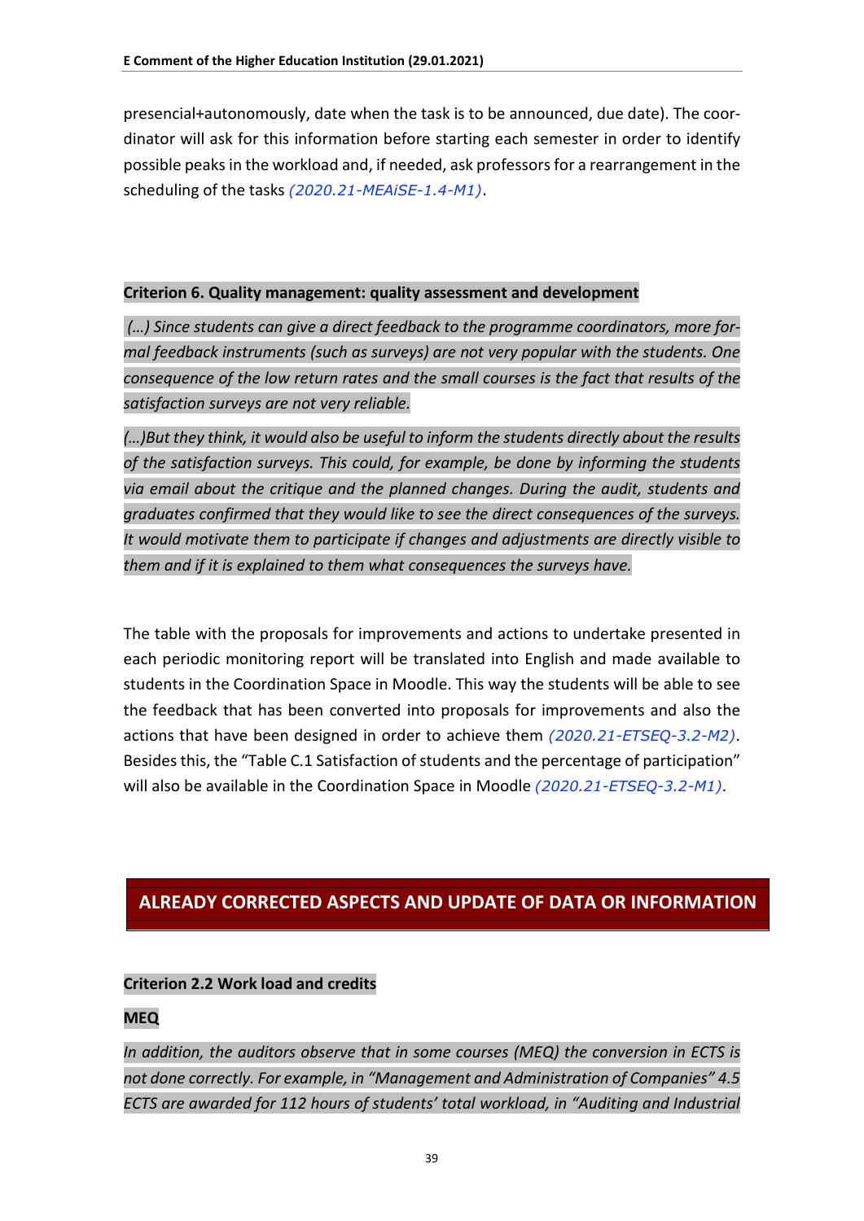presencial+autonomously, date when the task is to be announced, due date). The coordinator will ask for this information before starting each semester in order to identify possible peaks in the workload and, if needed, ask professors for a rearrangement in the scheduling of the tasks *(2020.21-MEAiSE-1.4-M1)*.

**Criterion 6. Quality management: quality assessment and development**

*(…) Since students can give a direct feedback to the programme coordinators, more formal feedback instruments (such as surveys) are not very popular with the students. One consequence of the low return rates and the small courses is the fact that results of the satisfaction surveys are not very reliable.*

*(…)But they think, it would also be useful to inform the students directly about the results of the satisfaction surveys. This could, for example, be done by informing the students via email about the critique and the planned changes. During the audit, students and graduates confirmed that they would like to see the direct consequences of the surveys. It would motivate them to participate if changes and adjustments are directly visible to them and if it is explained to them what consequences the surveys have.*

The table with the proposals for improvements and actions to undertake presented in each periodic monitoring report will be translated into English and made available to students in the Coordination Space in Moodle. This way the students will be able to see the feedback that has been converted into proposals for improvements and also the actions that have been designed in order to achieve them *(2020.21-ETSEQ-3.2-M2)*. Besides this, the "Table C.1 Satisfaction of students and the percentage of participation" will also be available in the Coordination Space in Moodle *(2020.21-ETSEQ-3.2-M1)*.

## ALREADY CORRECTED ASPECTS AND UPDATE OF DATA OR INFORMATION

**Criterion 2.2 Work load and credits**

**MEQ**

*In addition, the auditors observe that in some courses (MEQ) the conversion in ECTS is not done correctly. For example, in "Management and Administration of Companies" 4.5 ECTS are awarded for 112 hours of students' total workload, in "Auditing and Industrial*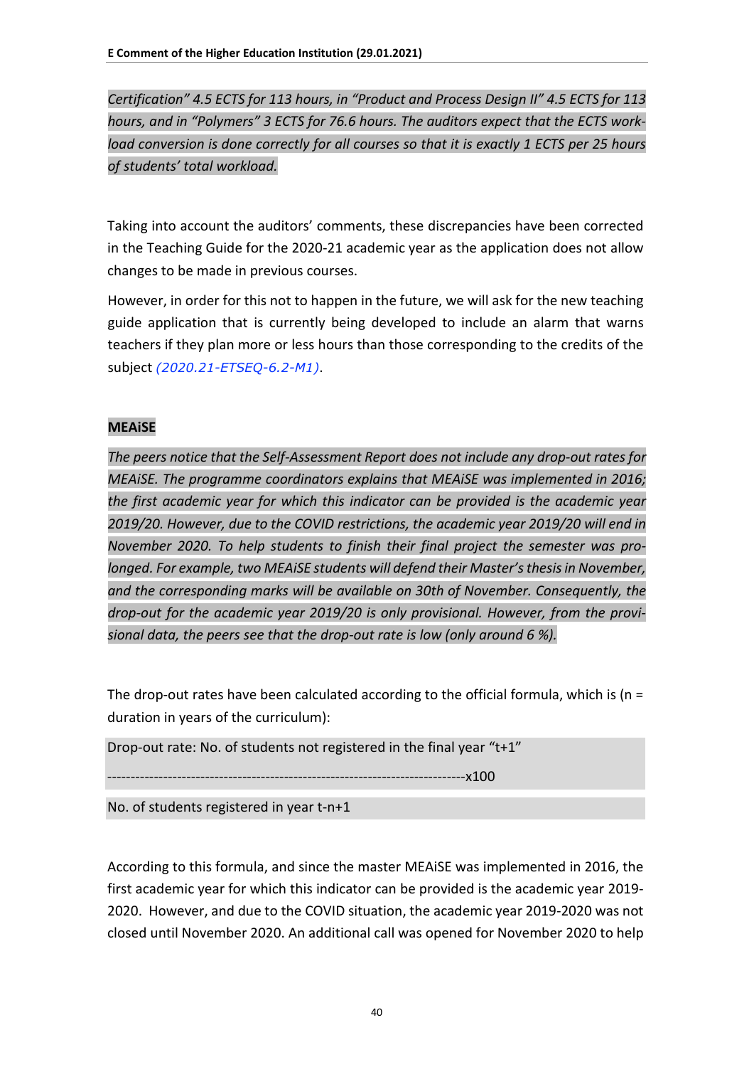*Certification" 4.5 ECTS for 113 hours, in "Product and Process Design II" 4.5 ECTS for 113 hours, and in "Polymers" 3 ECTS for 76.6 hours. The auditors expect that the ECTS workload conversion is done correctly for all courses so that it is exactly 1 ECTS per 25 hours of students' total workload.*

Taking into account the auditors' comments, these discrepancies have been corrected in the Teaching Guide for the 2020-21 academic year as the application does not allow changes to be made in previous courses.

However, in order for this not to happen in the future, we will ask for the new teaching guide application that is currently being developed to include an alarm that warns teachers if they plan more or less hours than those corresponding to the credits of the subject *(2020.21-ETSEQ-6.2-M1)*.

**MEAiSE**

*The peers notice that the Self-Assessment Report does not include any drop-out rates for MEAiSE. The programme coordinators explains that MEAiSE was implemented in 2016; the first academic year for which this indicator can be provided is the academic year 2019/20. However, due to the COVID restrictions, the academic year 2019/20 will end in November 2020. To help students to finish their final project the semester was prolonged. For example, two MEAiSE students will defend their Master's thesis in November, and the corresponding marks will be available on 30th of November. Consequently, the drop-out for the academic year 2019/20 is only provisional. However, from the provisional data, the peers see that the drop-out rate is low (only around 6 %).*

The drop-out rates have been calculated according to the official formula, which is (n = duration in years of the curriculum):

$$\text{Drop-out rate} = \frac{\text{No. of students not registered in the final year "t+1"}}{\text{No. of students registered in year t-n+1}} \times 100$$

According to this formula, and since the master MEAiSE was implemented in 2016, the first academic year for which this indicator can be provided is the academic year 2019-2020. However, and due to the COVID situation, the academic year 2019-2020 was not closed until November 2020. An additional call was opened for November 2020 to help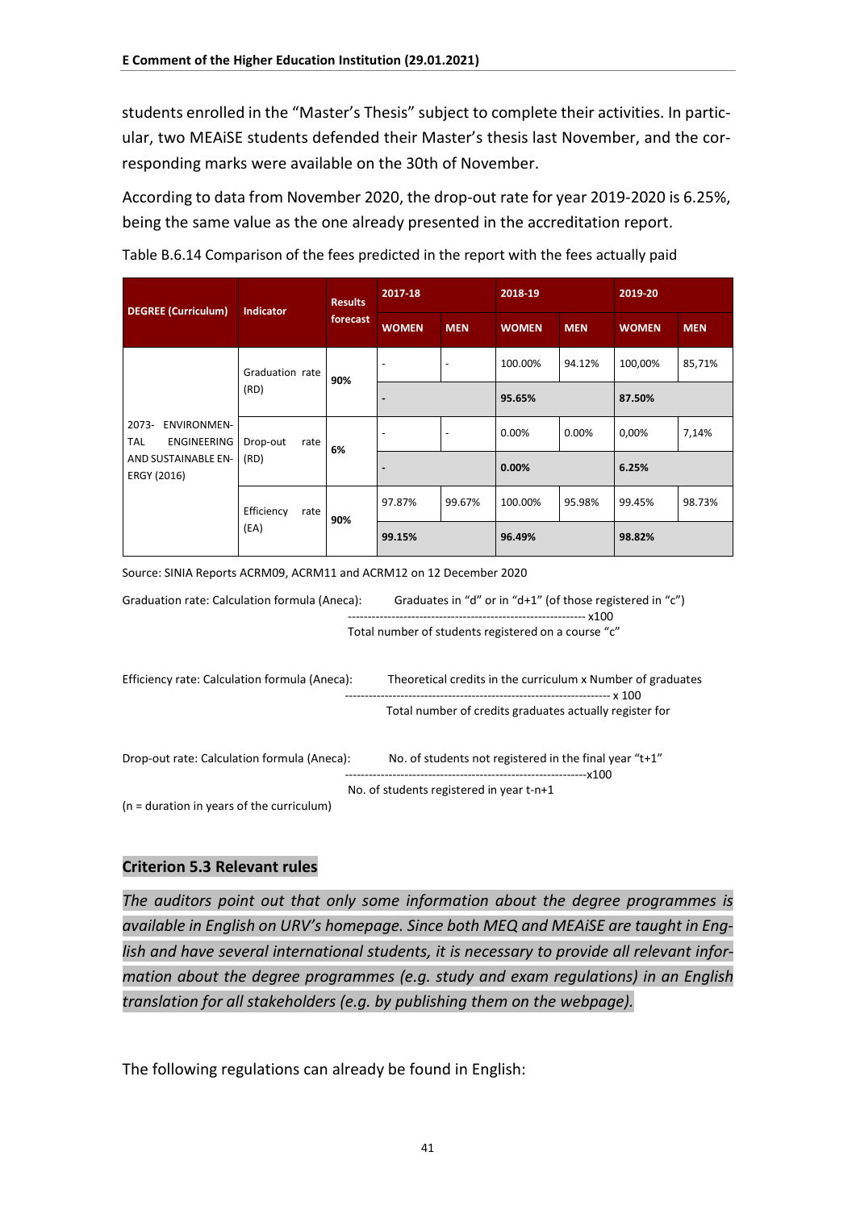students enrolled in the "Master's Thesis" subject to complete their activities. In particular, two MEAiSE students defended their Master's thesis last November, and the corresponding marks were available on the 30th of November.

According to data from November 2020, the drop-out rate for year 2019-2020 is 6.25%, being the same value as the one already presented in the accreditation report.

Table B.6.14 Comparison of the fees predicted in the report with the fees actually paid

| DEGREE (Curriculum) | Indicator | Results forecast | 2017-18 | | 2018-19 | | 2019-20 | |
|---|---|---|---|---|---|---|---|---|
| | | | WOMEN | MEN | WOMEN | MEN | WOMEN | MEN |
| 2073- ENVIRONMENTAL ENGINEERING AND SUSTAINABLE ENERGY (2016) | Graduation rate (RD) | 90% | - | - | 100.00% | 94.12% | 100,00% | 85,71% |
| | | | **-** | | **95.65%** | | **87.50%** | |
| | Drop-out rate (RD) | 6% | - | - | 0.00% | 0.00% | 0,00% | 7,14% |
| | | | **-** | | **0.00%** | | **6.25%** | |
| | Efficiency rate (EA) | 90% | 97.87% | 99.67% | 100.00% | 95.98% | 99.45% | 98.73% |
| | | | **99.15%** | | **96.49%** | | **98.82%** | |

Source: SINIA Reports ACRM09, ACRM11 and ACRM12 on 12 December 2020

Graduation rate: Calculation formula (Aneca):

$$\frac{\text{Graduates in "d" or in "d+1" (of those registered in "c")}}{\text{Total number of students registered on a course "c"}} \times 100$$

Efficiency rate: Calculation formula (Aneca):

$$\frac{\text{Theoretical credits in the curriculum x Number of graduates}}{\text{Total number of credits graduates actually register for}} \times 100$$

Drop-out rate: Calculation formula (Aneca):

$$\frac{\text{No. of students not registered in the final year "t+1"}}{\text{No. of students registered in year t-n+1}} \times 100$$

(n = duration in years of the curriculum)

### Criterion 5.3 Relevant rules

*The auditors point out that only some information about the degree programmes is available in English on URV's homepage. Since both MEQ and MEAiSE are taught in English and have several international students, it is necessary to provide all relevant information about the degree programmes (e.g. study and exam regulations) in an English translation for all stakeholders (e.g. by publishing them on the webpage).*

The following regulations can already be found in English: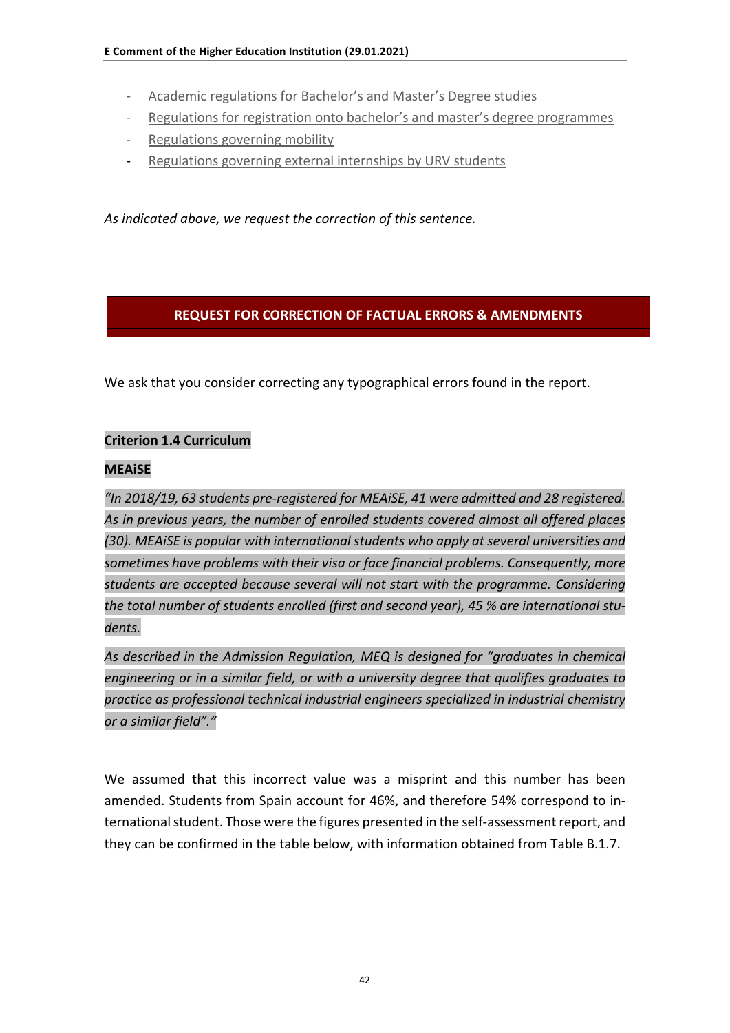- Academic regulations for Bachelor's and Master's Degree studies
- Regulations for registration onto bachelor's and master's degree programmes
- Regulations governing mobility
- Regulations governing external internships by URV students

*As indicated above, we request the correction of this sentence.*

## REQUEST FOR CORRECTION OF FACTUAL ERRORS & AMENDMENTS

We ask that you consider correcting any typographical errors found in the report.

**Criterion 1.4 Curriculum**

**MEAiSE**

*"In 2018/19, 63 students pre-registered for MEAiSE, 41 were admitted and 28 registered. As in previous years, the number of enrolled students covered almost all offered places (30). MEAiSE is popular with international students who apply at several universities and sometimes have problems with their visa or face financial problems. Consequently, more students are accepted because several will not start with the programme. Considering the total number of students enrolled (first and second year), 45 % are international students.*

*As described in the Admission Regulation, MEQ is designed for "graduates in chemical engineering or in a similar field, or with a university degree that qualifies graduates to practice as professional technical industrial engineers specialized in industrial chemistry or a similar field"."*

We assumed that this incorrect value was a misprint and this number has been amended. Students from Spain account for 46%, and therefore 54% correspond to international student. Those were the figures presented in the self-assessment report, and they can be confirmed in the table below, with information obtained from Table B.1.7.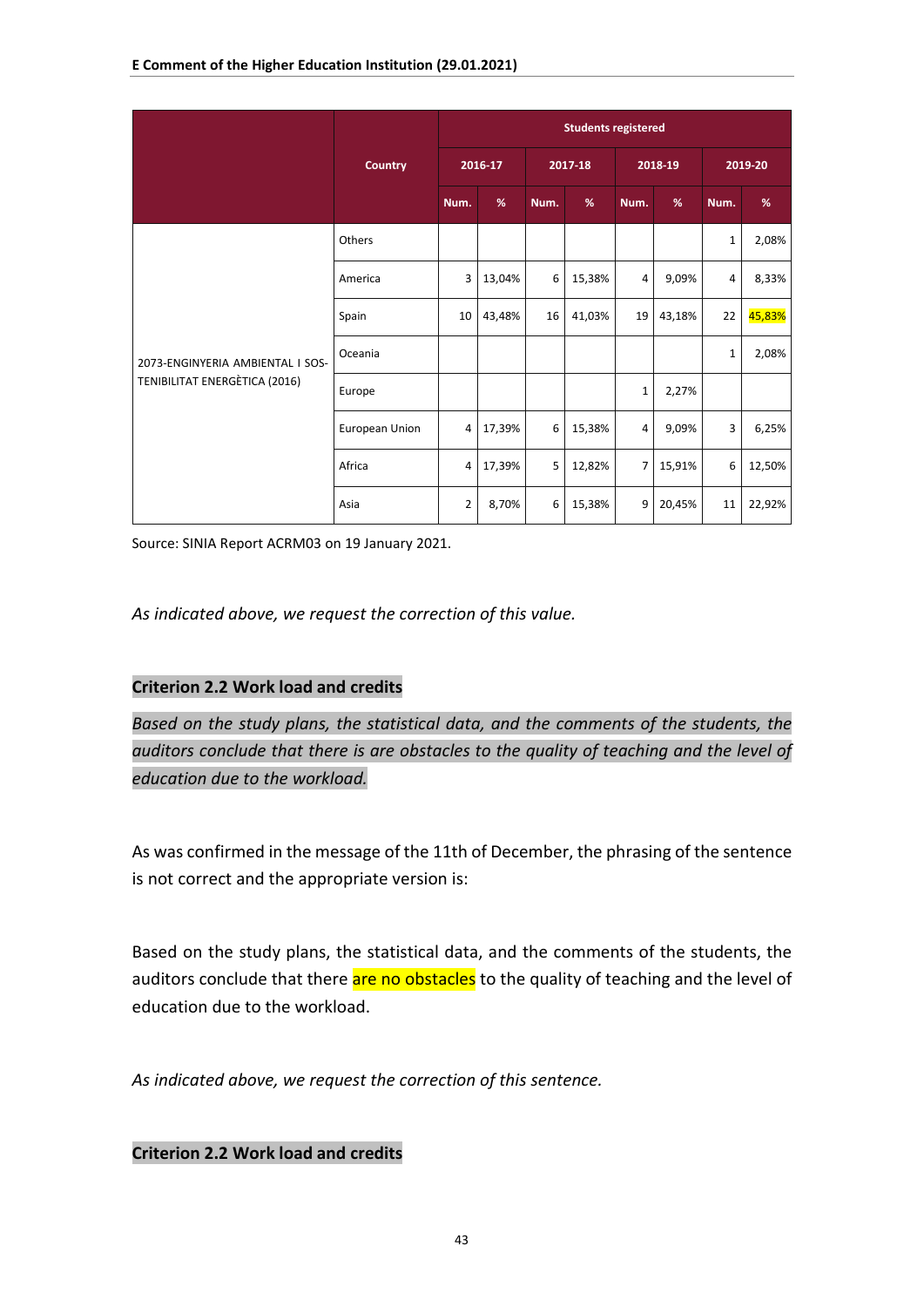| | Country | Students registered | | | | | | | |
|---|---|---|---|---|---|---|---|---|---|
| | | 2016-17 | | 2017-18 | | 2018-19 | | 2019-20 | |
| | | Num. | % | Num. | % | Num. | % | Num. | % |
| 2073-ENGINYERIA AMBIENTAL I SOSTENIBILITAT ENERGÈTICA (2016) | Others | | | | | | | 1 | 2,08% |
| | America | 3 | 13,04% | 6 | 15,38% | 4 | 9,09% | 4 | 8,33% |
| | Spain | 10 | 43,48% | 16 | 41,03% | 19 | 43,18% | 22 | 45,83% |
| | Oceania | | | | | | | 1 | 2,08% |
| | Europe | | | | | 1 | 2,27% | | |
| | European Union | 4 | 17,39% | 6 | 15,38% | 4 | 9,09% | 3 | 6,25% |
| | Africa | 4 | 17,39% | 5 | 12,82% | 7 | 15,91% | 6 | 12,50% |
| | Asia | 2 | 8,70% | 6 | 15,38% | 9 | 20,45% | 11 | 22,92% |

Source: SINIA Report ACRM03 on 19 January 2021.

*As indicated above, we request the correction of this value.*

**Criterion 2.2 Work load and credits**

*Based on the study plans, the statistical data, and the comments of the students, the auditors conclude that there is are obstacles to the quality of teaching and the level of education due to the workload.*

As was confirmed in the message of the 11th of December, the phrasing of the sentence is not correct and the appropriate version is:

Based on the study plans, the statistical data, and the comments of the students, the auditors conclude that there are no obstacles to the quality of teaching and the level of education due to the workload.

*As indicated above, we request the correction of this sentence.*

**Criterion 2.2 Work load and credits**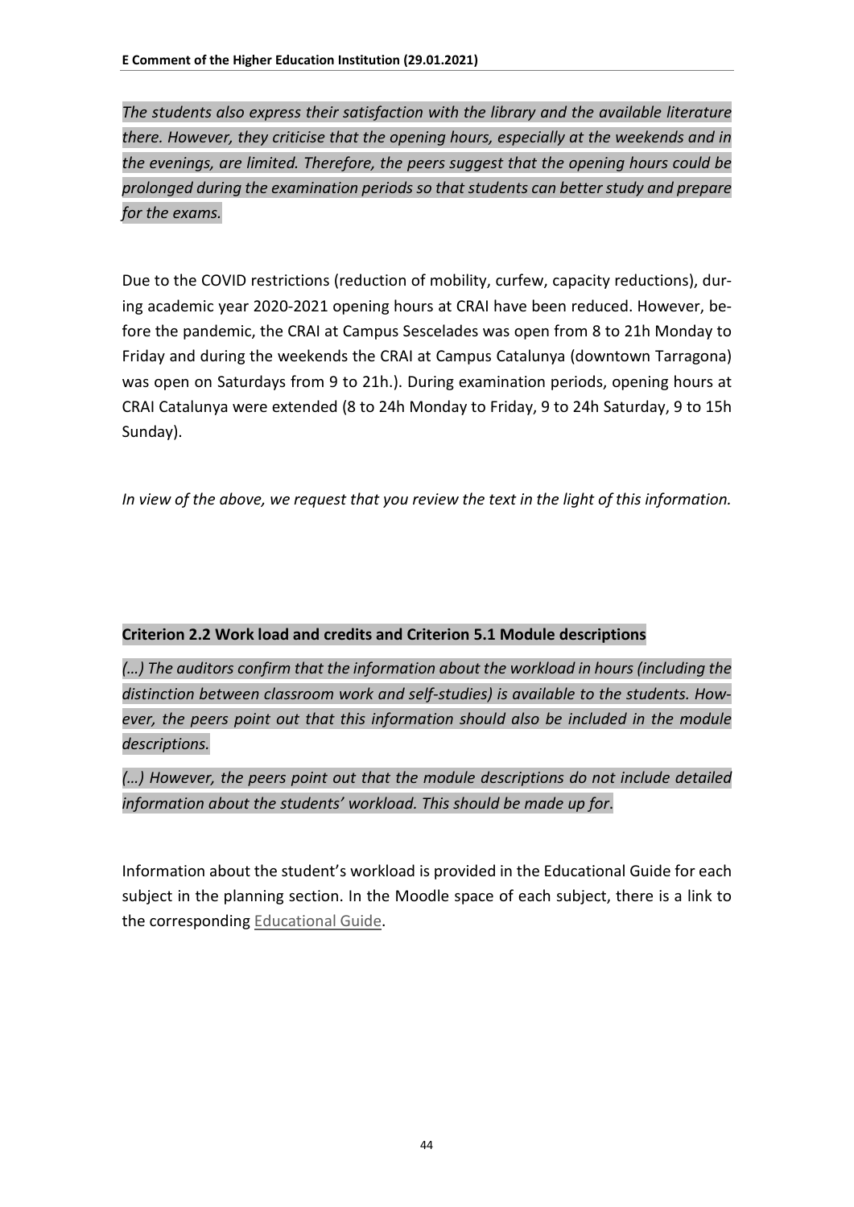*The students also express their satisfaction with the library and the available literature there. However, they criticise that the opening hours, especially at the weekends and in the evenings, are limited. Therefore, the peers suggest that the opening hours could be prolonged during the examination periods so that students can better study and prepare for the exams.*

Due to the COVID restrictions (reduction of mobility, curfew, capacity reductions), during academic year 2020-2021 opening hours at CRAI have been reduced. However, before the pandemic, the CRAI at Campus Sescelades was open from 8 to 21h Monday to Friday and during the weekends the CRAI at Campus Catalunya (downtown Tarragona) was open on Saturdays from 9 to 21h.). During examination periods, opening hours at CRAI Catalunya were extended (8 to 24h Monday to Friday, 9 to 24h Saturday, 9 to 15h Sunday).

*In view of the above, we request that you review the text in the light of this information.*

**Criterion 2.2 Work load and credits and Criterion 5.1 Module descriptions**

*(…) The auditors confirm that the information about the workload in hours (including the distinction between classroom work and self-studies) is available to the students. However, the peers point out that this information should also be included in the module descriptions.*

*(…) However, the peers point out that the module descriptions do not include detailed information about the students' workload. This should be made up for.*

Information about the student's workload is provided in the Educational Guide for each subject in the planning section. In the Moodle space of each subject, there is a link to the corresponding Educational Guide.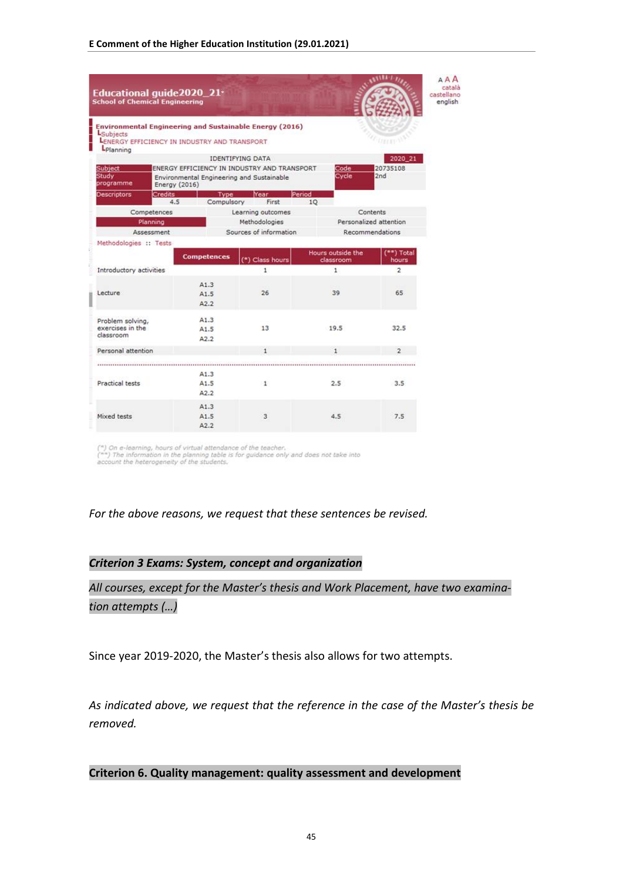Educational guide2020_21
School of Chemical Engineering

AAA català castellano english

**Environmental Engineering and Sustainable Energy (2016)**
└Subjects
└ENERGY EFFICIENCY IN INDUSTRY AND TRANSPORT
└Planning

| IDENTIFYING DATA | | | | | 2020_21 |
|---|---|---|---|---|---|
| Subject | ENERGY EFFICIENCY IN INDUSTRY AND TRANSPORT | | | Code | 20735108 |
| Study programme | Environmental Engineering and Sustainable Energy (2016) | | | Cycle | 2nd |
| Descriptors | Credits | Type | Year | Period | |
| | 4.5 | Compulsory | First | 1Q | |

| Competences | Learning outcomes | Contents |
|---|---|---|
| Planning | Methodologies | Personalized attention |
| Assessment | Sources of information | Recommendations |

Methodologies :: Tests

| | Competences | (*) Class hours | Hours outside the classroom | (**) Total hours |
|---|---|---|---|---|
| Introductory activities | | 1 | 1 | 2 |
| Lecture | A1.3 A1.5 A2.2 | 26 | 39 | 65 |
| Problem solving, exercises in the classroom | A1.3 A1.5 A2.2 | 13 | 19.5 | 32.5 |
| Personal attention | | 1 | 1 | 2 |
| Practical tests | A1.3 A1.5 A2.2 | 1 | 2.5 | 3.5 |
| Mixed tests | A1.3 A1.5 A2.2 | 3 | 4.5 | 7.5 |

(*) On e-learning, hours of virtual attendance of the teacher.
(**) The information in the planning table is for guidance only and does not take into account the heterogeneity of the students.

*For the above reasons, we request that these sentences be revised.*

***Criterion 3 Exams: System, concept and organization***

*All courses, except for the Master's thesis and Work Placement, have two examination attempts (…)*

Since year 2019-2020, the Master's thesis also allows for two attempts.

*As indicated above, we request that the reference in the case of the Master's thesis be removed.*

**Criterion 6. Quality management: quality assessment and development**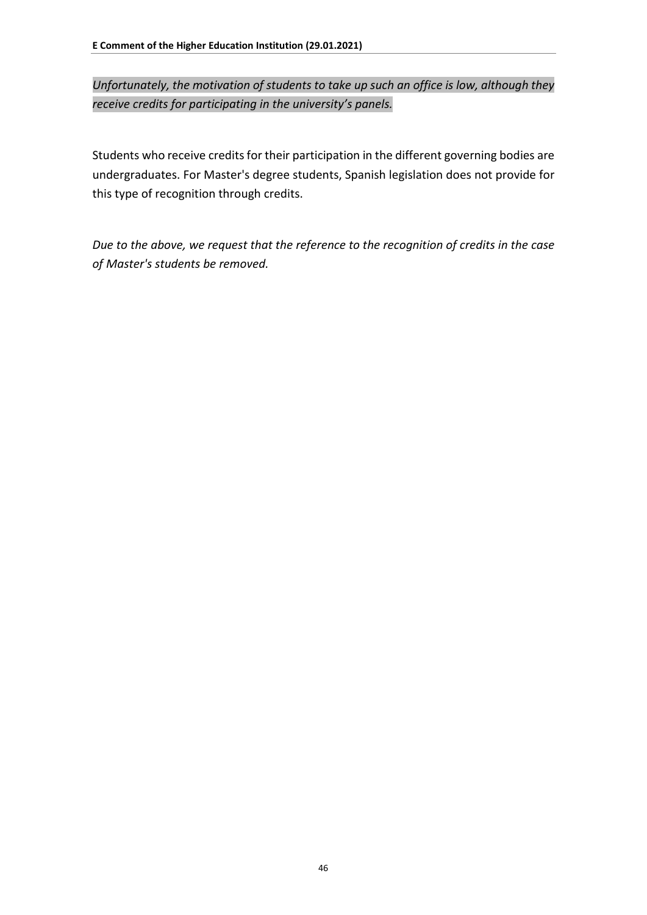*Unfortunately, the motivation of students to take up such an office is low, although they receive credits for participating in the university's panels.*

Students who receive credits for their participation in the different governing bodies are undergraduates. For Master's degree students, Spanish legislation does not provide for this type of recognition through credits.

*Due to the above, we request that the reference to the recognition of credits in the case of Master's students be removed.*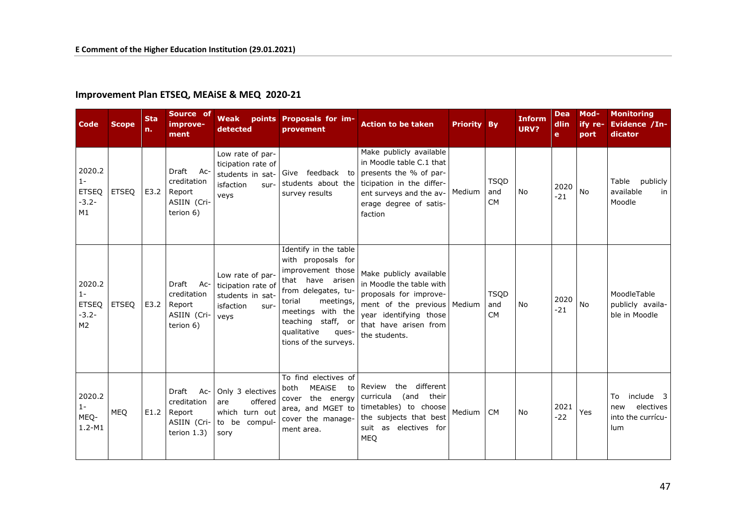**E Comment of the Higher Education Institution (29.01.2021)**

## Improvement Plan ETSEQ, MEAiSE & MEQ 2020-21

| Code | Scope | Stan. | Source of improvement | Weak points detected | Proposals for improvement | Action to be taken | Priority | By | Inform URV? | Deadline | Modify report | Monitoring Evidence /Indicator |
|---|---|---|---|---|---|---|---|---|---|---|---|---|
| 2020.21-ETSEQ-3.2-M1 | ETSEQ | E3.2 | Draft Accreditation Report ASIIN (Criterion 6) | Low rate of participation rate of students in satisfaction surveys | Give feedback to students about the survey results | Make publicly available in Moodle table C.1 that presents the % of participation in the different surveys and the average degree of satisfaction | Medium | TSQD and CM | No | 2020-21 | No | Table publicly available in Moodle |
| 2020.21-ETSEQ-3.2-M2 | ETSEQ | E3.2 | Draft Accreditation Report ASIIN (Criterion 6) | Low rate of participation rate of students in satisfaction surveys | Identify in the table with proposals for improvement those that have arisen from delegates, tutorial meetings, meetings with the teaching staff, or qualitative questions of the surveys. | Make publicly available in Moodle the table with proposals for improvement of the previous year identifying those that have arisen from the students. | Medium | TSQD and CM | No | 2020-21 | No | MoodleTable publicly available in Moodle |
| 2020.21-MEQ-1.2-M1 | MEQ | E1.2 | Draft Accreditation Report ASIIN (Criterion 1.3) | Only 3 electives are offered which turn out to be compulsory | To find electives of both MEAiSE to cover the energy area, and MGET to cover the management area. | Review the different curricula (and their timetables) to choose the subjects that best suit as electives for MEQ | Medium | CM | No | 2021-22 | Yes | To include 3 new electives into the currículum |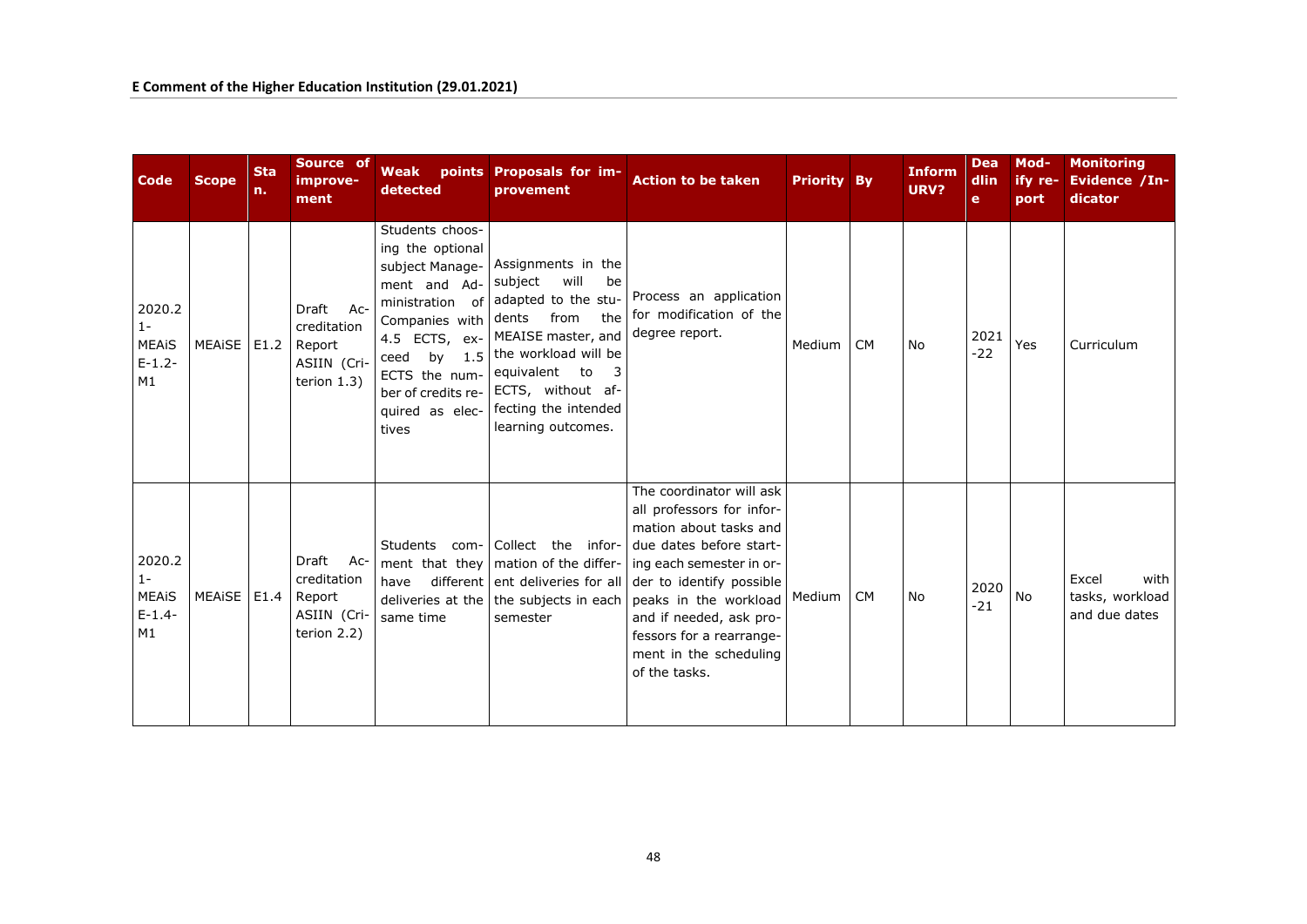**E Comment of the Higher Education Institution (29.01.2021)**

| Code | Scope | Stan. | Source of improvement | Weak points detected | Proposals for improvement | Action to be taken | Priority | By | Inform URV? | Deadline | Modify report | Monitoring Evidence /Indicator |
|---|---|---|---|---|---|---|---|---|---|---|---|---|
| 2020.21-MEAiSE-1.2-M1 | MEAiSE | E1.2 | Draft Accreditation Report ASIIN (Criterion 1.3) | Students choosing the optional subject Management and Administration of Companies with 4.5 ECTS, exceed by 1.5 ECTS the number of credits required as electives | Assignments in the subject will be adapted to the students from the MEAISE master, and the workload will be equivalent to 3 ECTS, without affecting the intended learning outcomes. | Process an application for modification of the degree report. | Medium | CM | No | 2021-22 | Yes | Curriculum |
| 2020.21-MEAiSE-1.4-M1 | MEAiSE | E1.4 | Draft Accreditation Report ASIIN (Criterion 2.2) | Students comment that they have different deliveries at the same time | Collect the information of the different deliveries for all the subjects in each semester | The coordinator will ask all professors for information about tasks and due dates before starting each semester in order to identify possible peaks in the workload and if needed, ask professors for a rearrangement in the scheduling of the tasks. | Medium | CM | No | 2020-21 | No | Excel with tasks, workload and due dates |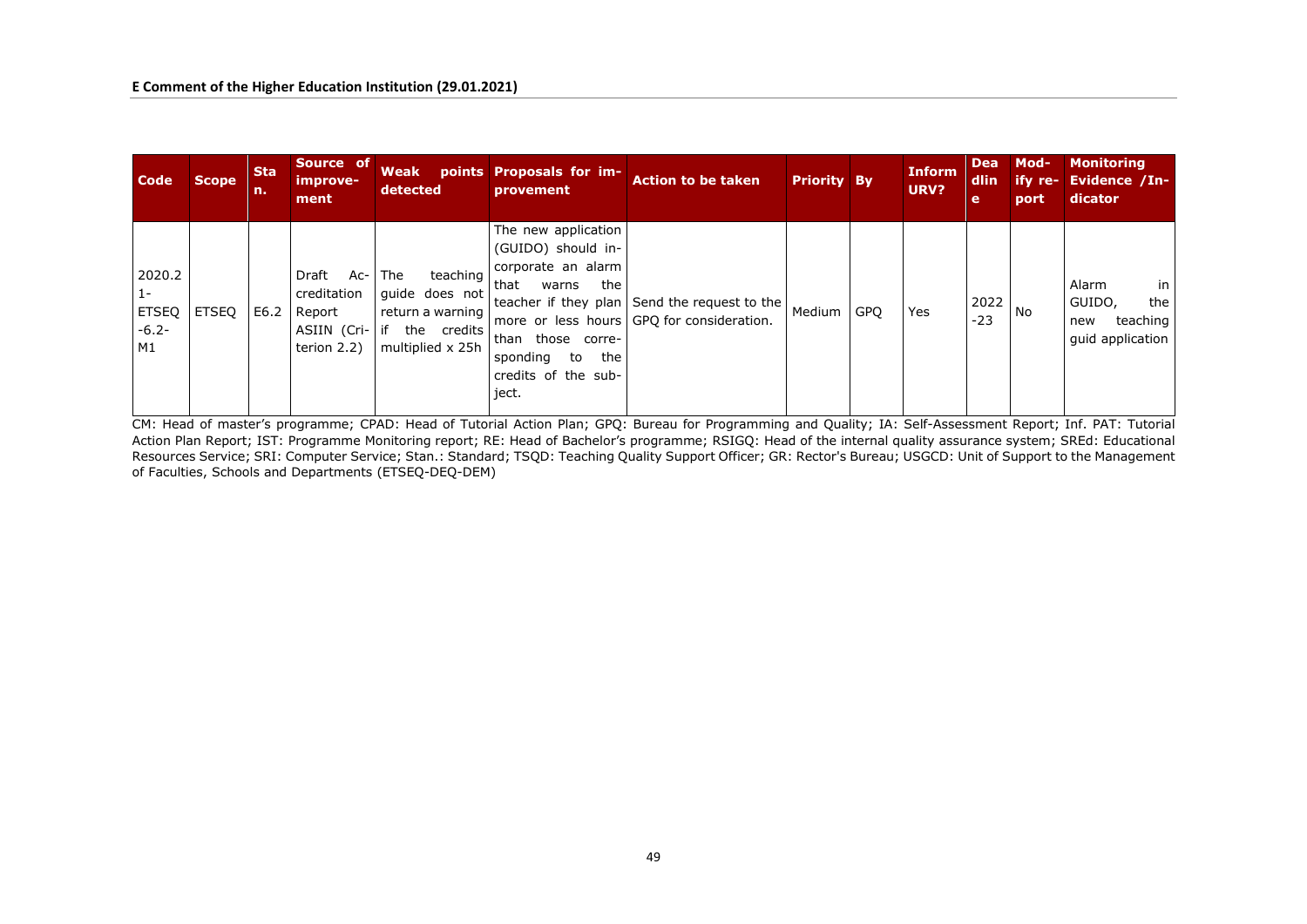**E Comment of the Higher Education Institution (29.01.2021)**

| Code | Scope | Stan. | Source of improvement | Weak points detected | Proposals for improvement | Action to be taken | Priority | By | Inform URV? | Deadline | Modify report | Monitoring Evidence /Indicator |
|---|---|---|---|---|---|---|---|---|---|---|---|---|
| 2020.21-ETSEQ-6.2-M1 | ETSEQ | E6.2 | Draft Accreditation Report ASIIN (Criterion 2.2) | The teaching guide does not return a warning if the credits multiplied x 25h | The new application (GUIDO) should incorporate an alarm that warns the teacher if they plan more or less hours than those corresponding to the credits of the subject. | Send the request to the GPQ for consideration. | Medium | GPQ | Yes | 2022-23 | No | Alarm in GUIDO, the new teaching guid application |

CM: Head of master's programme; CPAD: Head of Tutorial Action Plan; GPQ: Bureau for Programming and Quality; IA: Self-Assessment Report; Inf. PAT: Tutorial Action Plan Report; IST: Programme Monitoring report; RE: Head of Bachelor's programme; RSIGQ: Head of the internal quality assurance system; SREd: Educational Resources Service; SRI: Computer Service; Stan.: Standard; TSQD: Teaching Quality Support Officer; GR: Rector's Bureau; USGCD: Unit of Support to the Management of Faculties, Schools and Departments (ETSEQ-DEQ-DEM)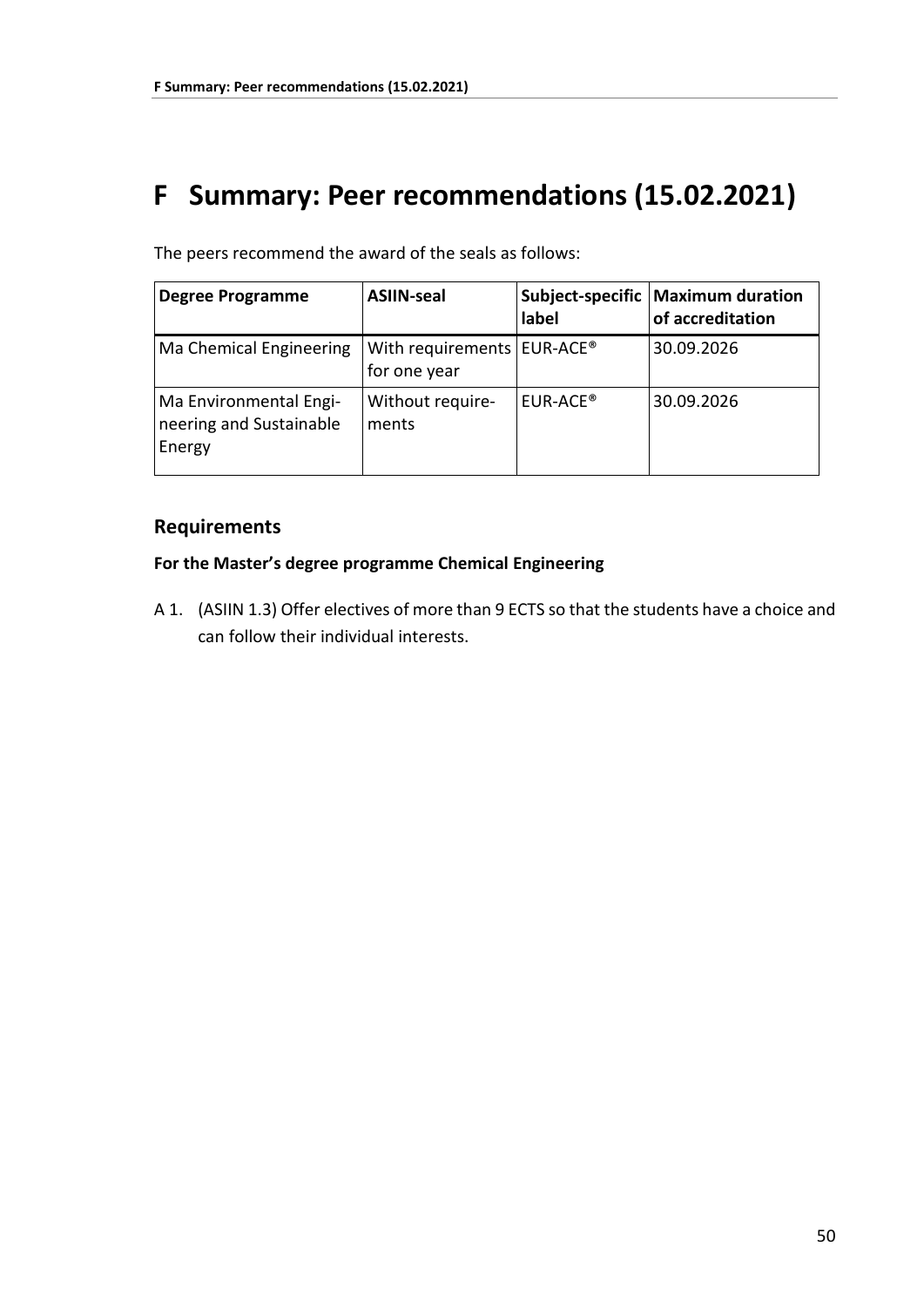# F Summary: Peer recommendations (15.02.2021)

The peers recommend the award of the seals as follows:

| Degree Programme | ASIIN-seal | Subject-specific label | Maximum duration of accreditation |
|---|---|---|---|
| Ma Chemical Engineering | With requirements for one year | EUR-ACE® | 30.09.2026 |
| Ma Environmental Engineering and Sustainable Energy | Without requirements | EUR-ACE® | 30.09.2026 |

## Requirements

**For the Master's degree programme Chemical Engineering**

A 1. (ASIIN 1.3) Offer electives of more than 9 ECTS so that the students have a choice and can follow their individual interests.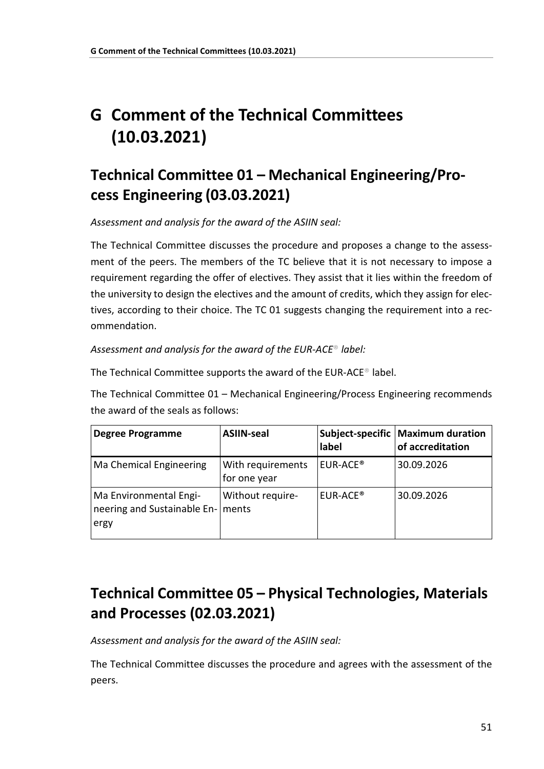# G Comment of the Technical Committees (10.03.2021)

## Technical Committee 01 – Mechanical Engineering/Process Engineering (03.03.2021)

*Assessment and analysis for the award of the ASIIN seal:*

The Technical Committee discusses the procedure and proposes a change to the assessment of the peers. The members of the TC believe that it is not necessary to impose a requirement regarding the offer of electives. They assist that it lies within the freedom of the university to design the electives and the amount of credits, which they assign for electives, according to their choice. The TC 01 suggests changing the requirement into a recommendation.

*Assessment and analysis for the award of the EUR-ACE® label:*

The Technical Committee supports the award of the EUR-ACE® label.

The Technical Committee 01 – Mechanical Engineering/Process Engineering recommends the award of the seals as follows:

| Degree Programme | ASIIN-seal | Subject-specific label | Maximum duration of accreditation |
|---|---|---|---|
| Ma Chemical Engineering | With requirements for one year | EUR-ACE® | 30.09.2026 |
| Ma Environmental Engineering and Sustainable Energy | Without requirements | EUR-ACE® | 30.09.2026 |

## Technical Committee 05 – Physical Technologies, Materials and Processes (02.03.2021)

*Assessment and analysis for the award of the ASIIN seal:*

The Technical Committee discusses the procedure and agrees with the assessment of the peers.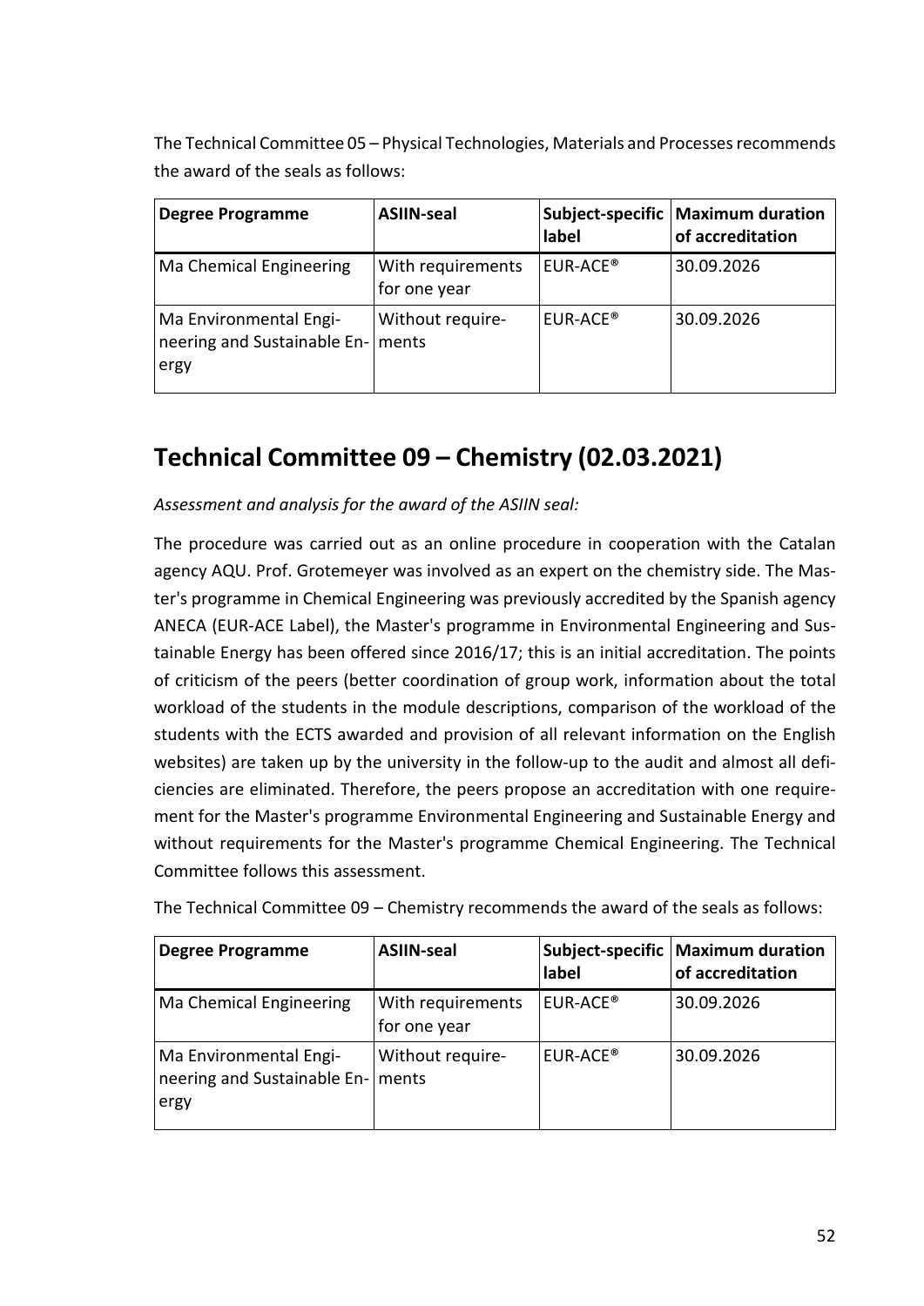The Technical Committee 05 – Physical Technologies, Materials and Processes recommends the award of the seals as follows:

| Degree Programme | ASIIN-seal | Subject-specific label | Maximum duration of accreditation |
|---|---|---|---|
| Ma Chemical Engineering | With requirements for one year | EUR-ACE® | 30.09.2026 |
| Ma Environmental Engineering and Sustainable Energy | Without requirements | EUR-ACE® | 30.09.2026 |

## Technical Committee 09 – Chemistry (02.03.2021)

*Assessment and analysis for the award of the ASIIN seal:*

The procedure was carried out as an online procedure in cooperation with the Catalan agency AQU. Prof. Grotemeyer was involved as an expert on the chemistry side. The Master's programme in Chemical Engineering was previously accredited by the Spanish agency ANECA (EUR-ACE Label), the Master's programme in Environmental Engineering and Sustainable Energy has been offered since 2016/17; this is an initial accreditation. The points of criticism of the peers (better coordination of group work, information about the total workload of the students in the module descriptions, comparison of the workload of the students with the ECTS awarded and provision of all relevant information on the English websites) are taken up by the university in the follow-up to the audit and almost all deficiencies are eliminated. Therefore, the peers propose an accreditation with one requirement for the Master's programme Environmental Engineering and Sustainable Energy and without requirements for the Master's programme Chemical Engineering. The Technical Committee follows this assessment.

The Technical Committee 09 – Chemistry recommends the award of the seals as follows:

| Degree Programme | ASIIN-seal | Subject-specific label | Maximum duration of accreditation |
|---|---|---|---|
| Ma Chemical Engineering | With requirements for one year | EUR-ACE® | 30.09.2026 |
| Ma Environmental Engineering and Sustainable Energy | Without requirements | EUR-ACE® | 30.09.2026 |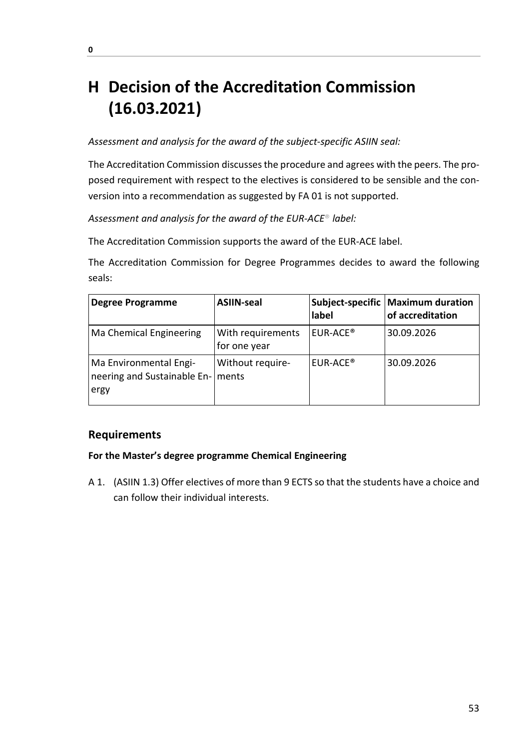# H Decision of the Accreditation Commission (16.03.2021)

*Assessment and analysis for the award of the subject-specific ASIIN seal:*

The Accreditation Commission discusses the procedure and agrees with the peers. The proposed requirement with respect to the electives is considered to be sensible and the conversion into a recommendation as suggested by FA 01 is not supported.

*Assessment and analysis for the award of the EUR-ACE® label:*

The Accreditation Commission supports the award of the EUR-ACE label.

The Accreditation Commission for Degree Programmes decides to award the following seals:

| Degree Programme | ASIIN-seal | Subject-specific label | Maximum duration of accreditation |
|---|---|---|---|
| Ma Chemical Engineering | With requirements for one year | EUR-ACE® | 30.09.2026 |
| Ma Environmental Engineering and Sustainable Energy | Without requirements | EUR-ACE® | 30.09.2026 |

## Requirements

**For the Master's degree programme Chemical Engineering**

A 1. (ASIIN 1.3) Offer electives of more than 9 ECTS so that the students have a choice and can follow their individual interests.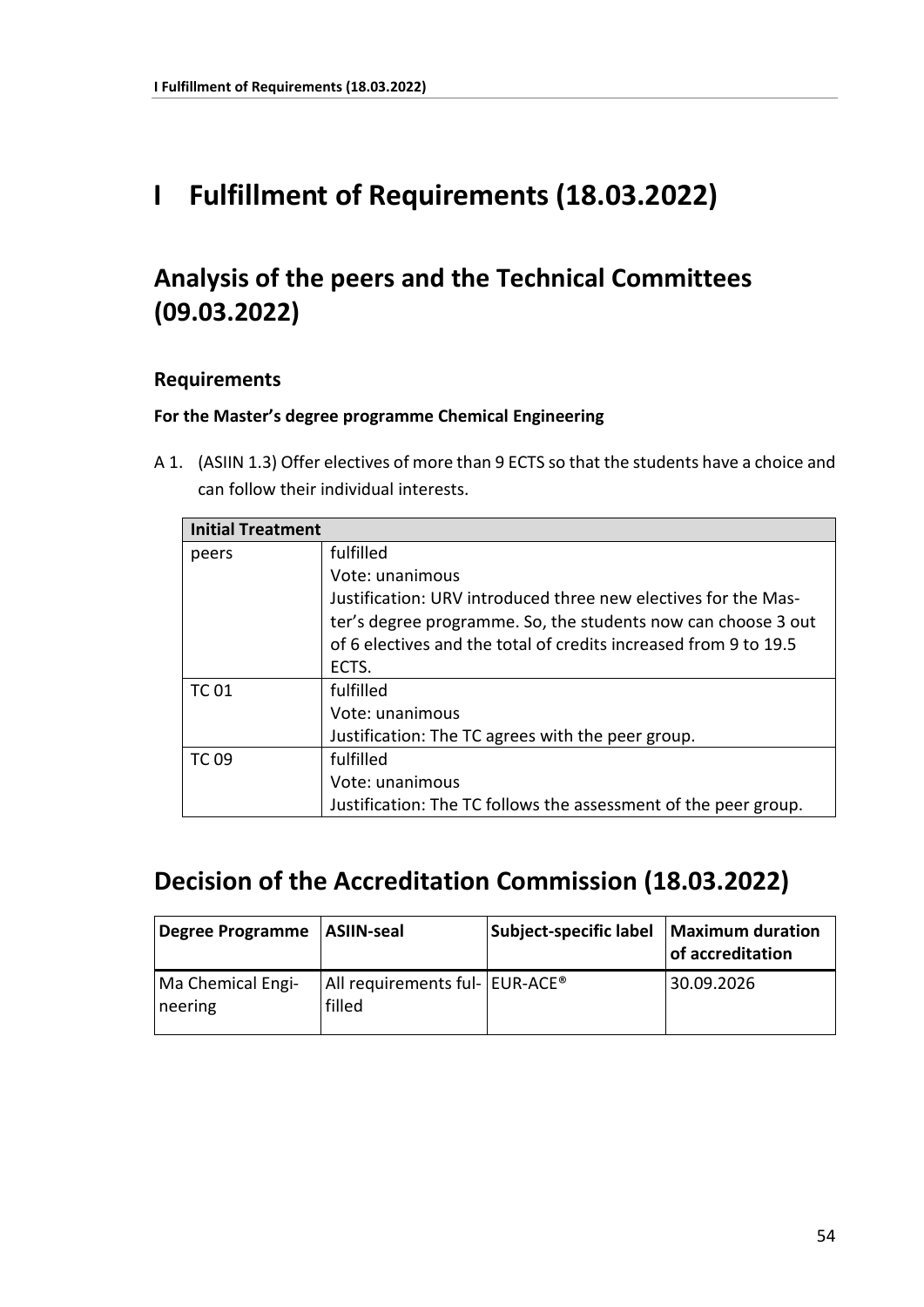# I Fulfillment of Requirements (18.03.2022)

## Analysis of the peers and the Technical Committees (09.03.2022)

### Requirements

**For the Master's degree programme Chemical Engineering**

A 1. (ASIIN 1.3) Offer electives of more than 9 ECTS so that the students have a choice and can follow their individual interests.

| Initial Treatment | |
|---|---|
| peers | fulfilled<br>Vote: unanimous<br>Justification: URV introduced three new electives for the Master's degree programme. So, the students now can choose 3 out of 6 electives and the total of credits increased from 9 to 19.5 ECTS. |
| TC 01 | fulfilled<br>Vote: unanimous<br>Justification: The TC agrees with the peer group. |
| TC 09 | fulfilled<br>Vote: unanimous<br>Justification: The TC follows the assessment of the peer group. |

## Decision of the Accreditation Commission (18.03.2022)

| Degree Programme | ASIIN-seal | Subject-specific label | Maximum duration of accreditation |
|---|---|---|---|
| Ma Chemical Engineering | All requirements fulfilled | EUR-ACE® | 30.09.2026 |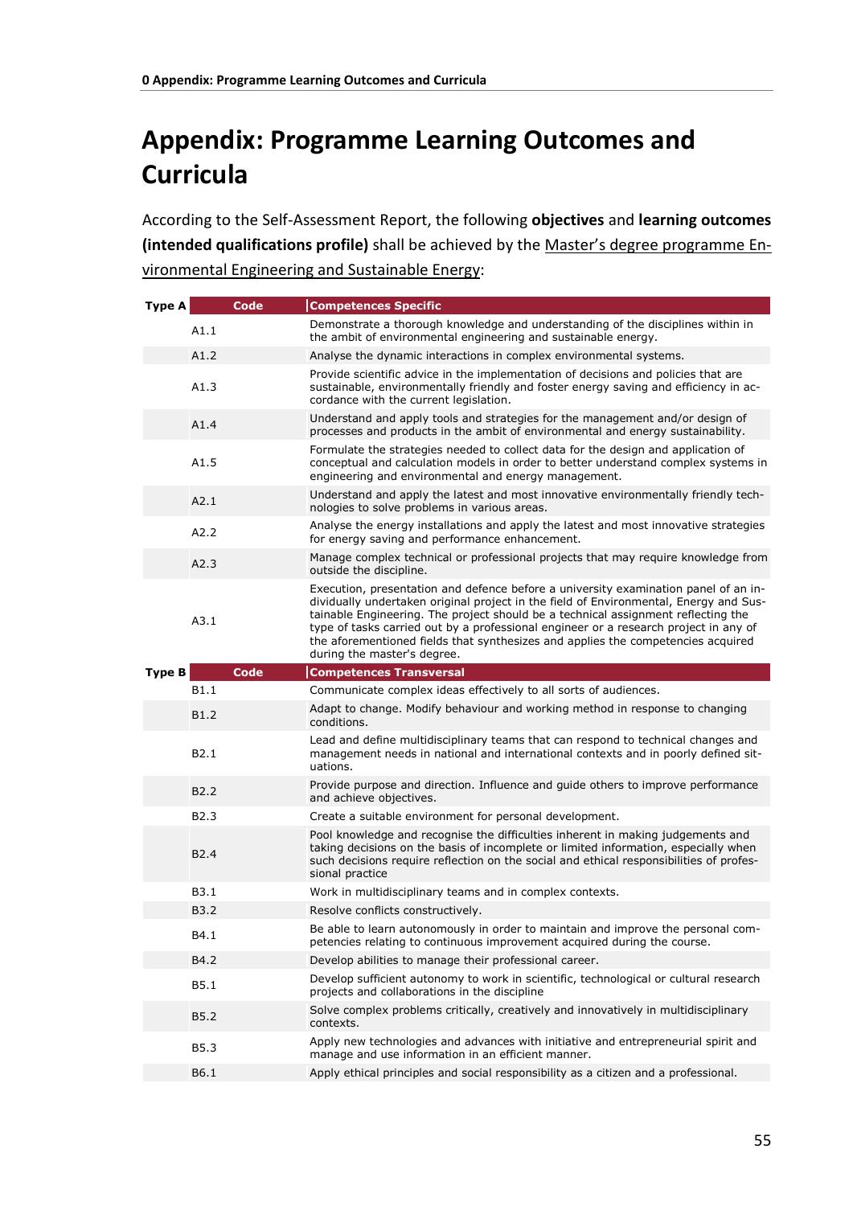# Appendix: Programme Learning Outcomes and Curricula

According to the Self-Assessment Report, the following **objectives** and **learning outcomes (intended qualifications profile)** shall be achieved by the Master's degree programme Environmental Engineering and Sustainable Energy:

| Type A | Code | Competences Specific |
|---|---|---|
| | A1.1 | Demonstrate a thorough knowledge and understanding of the disciplines within in the ambit of environmental engineering and sustainable energy. |
| | A1.2 | Analyse the dynamic interactions in complex environmental systems. |
| | A1.3 | Provide scientific advice in the implementation of decisions and policies that are sustainable, environmentally friendly and foster energy saving and efficiency in accordance with the current legislation. |
| | A1.4 | Understand and apply tools and strategies for the management and/or design of processes and products in the ambit of environmental and energy sustainability. |
| | A1.5 | Formulate the strategies needed to collect data for the design and application of conceptual and calculation models in order to better understand complex systems in engineering and environmental and energy management. |
| | A2.1 | Understand and apply the latest and most innovative environmentally friendly technologies to solve problems in various areas. |
| | A2.2 | Analyse the energy installations and apply the latest and most innovative strategies for energy saving and performance enhancement. |
| | A2.3 | Manage complex technical or professional projects that may require knowledge from outside the discipline. |
| | A3.1 | Execution, presentation and defence before a university examination panel of an individually undertaken original project in the field of Environmental, Energy and Sustainable Engineering. The project should be a technical assignment reflecting the type of tasks carried out by a professional engineer or a research project in any of the aforementioned fields that synthesizes and applies the competencies acquired during the master's degree. |
| **Type B** | **Code** | **Competences Transversal** |
| | B1.1 | Communicate complex ideas effectively to all sorts of audiences. |
| | B1.2 | Adapt to change. Modify behaviour and working method in response to changing conditions. |
| | B2.1 | Lead and define multidisciplinary teams that can respond to technical changes and management needs in national and international contexts and in poorly defined situations. |
| | B2.2 | Provide purpose and direction. Influence and guide others to improve performance and achieve objectives. |
| | B2.3 | Create a suitable environment for personal development. |
| | B2.4 | Pool knowledge and recognise the difficulties inherent in making judgements and taking decisions on the basis of incomplete or limited information, especially when such decisions require reflection on the social and ethical responsibilities of professional practice |
| | B3.1 | Work in multidisciplinary teams and in complex contexts. |
| | B3.2 | Resolve conflicts constructively. |
| | B4.1 | Be able to learn autonomously in order to maintain and improve the personal competencies relating to continuous improvement acquired during the course. |
| | B4.2 | Develop abilities to manage their professional career. |
| | B5.1 | Develop sufficient autonomy to work in scientific, technological or cultural research projects and collaborations in the discipline |
| | B5.2 | Solve complex problems critically, creatively and innovatively in multidisciplinary contexts. |
| | B5.3 | Apply new technologies and advances with initiative and entrepreneurial spirit and manage and use information in an efficient manner. |
| | B6.1 | Apply ethical principles and social responsibility as a citizen and a professional. |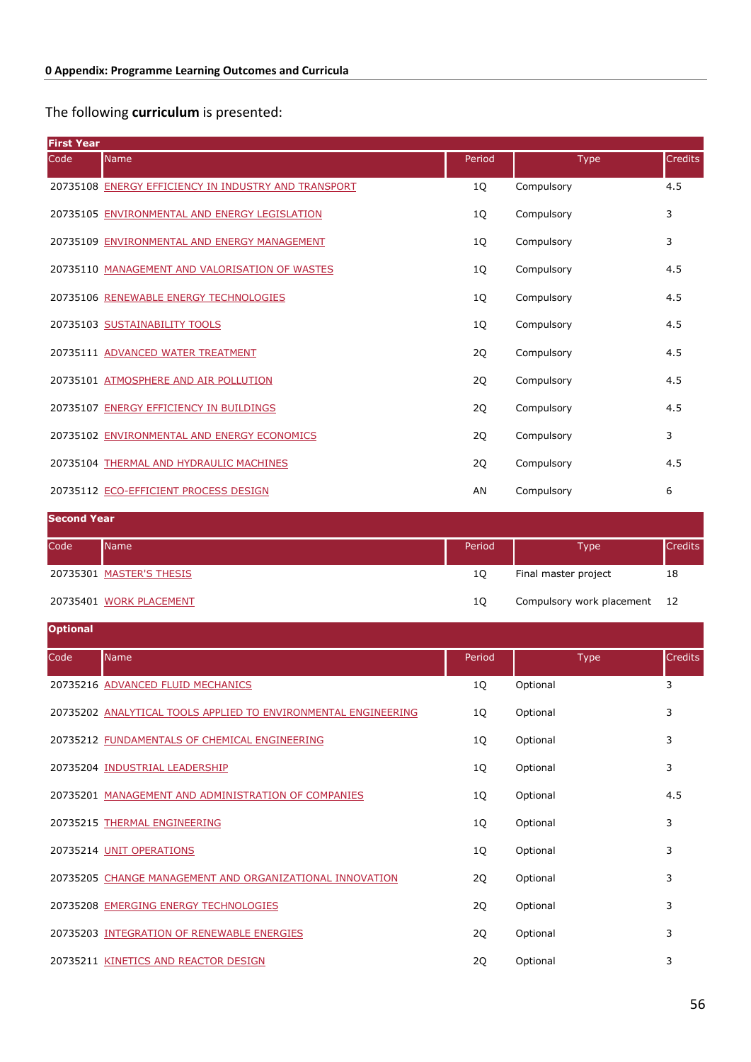**0 Appendix: Programme Learning Outcomes and Curricula**

The following **curriculum** is presented:

| **First Year** | | | | |
|---|---|---|---|---|
| Code | Name | Period | Type | Credits |
| 20735108 | ENERGY EFFICIENCY IN INDUSTRY AND TRANSPORT | 1Q | Compulsory | 4.5 |
| 20735105 | ENVIRONMENTAL AND ENERGY LEGISLATION | 1Q | Compulsory | 3 |
| 20735109 | ENVIRONMENTAL AND ENERGY MANAGEMENT | 1Q | Compulsory | 3 |
| 20735110 | MANAGEMENT AND VALORISATION OF WASTES | 1Q | Compulsory | 4.5 |
| 20735106 | RENEWABLE ENERGY TECHNOLOGIES | 1Q | Compulsory | 4.5 |
| 20735103 | SUSTAINABILITY TOOLS | 1Q | Compulsory | 4.5 |
| 20735111 | ADVANCED WATER TREATMENT | 2Q | Compulsory | 4.5 |
| 20735101 | ATMOSPHERE AND AIR POLLUTION | 2Q | Compulsory | 4.5 |
| 20735107 | ENERGY EFFICIENCY IN BUILDINGS | 2Q | Compulsory | 4.5 |
| 20735102 | ENVIRONMENTAL AND ENERGY ECONOMICS | 2Q | Compulsory | 3 |
| 20735104 | THERMAL AND HYDRAULIC MACHINES | 2Q | Compulsory | 4.5 |
| 20735112 | ECO-EFFICIENT PROCESS DESIGN | AN | Compulsory | 6 |

| **Second Year** | | | | |
|---|---|---|---|---|
| Code | Name | Period | Type | Credits |
| 20735301 | MASTER'S THESIS | 1Q | Final master project | 18 |
| 20735401 | WORK PLACEMENT | 1Q | Compulsory work placement | 12 |

| **Optional** | | | | |
|---|---|---|---|---|
| Code | Name | Period | Type | Credits |
| 20735216 | ADVANCED FLUID MECHANICS | 1Q | Optional | 3 |
| 20735202 | ANALYTICAL TOOLS APPLIED TO ENVIRONMENTAL ENGINEERING | 1Q | Optional | 3 |
| 20735212 | FUNDAMENTALS OF CHEMICAL ENGINEERING | 1Q | Optional | 3 |
| 20735204 | INDUSTRIAL LEADERSHIP | 1Q | Optional | 3 |
| 20735201 | MANAGEMENT AND ADMINISTRATION OF COMPANIES | 1Q | Optional | 4.5 |
| 20735215 | THERMAL ENGINEERING | 1Q | Optional | 3 |
| 20735214 | UNIT OPERATIONS | 1Q | Optional | 3 |
| 20735205 | CHANGE MANAGEMENT AND ORGANIZATIONAL INNOVATION | 2Q | Optional | 3 |
| 20735208 | EMERGING ENERGY TECHNOLOGIES | 2Q | Optional | 3 |
| 20735203 | INTEGRATION OF RENEWABLE ENERGIES | 2Q | Optional | 3 |
| 20735211 | KINETICS AND REACTOR DESIGN | 2Q | Optional | 3 |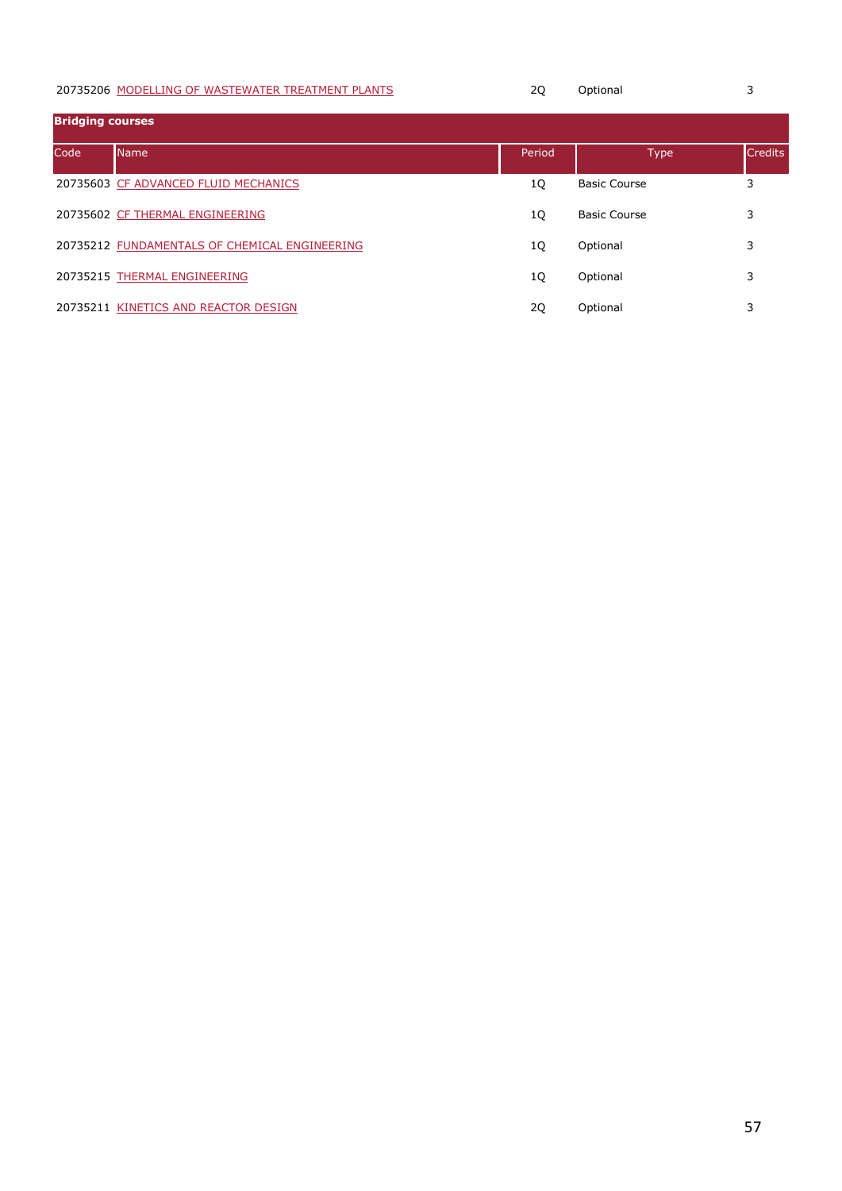| | | | | |
|---|---|---|---|---|
| 20735206 | MODELLING OF WASTEWATER TREATMENT PLANTS | 2Q | Optional | 3 |

**Bridging courses**

| Code | Name | Period | Type | Credits |
|---|---|---|---|---|
| 20735603 | CF ADVANCED FLUID MECHANICS | 1Q | Basic Course | 3 |
| 20735602 | CF THERMAL ENGINEERING | 1Q | Basic Course | 3 |
| 20735212 | FUNDAMENTALS OF CHEMICAL ENGINEERING | 1Q | Optional | 3 |
| 20735215 | THERMAL ENGINEERING | 1Q | Optional | 3 |
| 20735211 | KINETICS AND REACTOR DESIGN | 2Q | Optional | 3 |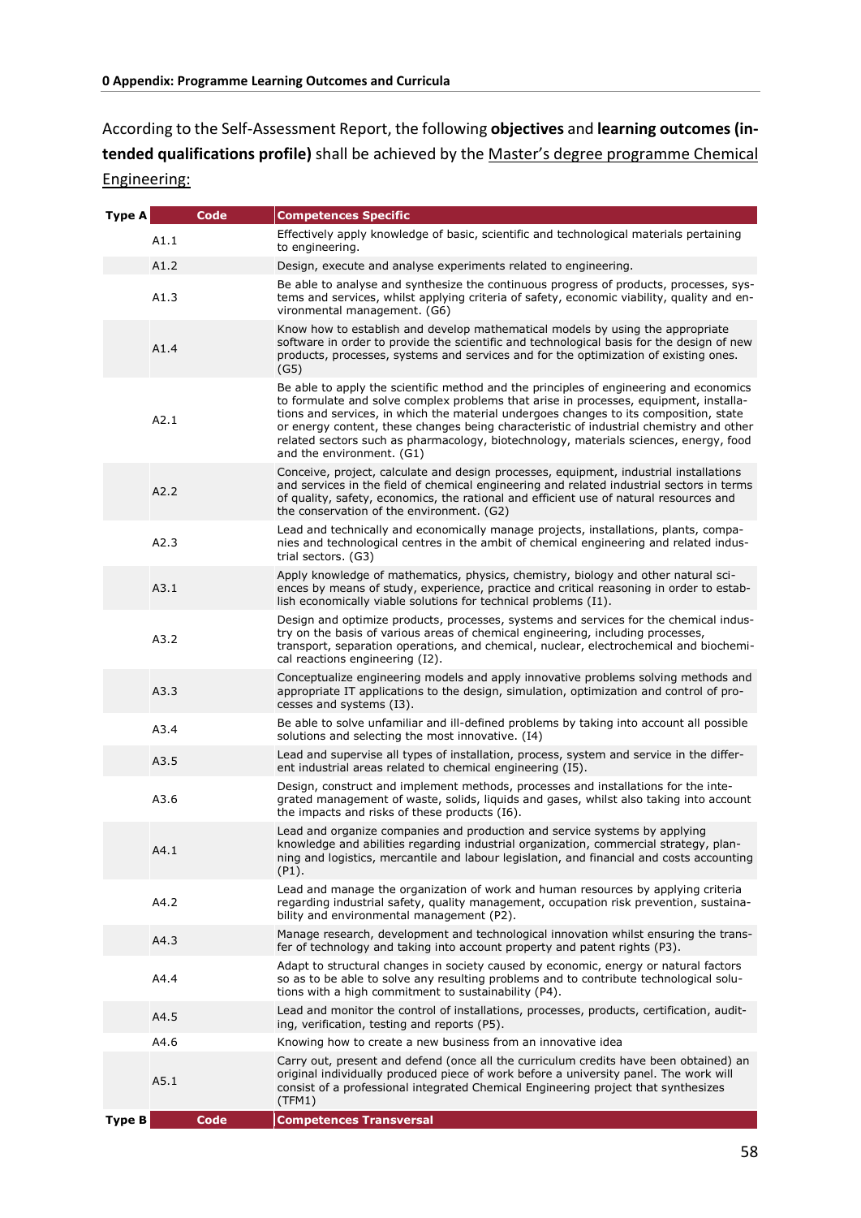**0 Appendix: Programme Learning Outcomes and Curricula**

According to the Self-Assessment Report, the following **objectives** and **learning outcomes (intended qualifications profile)** shall be achieved by the Master's degree programme Chemical Engineering:

| Type A | Code | Competences Specific |
|---|---|---|
| | A1.1 | Effectively apply knowledge of basic, scientific and technological materials pertaining to engineering. |
| | A1.2 | Design, execute and analyse experiments related to engineering. |
| | A1.3 | Be able to analyse and synthesize the continuous progress of products, processes, systems and services, whilst applying criteria of safety, economic viability, quality and environmental management. (G6) |
| | A1.4 | Know how to establish and develop mathematical models by using the appropriate software in order to provide the scientific and technological basis for the design of new products, processes, systems and services and for the optimization of existing ones. (G5) |
| | A2.1 | Be able to apply the scientific method and the principles of engineering and economics to formulate and solve complex problems that arise in processes, equipment, installations and services, in which the material undergoes changes to its composition, state or energy content, these changes being characteristic of industrial chemistry and other related sectors such as pharmacology, biotechnology, materials sciences, energy, food and the environment. (G1) |
| | A2.2 | Conceive, project, calculate and design processes, equipment, industrial installations and services in the field of chemical engineering and related industrial sectors in terms of quality, safety, economics, the rational and efficient use of natural resources and the conservation of the environment. (G2) |
| | A2.3 | Lead and technically and economically manage projects, installations, plants, companies and technological centres in the ambit of chemical engineering and related industrial sectors. (G3) |
| | A3.1 | Apply knowledge of mathematics, physics, chemistry, biology and other natural sciences by means of study, experience, practice and critical reasoning in order to establish economically viable solutions for technical problems (I1). |
| | A3.2 | Design and optimize products, processes, systems and services for the chemical industry on the basis of various areas of chemical engineering, including processes, transport, separation operations, and chemical, nuclear, electrochemical and biochemical reactions engineering (I2). |
| | A3.3 | Conceptualize engineering models and apply innovative problems solving methods and appropriate IT applications to the design, simulation, optimization and control of processes and systems (I3). |
| | A3.4 | Be able to solve unfamiliar and ill-defined problems by taking into account all possible solutions and selecting the most innovative. (I4) |
| | A3.5 | Lead and supervise all types of installation, process, system and service in the different industrial areas related to chemical engineering (I5). |
| | A3.6 | Design, construct and implement methods, processes and installations for the integrated management of waste, solids, liquids and gases, whilst also taking into account the impacts and risks of these products (I6). |
| | A4.1 | Lead and organize companies and production and service systems by applying knowledge and abilities regarding industrial organization, commercial strategy, planning and logistics, mercantile and labour legislation, and financial and costs accounting (P1). |
| | A4.2 | Lead and manage the organization of work and human resources by applying criteria regarding industrial safety, quality management, occupation risk prevention, sustainability and environmental management (P2). |
| | A4.3 | Manage research, development and technological innovation whilst ensuring the transfer of technology and taking into account property and patent rights (P3). |
| | A4.4 | Adapt to structural changes in society caused by economic, energy or natural factors so as to be able to solve any resulting problems and to contribute technological solutions with a high commitment to sustainability (P4). |
| | A4.5 | Lead and monitor the control of installations, processes, products, certification, auditing, verification, testing and reports (P5). |
| | A4.6 | Knowing how to create a new business from an innovative idea |
| | A5.1 | Carry out, present and defend (once all the curriculum credits have been obtained) an original individually produced piece of work before a university panel. The work will consist of a professional integrated Chemical Engineering project that synthesizes (TFM1) |
| **Type B** | **Code** | **Competences Transversal** |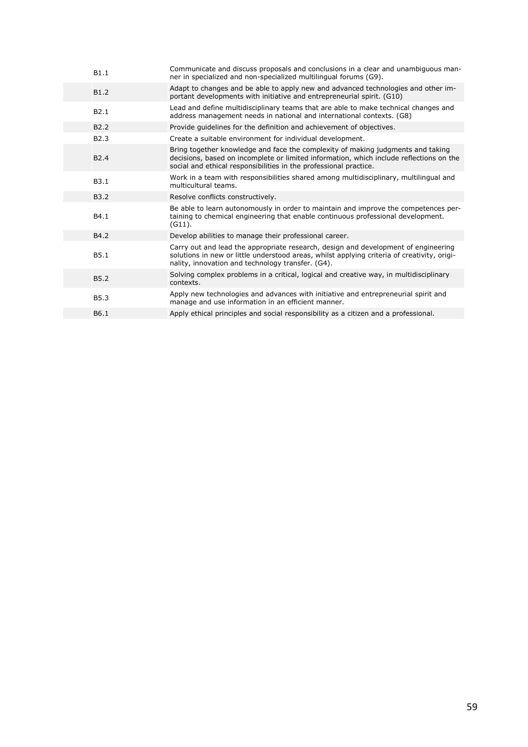| | |
|---|---|
| B1.1 | Communicate and discuss proposals and conclusions in a clear and unambiguous manner in specialized and non-specialized multilingual forums (G9). |
| B1.2 | Adapt to changes and be able to apply new and advanced technologies and other important developments with initiative and entrepreneurial spirit. (G10) |
| B2.1 | Lead and define multidisciplinary teams that are able to make technical changes and address management needs in national and international contexts. (G8) |
| B2.2 | Provide guidelines for the definition and achievement of objectives. |
| B2.3 | Create a suitable environment for individual development. |
| B2.4 | Bring together knowledge and face the complexity of making judgments and taking decisions, based on incomplete or limited information, which include reflections on the social and ethical responsibilities in the professional practice. |
| B3.1 | Work in a team with responsibilities shared among multidisciplinary, multilingual and multicultural teams. |
| B3.2 | Resolve conflicts constructively. |
| B4.1 | Be able to learn autonomously in order to maintain and improve the competences pertaining to chemical engineering that enable continuous professional development. (G11). |
| B4.2 | Develop abilities to manage their professional career. |
| B5.1 | Carry out and lead the appropriate research, design and development of engineering solutions in new or little understood areas, whilst applying criteria of creativity, originality, innovation and technology transfer. (G4). |
| B5.2 | Solving complex problems in a critical, logical and creative way, in multidisciplinary contexts. |
| B5.3 | Apply new technologies and advances with initiative and entrepreneurial spirit and manage and use information in an efficient manner. |
| B6.1 | Apply ethical principles and social responsibility as a citizen and a professional. |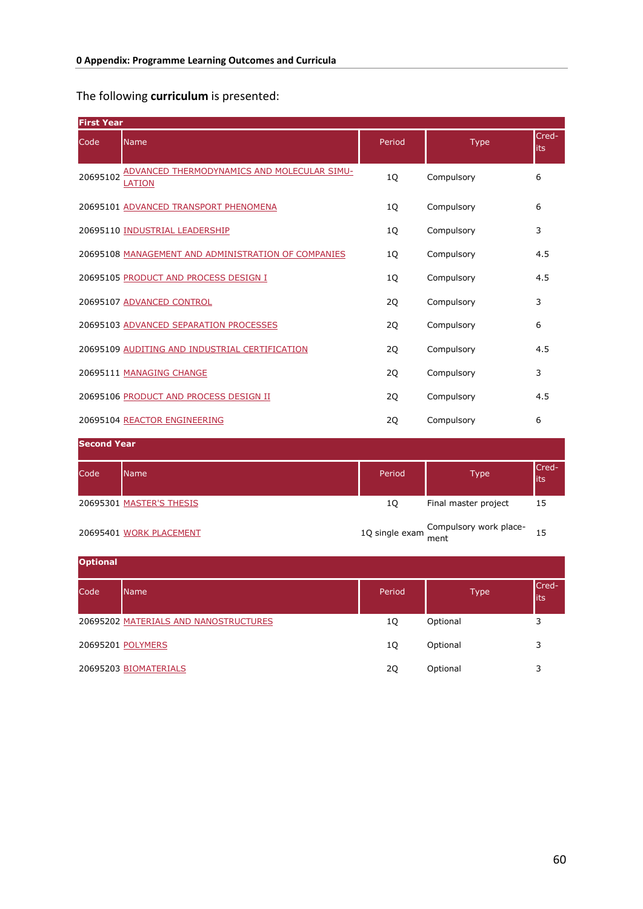The following **curriculum** is presented:

| First Year | | | | |
|---|---|---|---|---|
| Code | Name | Period | Type | Cred­its |
| 20695102 | ADVANCED THERMODYNAMICS AND MOLECULAR SIMULATION | 1Q | Compulsory | 6 |
| 20695101 | ADVANCED TRANSPORT PHENOMENA | 1Q | Compulsory | 6 |
| 20695110 | INDUSTRIAL LEADERSHIP | 1Q | Compulsory | 3 |
| 20695108 | MANAGEMENT AND ADMINISTRATION OF COMPANIES | 1Q | Compulsory | 4.5 |
| 20695105 | PRODUCT AND PROCESS DESIGN I | 1Q | Compulsory | 4.5 |
| 20695107 | ADVANCED CONTROL | 2Q | Compulsory | 3 |
| 20695103 | ADVANCED SEPARATION PROCESSES | 2Q | Compulsory | 6 |
| 20695109 | AUDITING AND INDUSTRIAL CERTIFICATION | 2Q | Compulsory | 4.5 |
| 20695111 | MANAGING CHANGE | 2Q | Compulsory | 3 |
| 20695106 | PRODUCT AND PROCESS DESIGN II | 2Q | Compulsory | 4.5 |
| 20695104 | REACTOR ENGINEERING | 2Q | Compulsory | 6 |

| Second Year | | | | |
|---|---|---|---|---|
| Code | Name | Period | Type | Cred­its |
| 20695301 | MASTER'S THESIS | 1Q | Final master project | 15 |
| 20695401 | WORK PLACEMENT | 1Q single exam | Compulsory work placement | 15 |

| Optional | | | | |
|---|---|---|---|---|
| Code | Name | Period | Type | Cred­its |
| 20695202 | MATERIALS AND NANOSTRUCTURES | 1Q | Optional | 3 |
| 20695201 | POLYMERS | 1Q | Optional | 3 |
| 20695203 | BIOMATERIALS | 2Q | Optional | 3 |